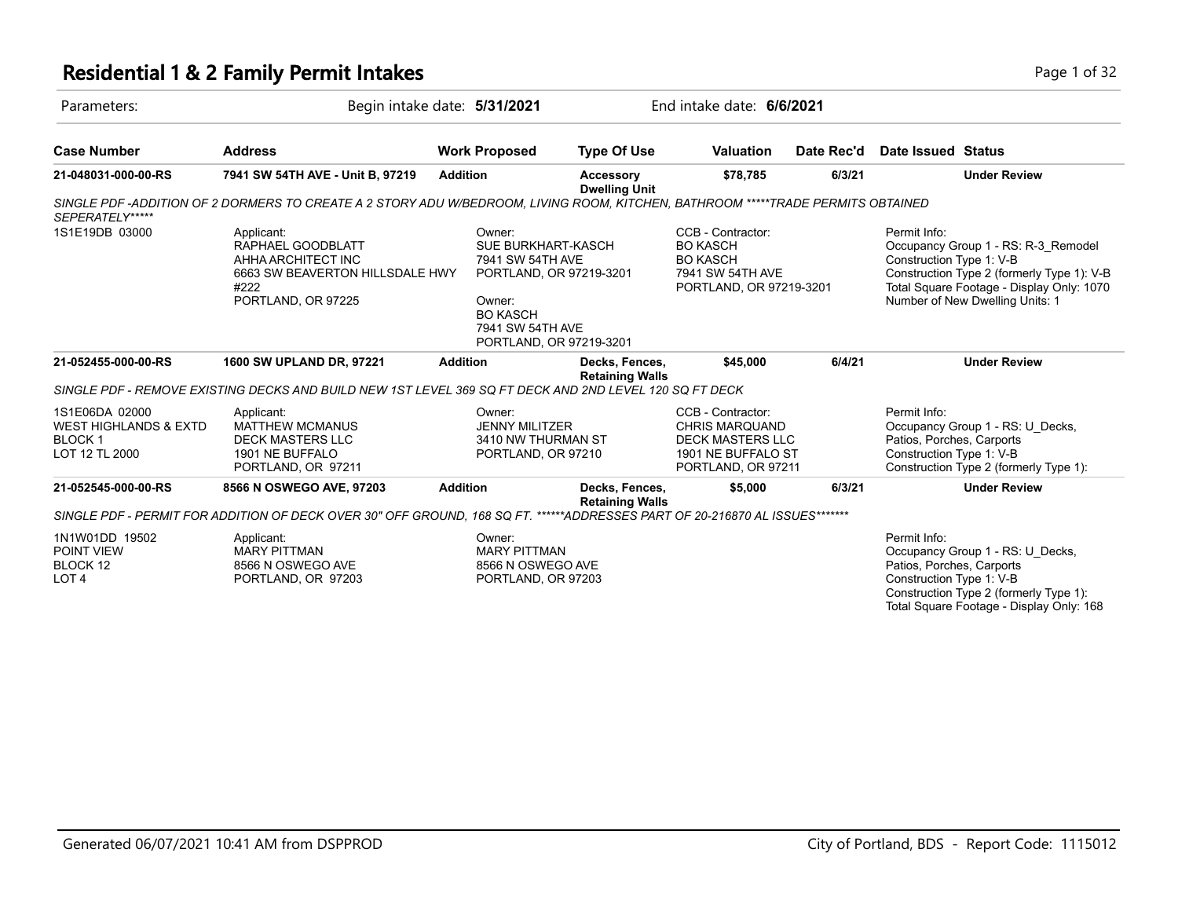# Residential 1 & 2 Family Permit Intakes

Parameters: Begin intake date: **5/31/2021** End intake date: **6/6/2021**

| Case Number | Address | Work Proposed | Type Of Use | Valuation | Date Rec'd | Date Issued | Status |
|---|---|---|---|---|---|---|---|
| **21-048031-000-00-RS** | **7941 SW 54TH AVE - Unit B, 97219** | **Addition** | **Accessory Dwelling Unit** | **$78,785** | **6/3/21** | | **Under Review** |

*SINGLE PDF -ADDITION OF 2 DORMERS TO CREATE A 2 STORY ADU W/BEDROOM, LIVING ROOM, KITCHEN, BATHROOM *****TRADE PERMITS OBTAINED SEPERATELY******

1S1E19DB 03000

Applicant:
RAPHAEL GOODBLATT
AHHA ARCHITECT INC
6663 SW BEAVERTON HILLSDALE HWY #222
PORTLAND, OR 97225

Owner:
SUE BURKHART-KASCH
7941 SW 54TH AVE
PORTLAND, OR 97219-3201

Owner:
BO KASCH
7941 SW 54TH AVE
PORTLAND, OR 97219-3201

CCB - Contractor:
BO KASCH
BO KASCH
7941 SW 54TH AVE
PORTLAND, OR 97219-3201

Permit Info:
Occupancy Group 1 - RS: R-3_Remodel
Construction Type 1: V-B
Construction Type 2 (formerly Type 1): V-B
Total Square Footage - Display Only: 1070
Number of New Dwelling Units: 1

| Case Number | Address | Work Proposed | Type Of Use | Valuation | Date Rec'd | Date Issued | Status |
|---|---|---|---|---|---|---|---|
| **21-052455-000-00-RS** | **1600 SW UPLAND DR, 97221** | **Addition** | **Decks, Fences, Retaining Walls** | **$45,000** | **6/4/21** | | **Under Review** |

*SINGLE PDF - REMOVE EXISTING DECKS AND BUILD NEW 1ST LEVEL 369 SQ FT DECK AND 2ND LEVEL 120 SQ FT DECK*

1S1E06DA 02000
WEST HIGHLANDS & EXTD
BLOCK 1
LOT 12 TL 2000

Applicant:
MATTHEW MCMANUS
DECK MASTERS LLC
1901 NE BUFFALO
PORTLAND, OR 97211

Owner:
JENNY MILITZER
3410 NW THURMAN ST
PORTLAND, OR 97210

CCB - Contractor:
CHRIS MARQUAND
DECK MASTERS LLC
1901 NE BUFFALO ST
PORTLAND, OR 97211

Permit Info:
Occupancy Group 1 - RS: U_Decks, Patios, Porches, Carports
Construction Type 1: V-B
Construction Type 2 (formerly Type 1):

| Case Number | Address | Work Proposed | Type Of Use | Valuation | Date Rec'd | Date Issued | Status |
|---|---|---|---|---|---|---|---|
| **21-052545-000-00-RS** | **8566 N OSWEGO AVE, 97203** | **Addition** | **Decks, Fences, Retaining Walls** | **$5,000** | **6/3/21** | | **Under Review** |

*SINGLE PDF - PERMIT FOR ADDITION OF DECK OVER 30" OFF GROUND, 168 SQ FT. ******ADDRESSES PART OF 20-216870 AL ISSUES*******

1N1W01DD 19502
POINT VIEW
BLOCK 12
LOT 4

Applicant:
MARY PITTMAN
8566 N OSWEGO AVE
PORTLAND, OR 97203

Owner:
MARY PITTMAN
8566 N OSWEGO AVE
PORTLAND, OR 97203

Permit Info:
Occupancy Group 1 - RS: U_Decks, Patios, Porches, Carports
Construction Type 1: V-B
Construction Type 2 (formerly Type 1):
Total Square Footage - Display Only: 168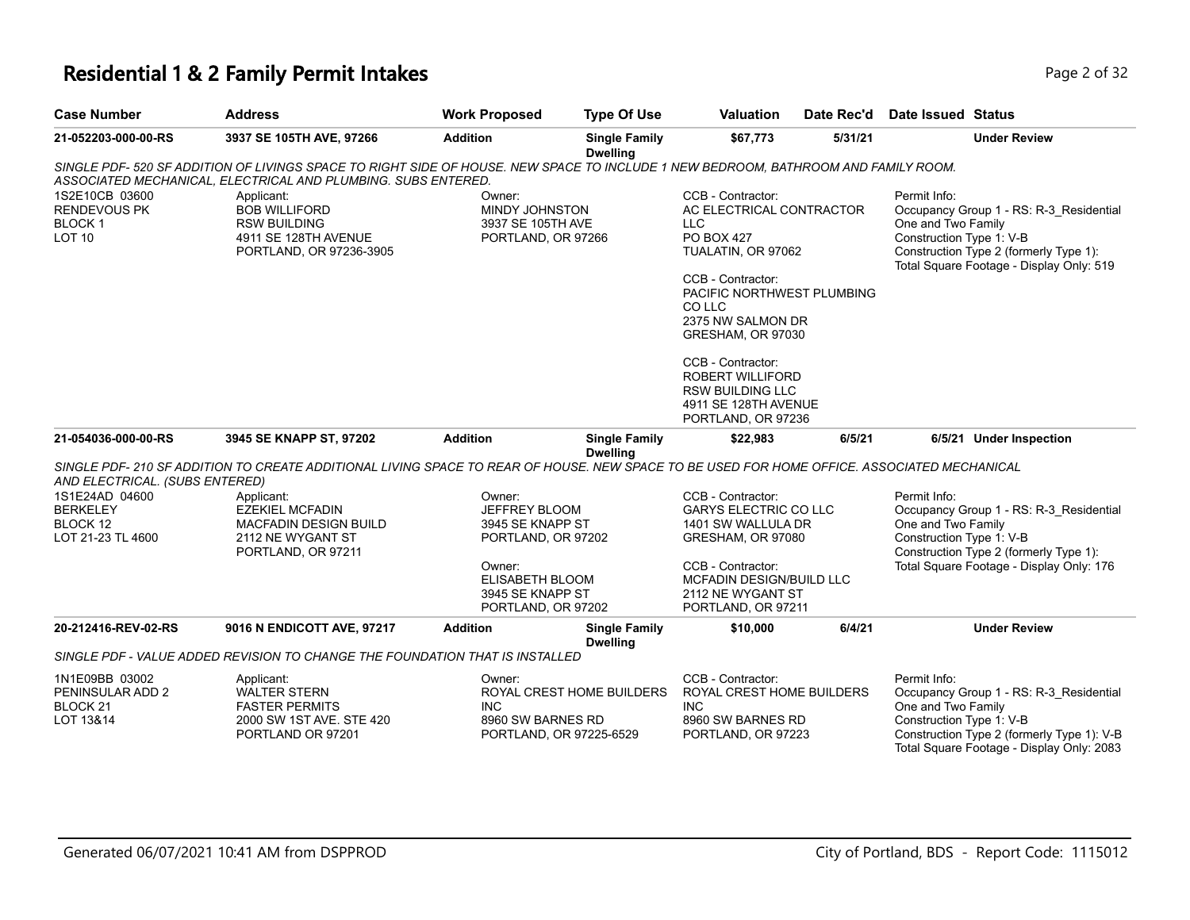# Residential 1 & 2 Family Permit Intakes

| Case Number | Address | Work Proposed | Type Of Use | Valuation | Date Rec'd | Date Issued | Status |
|---|---|---|---|---|---|---|---|
| 21-052203-000-00-RS | 3937 SE 105TH AVE, 97266 | Addition | Single Family Dwelling | $67,773 | 5/31/21 | | Under Review |

SINGLE PDF- 520 SF ADDITION OF LIVINGS SPACE TO RIGHT SIDE OF HOUSE. NEW SPACE TO INCLUDE 1 NEW BEDROOM, BATHROOM AND FAMILY ROOM. ASSOCIATED MECHANICAL, ELECTRICAL AND PLUMBING. SUBS ENTERED.

1S2E10CB 03600
RENDEVOUS PK
BLOCK 1
LOT 10

Applicant:
BOB WILLIFORD
RSW BUILDING
4911 SE 128TH AVENUE
PORTLAND, OR 97236-3905

Owner:
MINDY JOHNSTON
3937 SE 105TH AVE
PORTLAND, OR 97266

CCB - Contractor:
AC ELECTRICAL CONTRACTOR LLC
PO BOX 427
TUALATIN, OR 97062

CCB - Contractor:
PACIFIC NORTHWEST PLUMBING CO LLC
2375 NW SALMON DR
GRESHAM, OR 97030

CCB - Contractor:
ROBERT WILLIFORD
RSW BUILDING LLC
4911 SE 128TH AVENUE
PORTLAND, OR 97236

Permit Info:
Occupancy Group 1 - RS: R-3_Residential One and Two Family
Construction Type 1: V-B
Construction Type 2 (formerly Type 1):
Total Square Footage - Display Only: 519

| Case Number | Address | Work Proposed | Type Of Use | Valuation | Date Rec'd | Date Issued | Status |
|---|---|---|---|---|---|---|---|
| 21-054036-000-00-RS | 3945 SE KNAPP ST, 97202 | Addition | Single Family Dwelling | $22,983 | 6/5/21 | 6/5/21 | Under Inspection |

SINGLE PDF- 210 SF ADDITION TO CREATE ADDITIONAL LIVING SPACE TO REAR OF HOUSE. NEW SPACE TO BE USED FOR HOME OFFICE. ASSOCIATED MECHANICAL AND ELECTRICAL. (SUBS ENTERED)

1S1E24AD 04600
BERKELEY
BLOCK 12
LOT 21-23 TL 4600

Applicant:
EZEKIEL MCFADIN
MACFADIN DESIGN BUILD
2112 NE WYGANT ST
PORTLAND, OR 97211

Owner:
JEFFREY BLOOM
3945 SE KNAPP ST
PORTLAND, OR 97202

Owner:
ELISABETH BLOOM
3945 SE KNAPP ST
PORTLAND, OR 97202

CCB - Contractor:
GARYS ELECTRIC CO LLC
1401 SW WALLULA DR
GRESHAM, OR 97080

CCB - Contractor:
MCFADIN DESIGN/BUILD LLC
2112 NE WYGANT ST
PORTLAND, OR 97211

Permit Info:
Occupancy Group 1 - RS: R-3_Residential One and Two Family
Construction Type 1: V-B
Construction Type 2 (formerly Type 1):
Total Square Footage - Display Only: 176

| Case Number | Address | Work Proposed | Type Of Use | Valuation | Date Rec'd | Date Issued | Status |
|---|---|---|---|---|---|---|---|
| 20-212416-REV-02-RS | 9016 N ENDICOTT AVE, 97217 | Addition | Single Family Dwelling | $10,000 | 6/4/21 | | Under Review |

SINGLE PDF - VALUE ADDED REVISION TO CHANGE THE FOUNDATION THAT IS INSTALLED

1N1E09BB 03002
PENINSULAR ADD 2
BLOCK 21
LOT 13&14

Applicant:
WALTER STERN
FASTER PERMITS
2000 SW 1ST AVE. STE 420
PORTLAND OR 97201

Owner:
ROYAL CREST HOME BUILDERS INC
8960 SW BARNES RD
PORTLAND, OR 97225-6529

CCB - Contractor:
ROYAL CREST HOME BUILDERS INC
8960 SW BARNES RD
PORTLAND, OR 97223

Permit Info:
Occupancy Group 1 - RS: R-3_Residential One and Two Family
Construction Type 1: V-B
Construction Type 2 (formerly Type 1): V-B
Total Square Footage - Display Only: 2083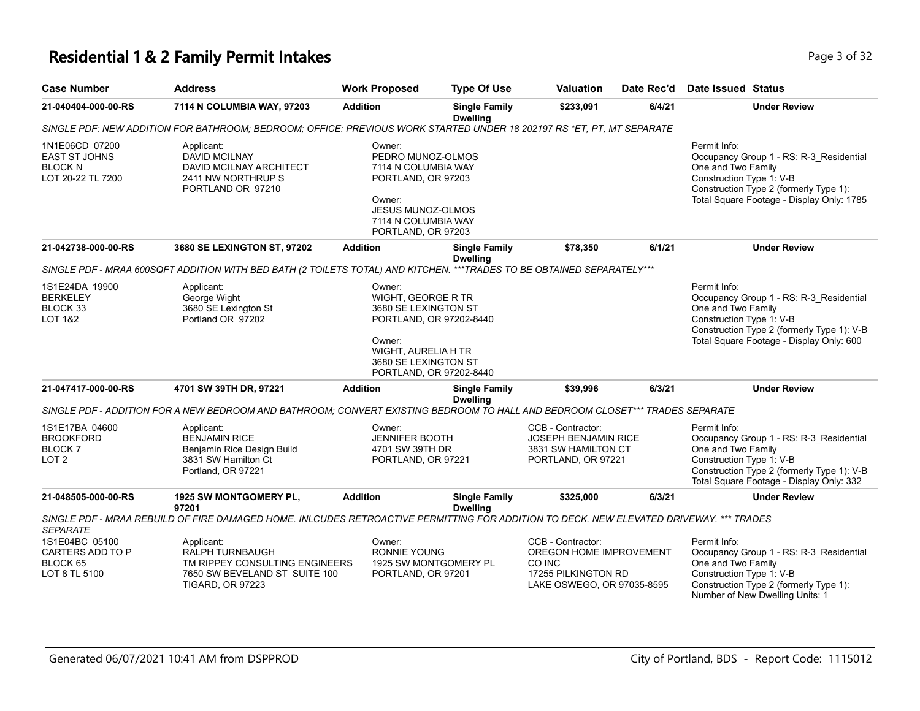# Residential 1 & 2 Family Permit Intakes

| Case Number | Address | Work Proposed | Type Of Use | Valuation | Date Rec'd | Date Issued | Status |
|---|---|---|---|---|---|---|---|
| 21-040404-000-00-RS | 7114 N COLUMBIA WAY, 97203 | Addition | Single Family Dwelling | $233,091 | 6/4/21 | | Under Review |

SINGLE PDF: NEW ADDITION FOR BATHROOM; BEDROOM; OFFICE: PREVIOUS WORK STARTED UNDER 18 202197 RS *ET, PT, MT SEPARATE

1N1E06CD 07200
EAST ST JOHNS
BLOCK N
LOT 20-22 TL 7200

Applicant:
DAVID MCILNAY
DAVID MCILNAY ARCHITECT
2411 NW NORTHRUP S
PORTLAND OR 97210

Owner:
PEDRO MUNOZ-OLMOS
7114 N COLUMBIA WAY
PORTLAND, OR 97203

Owner:
JESUS MUNOZ-OLMOS
7114 N COLUMBIA WAY
PORTLAND, OR 97203

Permit Info:
Occupancy Group 1 - RS: R-3_Residential One and Two Family
Construction Type 1: V-B
Construction Type 2 (formerly Type 1):
Total Square Footage - Display Only: 1785

| Case Number | Address | Work Proposed | Type Of Use | Valuation | Date Rec'd | Date Issued | Status |
|---|---|---|---|---|---|---|---|
| 21-042738-000-00-RS | 3680 SE LEXINGTON ST, 97202 | Addition | Single Family Dwelling | $78,350 | 6/1/21 | | Under Review |

SINGLE PDF - MRAA 600SQFT ADDITION WITH BED BATH (2 TOILETS TOTAL) AND KITCHEN. ***TRADES TO BE OBTAINED SEPARATELY***

1S1E24DA 19900
BERKELEY
BLOCK 33
LOT 1&2

Applicant:
George Wight
3680 SE Lexington St
Portland OR 97202

Owner:
WIGHT, GEORGE R TR
3680 SE LEXINGTON ST
PORTLAND, OR 97202-8440

Owner:
WIGHT, AURELIA H TR
3680 SE LEXINGTON ST
PORTLAND, OR 97202-8440

Permit Info:
Occupancy Group 1 - RS: R-3_Residential One and Two Family
Construction Type 1: V-B
Construction Type 2 (formerly Type 1): V-B
Total Square Footage - Display Only: 600

| Case Number | Address | Work Proposed | Type Of Use | Valuation | Date Rec'd | Date Issued | Status |
|---|---|---|---|---|---|---|---|
| 21-047417-000-00-RS | 4701 SW 39TH DR, 97221 | Addition | Single Family Dwelling | $39,996 | 6/3/21 | | Under Review |

SINGLE PDF - ADDITION FOR A NEW BEDROOM AND BATHROOM; CONVERT EXISTING BEDROOM TO HALL AND BEDROOM CLOSET*** TRADES SEPARATE

1S1E17BA 04600
BROOKFORD
BLOCK 7
LOT 2

Applicant:
BENJAMIN RICE
Benjamin Rice Design Build
3831 SW Hamilton Ct
Portland, OR 97221

Owner:
JENNIFER BOOTH
4701 SW 39TH DR
PORTLAND, OR 97221

CCB - Contractor:
JOSEPH BENJAMIN RICE
3831 SW HAMILTON CT
PORTLAND, OR 97221

Permit Info:
Occupancy Group 1 - RS: R-3_Residential One and Two Family
Construction Type 1: V-B
Construction Type 2 (formerly Type 1): V-B
Total Square Footage - Display Only: 332

| Case Number | Address | Work Proposed | Type Of Use | Valuation | Date Rec'd | Date Issued | Status |
|---|---|---|---|---|---|---|---|
| 21-048505-000-00-RS | 1925 SW MONTGOMERY PL, 97201 | Addition | Single Family Dwelling | $325,000 | 6/3/21 | | Under Review |

SINGLE PDF - MRAA REBUILD OF FIRE DAMAGED HOME. INLCUDES RETROACTIVE PERMITTING FOR ADDITION TO DECK. NEW ELEVATED DRIVEWAY. *** TRADES SEPARATE

1S1E04BC 05100
CARTERS ADD TO P
BLOCK 65
LOT 8 TL 5100

Applicant:
RALPH TURNBAUGH
TM RIPPEY CONSULTING ENGINEERS
7650 SW BEVELAND ST SUITE 100
TIGARD, OR 97223

Owner:
RONNIE YOUNG
1925 SW MONTGOMERY PL
PORTLAND, OR 97201

CCB - Contractor:
OREGON HOME IMPROVEMENT CO INC
17255 PILKINGTON RD
LAKE OSWEGO, OR 97035-8595

Permit Info:
Occupancy Group 1 - RS: R-3_Residential One and Two Family
Construction Type 1: V-B
Construction Type 2 (formerly Type 1):
Number of New Dwelling Units: 1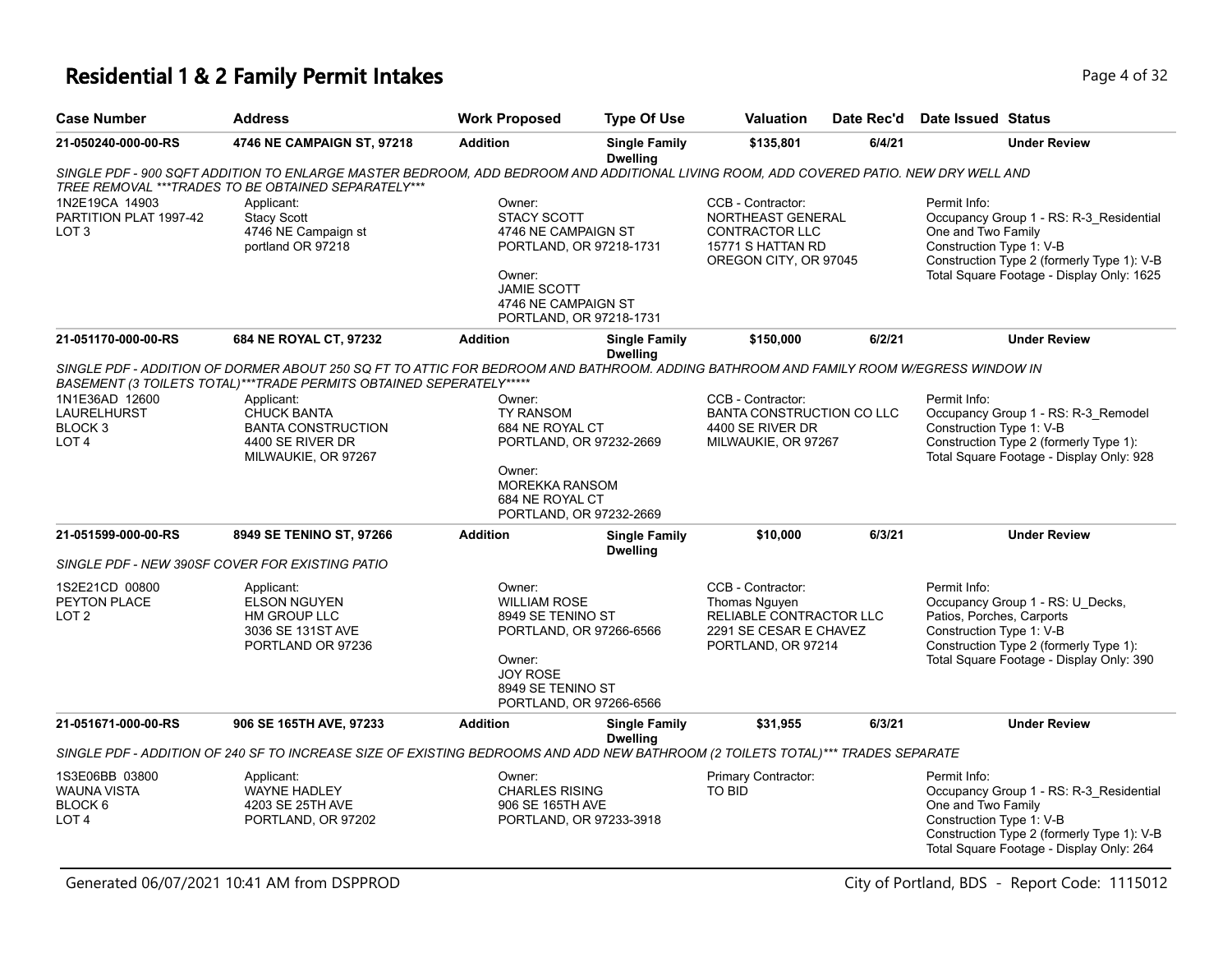# Residential 1 & 2 Family Permit Intakes

| Case Number | Address | Work Proposed | Type Of Use | Valuation | Date Rec'd | Date Issued | Status |
|---|---|---|---|---|---|---|---|
| 21-050240-000-00-RS | 4746 NE CAMPAIGN ST, 97218 | Addition | Single Family Dwelling | $135,801 | 6/4/21 | | Under Review |

*SINGLE PDF - 900 SQFT ADDITION TO ENLARGE MASTER BEDROOM, ADD BEDROOM AND ADDITIONAL LIVING ROOM, ADD COVERED PATIO. NEW DRY WELL AND TREE REMOVAL ***TRADES TO BE OBTAINED SEPARATELY****

1N2E19CA 14903
PARTITION PLAT 1997-42
LOT 3

Applicant:
Stacy Scott
4746 NE Campaign st
portland OR 97218

Owner:
STACY SCOTT
4746 NE CAMPAIGN ST
PORTLAND, OR 97218-1731

Owner:
JAMIE SCOTT
4746 NE CAMPAIGN ST
PORTLAND, OR 97218-1731

CCB - Contractor:
NORTHEAST GENERAL CONTRACTOR LLC
15771 S HATTAN RD
OREGON CITY, OR 97045

Permit Info:
Occupancy Group 1 - RS: R-3_Residential One and Two Family
Construction Type 1: V-B
Construction Type 2 (formerly Type 1): V-B
Total Square Footage - Display Only: 1625

| Case Number | Address | Work Proposed | Type Of Use | Valuation | Date Rec'd | Date Issued | Status |
|---|---|---|---|---|---|---|---|
| 21-051170-000-00-RS | 684 NE ROYAL CT, 97232 | Addition | Single Family Dwelling | $150,000 | 6/2/21 | | Under Review |

*SINGLE PDF - ADDITION OF DORMER ABOUT 250 SQ FT TO ATTIC FOR BEDROOM AND BATHROOM. ADDING BATHROOM AND FAMILY ROOM W/EGRESS WINDOW IN BASEMENT (3 TOILETS TOTAL)***TRADE PERMITS OBTAINED SEPERATELY******

1N1E36AD 12600
LAURELHURST
BLOCK 3
LOT 4

Applicant:
CHUCK BANTA
BANTA CONSTRUCTION
4400 SE RIVER DR
MILWAUKIE, OR 97267

Owner:
TY RANSOM
684 NE ROYAL CT
PORTLAND, OR 97232-2669

Owner:
MOREKKA RANSOM
684 NE ROYAL CT
PORTLAND, OR 97232-2669

CCB - Contractor:
BANTA CONSTRUCTION CO LLC
4400 SE RIVER DR
MILWAUKIE, OR 97267

Permit Info:
Occupancy Group 1 - RS: R-3_Remodel
Construction Type 1: V-B
Construction Type 2 (formerly Type 1):
Total Square Footage - Display Only: 928

| Case Number | Address | Work Proposed | Type Of Use | Valuation | Date Rec'd | Date Issued | Status |
|---|---|---|---|---|---|---|---|
| 21-051599-000-00-RS | 8949 SE TENINO ST, 97266 | Addition | Single Family Dwelling | $10,000 | 6/3/21 | | Under Review |

*SINGLE PDF - NEW 390SF COVER FOR EXISTING PATIO*

1S2E21CD 00800
PEYTON PLACE
LOT 2

Applicant:
ELSON NGUYEN
HM GROUP LLC
3036 SE 131ST AVE
PORTLAND OR 97236

Owner:
WILLIAM ROSE
8949 SE TENINO ST
PORTLAND, OR 97266-6566

Owner:
JOY ROSE
8949 SE TENINO ST
PORTLAND, OR 97266-6566

CCB - Contractor:
Thomas Nguyen
RELIABLE CONTRACTOR LLC
2291 SE CESAR E CHAVEZ
PORTLAND, OR 97214

Permit Info:
Occupancy Group 1 - RS: U_Decks, Patios, Porches, Carports
Construction Type 1: V-B
Construction Type 2 (formerly Type 1):
Total Square Footage - Display Only: 390

| Case Number | Address | Work Proposed | Type Of Use | Valuation | Date Rec'd | Date Issued | Status |
|---|---|---|---|---|---|---|---|
| 21-051671-000-00-RS | 906 SE 165TH AVE, 97233 | Addition | Single Family Dwelling | $31,955 | 6/3/21 | | Under Review |

*SINGLE PDF - ADDITION OF 240 SF TO INCREASE SIZE OF EXISTING BEDROOMS AND ADD NEW BATHROOM (2 TOILETS TOTAL)*** TRADES SEPARATE*

1S3E06BB 03800
WAUNA VISTA
BLOCK 6
LOT 4

Applicant:
WAYNE HADLEY
4203 SE 25TH AVE
PORTLAND, OR 97202

Owner:
CHARLES RISING
906 SE 165TH AVE
PORTLAND, OR 97233-3918

Primary Contractor:
TO BID

Permit Info:
Occupancy Group 1 - RS: R-3_Residential One and Two Family
Construction Type 1: V-B
Construction Type 2 (formerly Type 1): V-B
Total Square Footage - Display Only: 264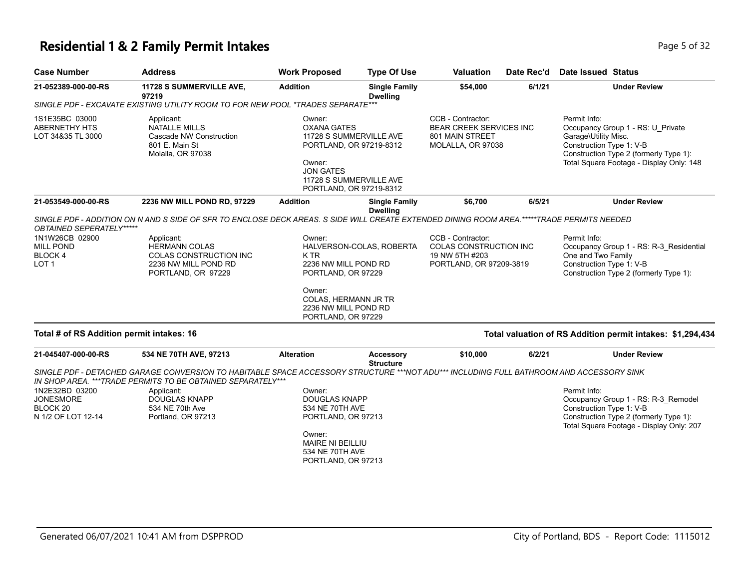# Residential 1 & 2 Family Permit Intakes

| Case Number | Address | Work Proposed | Type Of Use | Valuation | Date Rec'd | Date Issued | Status |
|---|---|---|---|---|---|---|---|
| 21-052389-000-00-RS | 11728 S SUMMERVILLE AVE, 97219 | Addition | Single Family Dwelling | $54,000 | 6/1/21 | | Under Review |

*SINGLE PDF - EXCAVATE EXISTING UTILITY ROOM TO FOR NEW POOL *TRADES SEPARATE****

1S1E35BC 03000
ABERNETHY HTS
LOT 34&35 TL 3000

Applicant:
NATALLE MILLS
Cascade NW Construction
801 E. Main St
Molalla, OR 97038

Owner:
OXANA GATES
11728 S SUMMERVILLE AVE
PORTLAND, OR 97219-8312

Owner:
JON GATES
11728 S SUMMERVILLE AVE
PORTLAND, OR 97219-8312

CCB - Contractor:
BEAR CREEK SERVICES INC
801 MAIN STREET
MOLALLA, OR 97038

Permit Info:
Occupancy Group 1 - RS: U_Private Garage\Utility Misc.
Construction Type 1: V-B
Construction Type 2 (formerly Type 1):
Total Square Footage - Display Only: 148

| Case Number | Address | Work Proposed | Type Of Use | Valuation | Date Rec'd | Date Issued | Status |
|---|---|---|---|---|---|---|---|
| 21-053549-000-00-RS | 2236 NW MILL POND RD, 97229 | Addition | Single Family Dwelling | $6,700 | 6/5/21 | | Under Review |

*SINGLE PDF - ADDITION ON N AND S SIDE OF SFR TO ENCLOSE DECK AREAS. S SIDE WILL CREATE EXTENDED DINING ROOM AREA.*****TRADE PERMITS NEEDED OBTAINED SEPERATELY******

1N1W26CB 02900
MILL POND
BLOCK 4
LOT 1

Applicant:
HERMANN COLAS
COLAS CONSTRUCTION INC
2236 NW MILL POND RD
PORTLAND, OR 97229

Owner:
HALVERSON-COLAS, ROBERTA K TR
2236 NW MILL POND RD
PORTLAND, OR 97229

Owner:
COLAS, HERMANN JR TR
2236 NW MILL POND RD
PORTLAND, OR 97229

CCB - Contractor:
COLAS CONSTRUCTION INC
19 NW 5TH #203
PORTLAND, OR 97209-3819

Permit Info:
Occupancy Group 1 - RS: R-3_Residential One and Two Family
Construction Type 1: V-B
Construction Type 2 (formerly Type 1):

**Total # of RS Addition permit intakes: 16**

**Total valuation of RS Addition permit intakes: $1,294,434**

| Case Number | Address | Work Proposed | Type Of Use | Valuation | Date Rec'd | Date Issued | Status |
|---|---|---|---|---|---|---|---|
| 21-045407-000-00-RS | 534 NE 70TH AVE, 97213 | Alteration | Accessory Structure | $10,000 | 6/2/21 | | Under Review |

*SINGLE PDF - DETACHED GARAGE CONVERSION TO HABITABLE SPACE ACCESSORY STRUCTURE ***NOT ADU*** INCLUDING FULL BATHROOM AND ACCESSORY SINK IN SHOP AREA. ***TRADE PERMITS TO BE OBTAINED SEPARATELY****

1N2E32BD 03200
JONESMORE
BLOCK 20
N 1/2 OF LOT 12-14

Applicant:
DOUGLAS KNAPP
534 NE 70th Ave
Portland, OR 97213

Owner:
DOUGLAS KNAPP
534 NE 70TH AVE
PORTLAND, OR 97213

Owner:
MAIRE NI BEILLIU
534 NE 70TH AVE
PORTLAND, OR 97213

Permit Info:
Occupancy Group 1 - RS: R-3_Remodel
Construction Type 1: V-B
Construction Type 2 (formerly Type 1):
Total Square Footage - Display Only: 207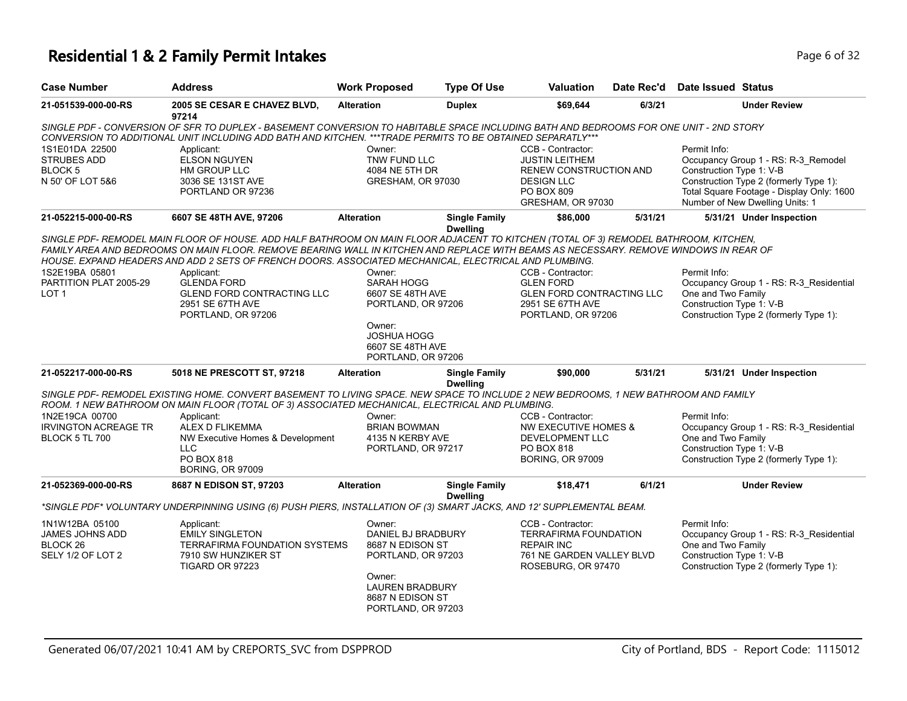# Residential 1 & 2 Family Permit Intakes

| Case Number | Address | Work Proposed | Type Of Use | Valuation | Date Rec'd | Date Issued | Status |
|---|---|---|---|---|---|---|---|
| 21-051539-000-00-RS | 2005 SE CESAR E CHAVEZ BLVD, 97214 | Alteration | Duplex | $69,644 | 6/3/21 | | Under Review |

*SINGLE PDF - CONVERSION OF SFR TO DUPLEX - BASEMENT CONVERSION TO HABITABLE SPACE INCLUDING BATH AND BEDROOMS FOR ONE UNIT - 2ND STORY CONVERSION TO ADDITIONAL UNIT INCLUDING ADD BATH AND KITCHEN. ***TRADE PERMITS TO BE OBTAINED SEPARATLY****

1S1E01DA 22500
STRUBES ADD
BLOCK 5
N 50' OF LOT 5&6

Applicant:
ELSON NGUYEN
HM GROUP LLC
3036 SE 131ST AVE
PORTLAND OR 97236

Owner:
TNW FUND LLC
4084 NE 5TH DR
GRESHAM, OR 97030

CCB - Contractor:
JUSTIN LEITHEM
RENEW CONSTRUCTION AND DESIGN LLC
PO BOX 809
GRESHAM, OR 97030

Permit Info:
Occupancy Group 1 - RS: R-3_Remodel
Construction Type 1: V-B
Construction Type 2 (formerly Type 1):
Total Square Footage - Display Only: 1600
Number of New Dwelling Units: 1

| Case Number | Address | Work Proposed | Type Of Use | Valuation | Date Rec'd | Date Issued | Status |
|---|---|---|---|---|---|---|---|
| 21-052215-000-00-RS | 6607 SE 48TH AVE, 97206 | Alteration | Single Family Dwelling | $86,000 | 5/31/21 | 5/31/21 | Under Inspection |

*SINGLE PDF- REMODEL MAIN FLOOR OF HOUSE. ADD HALF BATHROOM ON MAIN FLOOR ADJACENT TO KITCHEN (TOTAL OF 3) REMODEL BATHROOM, KITCHEN, FAMILY AREA AND BEDROOMS ON MAIN FLOOR. REMOVE BEARING WALL IN KITCHEN AND REPLACE WITH BEAMS AS NECESSARY. REMOVE WINDOWS IN REAR OF HOUSE. EXPAND HEADERS AND ADD 2 SETS OF FRENCH DOORS. ASSOCIATED MECHANICAL, ELECTRICAL AND PLUMBING.*

1S2E19BA 05801
PARTITION PLAT 2005-29
LOT 1

Applicant:
GLENDA FORD
GLEND FORD CONTRACTING LLC
2951 SE 67TH AVE
PORTLAND, OR 97206

Owner:
SARAH HOGG
6607 SE 48TH AVE
PORTLAND, OR 97206

Owner:
JOSHUA HOGG
6607 SE 48TH AVE
PORTLAND, OR 97206

CCB - Contractor:
GLEN FORD
GLEN FORD CONTRACTING LLC
2951 SE 67TH AVE
PORTLAND, OR 97206

Permit Info:
Occupancy Group 1 - RS: R-3_Residential One and Two Family
Construction Type 1: V-B
Construction Type 2 (formerly Type 1):

| Case Number | Address | Work Proposed | Type Of Use | Valuation | Date Rec'd | Date Issued | Status |
|---|---|---|---|---|---|---|---|
| 21-052217-000-00-RS | 5018 NE PRESCOTT ST, 97218 | Alteration | Single Family Dwelling | $90,000 | 5/31/21 | 5/31/21 | Under Inspection |

*SINGLE PDF- REMODEL EXISTING HOME. CONVERT BASEMENT TO LIVING SPACE. NEW SPACE TO INCLUDE 2 NEW BEDROOMS, 1 NEW BATHROOM AND FAMILY ROOM. 1 NEW BATHROOM ON MAIN FLOOR (TOTAL OF 3) ASSOCIATED MECHANICAL, ELECTRICAL AND PLUMBING.*

1N2E19CA 00700
IRVINGTON ACREAGE TR
BLOCK 5 TL 700

Applicant:
ALEX D FLIKEMMA
NW Executive Homes & Development LLC
PO BOX 818
BORING, OR 97009

Owner:
BRIAN BOWMAN
4135 N KERBY AVE
PORTLAND, OR 97217

CCB - Contractor:
NW EXECUTIVE HOMES & DEVELOPMENT LLC
PO BOX 818
BORING, OR 97009

Permit Info:
Occupancy Group 1 - RS: R-3_Residential One and Two Family
Construction Type 1: V-B
Construction Type 2 (formerly Type 1):

| Case Number | Address | Work Proposed | Type Of Use | Valuation | Date Rec'd | Date Issued | Status |
|---|---|---|---|---|---|---|---|
| 21-052369-000-00-RS | 8687 N EDISON ST, 97203 | Alteration | Single Family Dwelling | $18,471 | 6/1/21 | | Under Review |

**SINGLE PDF* VOLUNTARY UNDERPINNING USING (6) PUSH PIERS, INSTALLATION OF (3) SMART JACKS, AND 12' SUPPLEMENTAL BEAM.*

1N1W12BA 05100
JAMES JOHNS ADD
BLOCK 26
SELY 1/2 OF LOT 2

Applicant:
EMILY SINGLETON
TERRAFIRMA FOUNDATION SYSTEMS
7910 SW HUNZIKER ST
TIGARD OR 97223

Owner:
DANIEL BJ BRADBURY
8687 N EDISON ST
PORTLAND, OR 97203

Owner:
LAUREN BRADBURY
8687 N EDISON ST
PORTLAND, OR 97203

CCB - Contractor:
TERRAFIRMA FOUNDATION REPAIR INC
761 NE GARDEN VALLEY BLVD
ROSEBURG, OR 97470

Permit Info:
Occupancy Group 1 - RS: R-3_Residential One and Two Family
Construction Type 1: V-B
Construction Type 2 (formerly Type 1):

Generated 06/07/2021 10:41 AM by CREPORTS_SVC from DSPPROD — City of Portland, BDS - Report Code: 1115012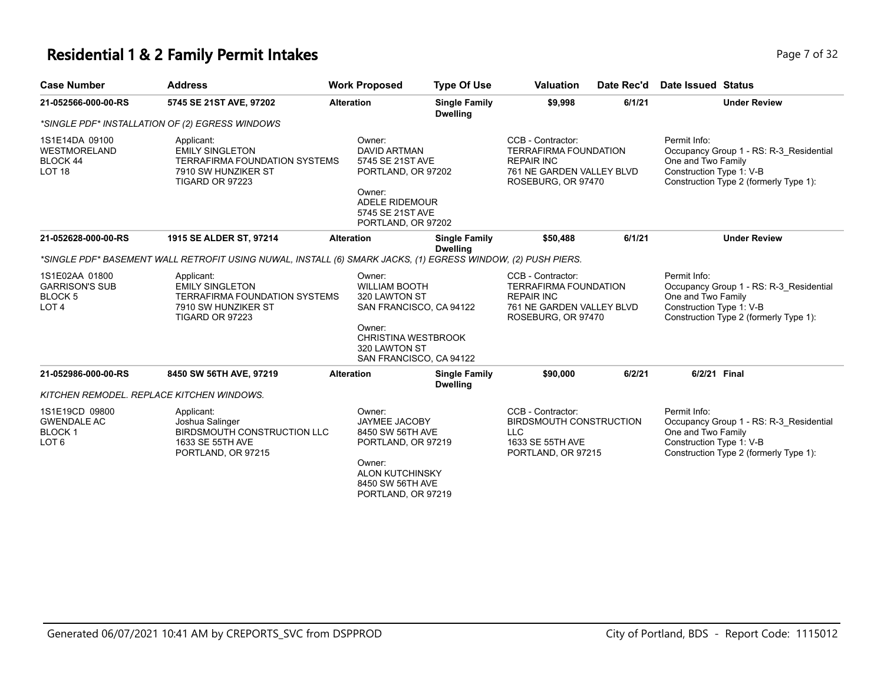# Residential 1 & 2 Family Permit Intakes

| Case Number | Address | Work Proposed | Type Of Use | Valuation | Date Rec'd | Date Issued | Status |
|---|---|---|---|---|---|---|---|
| 21-052566-000-00-RS | 5745 SE 21ST AVE, 97202 | Alteration | Single Family Dwelling | $9,998 | 6/1/21 | | Under Review |
| *SINGLE PDF* INSTALLATION OF (2) EGRESS WINDOWS | | | | | | | |
| 1S1E14DA 09100<br>WESTMORELAND<br>BLOCK 44<br>LOT 18 | Applicant:<br>EMILY SINGLETON<br>TERRAFIRMA FOUNDATION SYSTEMS<br>7910 SW HUNZIKER ST<br>TIGARD OR 97223 | Owner:<br>DAVID ARTMAN<br>5745 SE 21ST AVE<br>PORTLAND, OR 97202<br>Owner:<br>ADELE RIDEMOUR<br>5745 SE 21ST AVE<br>PORTLAND, OR 97202 | | CCB - Contractor:<br>TERRAFIRMA FOUNDATION<br>REPAIR INC<br>761 NE GARDEN VALLEY BLVD<br>ROSEBURG, OR 97470 | | Permit Info:<br>Occupancy Group 1 - RS: R-3_Residential One and Two Family<br>Construction Type 1: V-B<br>Construction Type 2 (formerly Type 1): | |
| 21-052628-000-00-RS | 1915 SE ALDER ST, 97214 | Alteration | Single Family Dwelling | $50,488 | 6/1/21 | | Under Review |
| *SINGLE PDF* BASEMENT WALL RETROFIT USING NUWAL, INSTALL (6) SMARK JACKS, (1) EGRESS WINDOW, (2) PUSH PIERS. | | | | | | | |
| 1S1E02AA 01800<br>GARRISON'S SUB<br>BLOCK 5<br>LOT 4 | Applicant:<br>EMILY SINGLETON<br>TERRAFIRMA FOUNDATION SYSTEMS<br>7910 SW HUNZIKER ST<br>TIGARD OR 97223 | Owner:<br>WILLIAM BOOTH<br>320 LAWTON ST<br>SAN FRANCISCO, CA 94122<br>Owner:<br>CHRISTINA WESTBROOK<br>320 LAWTON ST<br>SAN FRANCISCO, CA 94122 | | CCB - Contractor:<br>TERRAFIRMA FOUNDATION<br>REPAIR INC<br>761 NE GARDEN VALLEY BLVD<br>ROSEBURG, OR 97470 | | Permit Info:<br>Occupancy Group 1 - RS: R-3_Residential One and Two Family<br>Construction Type 1: V-B<br>Construction Type 2 (formerly Type 1): | |
| 21-052986-000-00-RS | 8450 SW 56TH AVE, 97219 | Alteration | Single Family Dwelling | $90,000 | 6/2/21 | 6/2/21 | Final |
| KITCHEN REMODEL. REPLACE KITCHEN WINDOWS. | | | | | | | |
| 1S1E19CD 09800<br>GWENDALE AC<br>BLOCK 1<br>LOT 6 | Applicant:<br>Joshua Salinger<br>BIRDSMOUTH CONSTRUCTION LLC<br>1633 SE 55TH AVE<br>PORTLAND, OR 97215 | Owner:<br>JAYMEE JACOBY<br>8450 SW 56TH AVE<br>PORTLAND, OR 97219<br>Owner:<br>ALON KUTCHINSKY<br>8450 SW 56TH AVE<br>PORTLAND, OR 97219 | | CCB - Contractor:<br>BIRDSMOUTH CONSTRUCTION<br>LLC<br>1633 SE 55TH AVE<br>PORTLAND, OR 97215 | | Permit Info:<br>Occupancy Group 1 - RS: R-3_Residential One and Two Family<br>Construction Type 1: V-B<br>Construction Type 2 (formerly Type 1): | |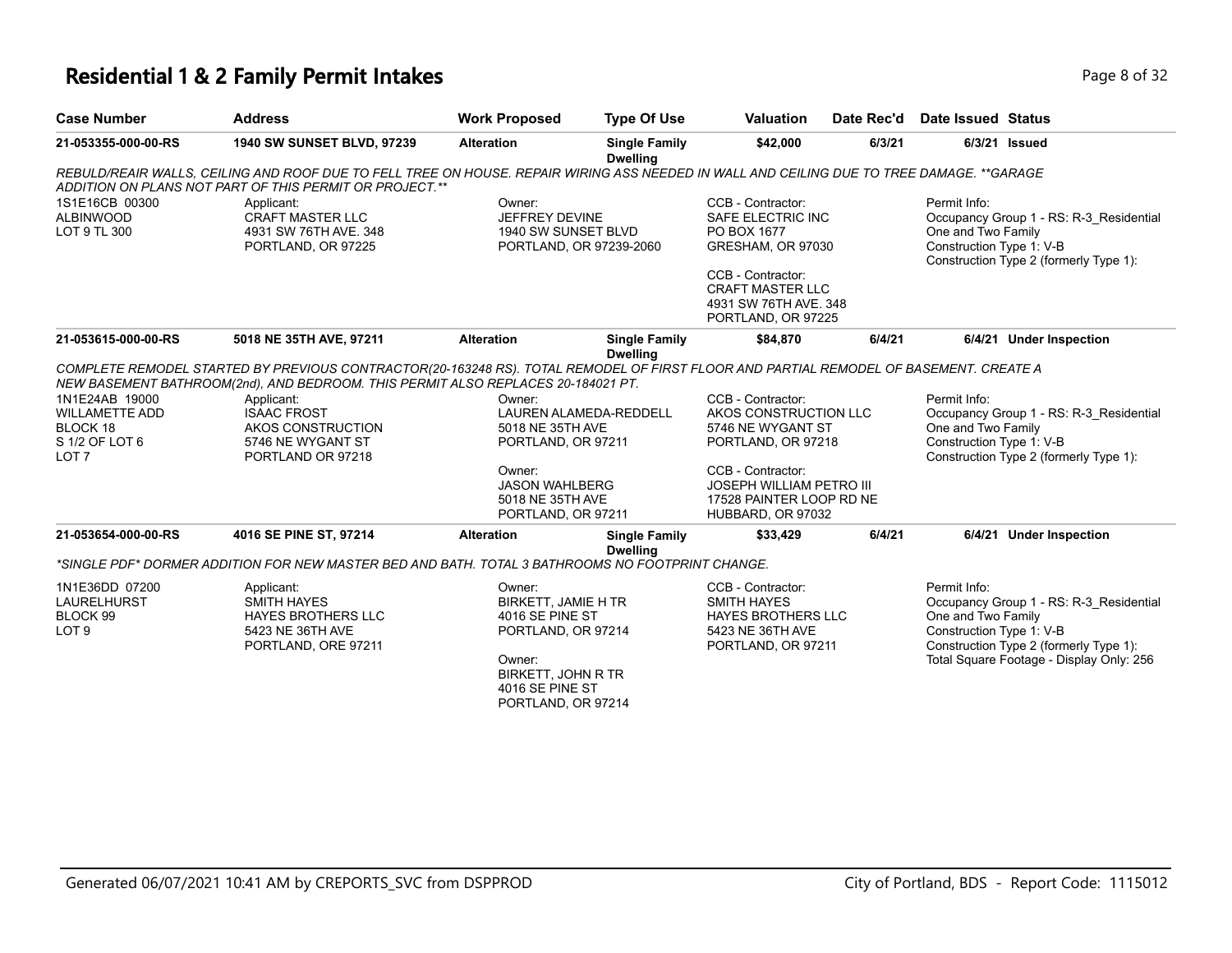# Residential 1 & 2 Family Permit Intakes

| Case Number | Address | Work Proposed | Type Of Use | Valuation | Date Rec'd | Date Issued | Status |
|---|---|---|---|---|---|---|---|
| 21-053355-000-00-RS | 1940 SW SUNSET BLVD, 97239 | Alteration | Single Family Dwelling | $42,000 | 6/3/21 | 6/3/21 | Issued |

*REBULD/REAIR WALLS, CEILING AND ROOF DUE TO FELL TREE ON HOUSE. REPAIR WIRING ASS NEEDED IN WALL AND CEILING DUE TO TREE DAMAGE. **GARAGE ADDITION ON PLANS NOT PART OF THIS PERMIT OR PROJECT.***

1S1E16CB 00300
ALBINWOOD
LOT 9 TL 300

Applicant:
CRAFT MASTER LLC
4931 SW 76TH AVE. 348
PORTLAND, OR 97225

Owner:
JEFFREY DEVINE
1940 SW SUNSET BLVD
PORTLAND, OR 97239-2060

CCB - Contractor:
SAFE ELECTRIC INC
PO BOX 1677
GRESHAM, OR 97030

CCB - Contractor:
CRAFT MASTER LLC
4931 SW 76TH AVE. 348
PORTLAND, OR 97225

Permit Info:
Occupancy Group 1 - RS: R-3_Residential One and Two Family
Construction Type 1: V-B
Construction Type 2 (formerly Type 1):

| Case Number | Address | Work Proposed | Type Of Use | Valuation | Date Rec'd | Date Issued | Status |
|---|---|---|---|---|---|---|---|
| 21-053615-000-00-RS | 5018 NE 35TH AVE, 97211 | Alteration | Single Family Dwelling | $84,870 | 6/4/21 | 6/4/21 | Under Inspection |

*COMPLETE REMODEL STARTED BY PREVIOUS CONTRACTOR(20-163248 RS). TOTAL REMODEL OF FIRST FLOOR AND PARTIAL REMODEL OF BASEMENT. CREATE A NEW BASEMENT BATHROOM(2nd), AND BEDROOM. THIS PERMIT ALSO REPLACES 20-184021 PT.*

1N1E24AB 19000
WILLAMETTE ADD
BLOCK 18
S 1/2 OF LOT 6
LOT 7

Applicant:
ISAAC FROST
AKOS CONSTRUCTION
5746 NE WYGANT ST
PORTLAND OR 97218

Owner:
LAUREN ALAMEDA-REDDELL
5018 NE 35TH AVE
PORTLAND, OR 97211

Owner:
JASON WAHLBERG
5018 NE 35TH AVE
PORTLAND, OR 97211

CCB - Contractor:
AKOS CONSTRUCTION LLC
5746 NE WYGANT ST
PORTLAND, OR 97218

CCB - Contractor:
JOSEPH WILLIAM PETRO III
17528 PAINTER LOOP RD NE
HUBBARD, OR 97032

Permit Info:
Occupancy Group 1 - RS: R-3_Residential One and Two Family
Construction Type 1: V-B
Construction Type 2 (formerly Type 1):

| Case Number | Address | Work Proposed | Type Of Use | Valuation | Date Rec'd | Date Issued | Status |
|---|---|---|---|---|---|---|---|
| 21-053654-000-00-RS | 4016 SE PINE ST, 97214 | Alteration | Single Family Dwelling | $33,429 | 6/4/21 | 6/4/21 | Under Inspection |

*\*SINGLE PDF\* DORMER ADDITION FOR NEW MASTER BED AND BATH. TOTAL 3 BATHROOMS NO FOOTPRINT CHANGE.*

1N1E36DD 07200
LAURELHURST
BLOCK 99
LOT 9

Applicant:
SMITH HAYES
HAYES BROTHERS LLC
5423 NE 36TH AVE
PORTLAND, ORE 97211

Owner:
BIRKETT, JAMIE H TR
4016 SE PINE ST
PORTLAND, OR 97214

Owner:
BIRKETT, JOHN R TR
4016 SE PINE ST
PORTLAND, OR 97214

CCB - Contractor:
SMITH HAYES
HAYES BROTHERS LLC
5423 NE 36TH AVE
PORTLAND, OR 97211

Permit Info:
Occupancy Group 1 - RS: R-3_Residential One and Two Family
Construction Type 1: V-B
Construction Type 2 (formerly Type 1):
Total Square Footage - Display Only: 256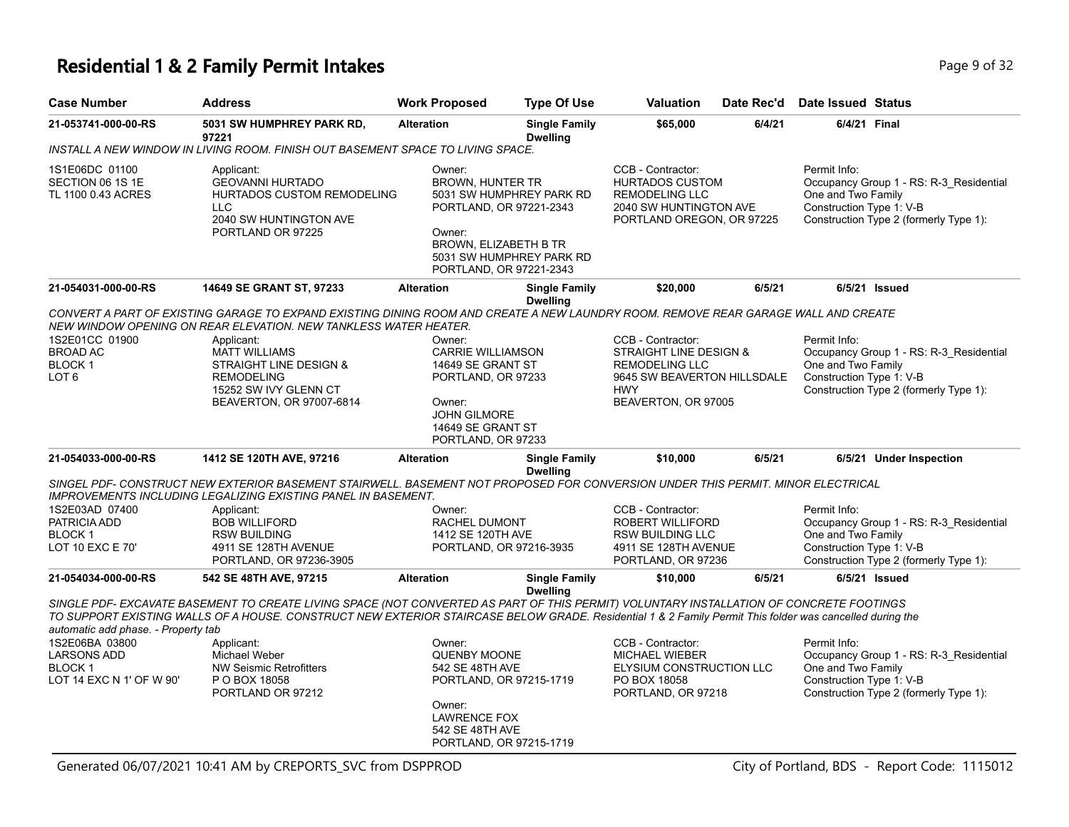# Residential 1 & 2 Family Permit Intakes

| Case Number | Address | Work Proposed | Type Of Use | Valuation | Date Rec'd | Date Issued | Status |
|---|---|---|---|---|---|---|---|
| 21-053741-000-00-RS | 5031 SW HUMPHREY PARK RD, 97221 | Alteration | Single Family Dwelling | $65,000 | 6/4/21 | 6/4/21 | Final |

*INSTALL A NEW WINDOW IN LIVING ROOM. FINISH OUT BASEMENT SPACE TO LIVING SPACE.*

| | | | | |
|---|---|---|---|---|
| 1S1E06DC 01100<br>SECTION 06 1S 1E<br>TL 1100 0.43 ACRES | Applicant:<br>GEOVANNI HURTADO<br>HURTADOS CUSTOM REMODELING LLC<br>2040 SW HUNTINGTON AVE<br>PORTLAND OR 97225 | Owner:<br>BROWN, HUNTER TR<br>5031 SW HUMPHREY PARK RD<br>PORTLAND, OR 97221-2343<br>Owner:<br>BROWN, ELIZABETH B TR<br>5031 SW HUMPHREY PARK RD<br>PORTLAND, OR 97221-2343 | CCB - Contractor:<br>HURTADOS CUSTOM REMODELING LLC<br>2040 SW HUNTINGTON AVE<br>PORTLAND OREGON, OR 97225 | Permit Info:<br>Occupancy Group 1 - RS: R-3_Residential One and Two Family<br>Construction Type 1: V-B<br>Construction Type 2 (formerly Type 1): |

| Case Number | Address | Work Proposed | Type Of Use | Valuation | Date Rec'd | Date Issued | Status |
|---|---|---|---|---|---|---|---|
| 21-054031-000-00-RS | 14649 SE GRANT ST, 97233 | Alteration | Single Family Dwelling | $20,000 | 6/5/21 | 6/5/21 | Issued |

*CONVERT A PART OF EXISTING GARAGE TO EXPAND EXISTING DINING ROOM AND CREATE A NEW LAUNDRY ROOM. REMOVE REAR GARAGE WALL AND CREATE NEW WINDOW OPENING ON REAR ELEVATION. NEW TANKLESS WATER HEATER.*

| | | | | |
|---|---|---|---|---|
| 1S2E01CC 01900<br>BROAD AC<br>BLOCK 1<br>LOT 6 | Applicant:<br>MATT WILLIAMS<br>STRAIGHT LINE DESIGN & REMODELING<br>15252 SW IVY GLENN CT<br>BEAVERTON, OR 97007-6814 | Owner:<br>CARRIE WILLIAMSON<br>14649 SE GRANT ST<br>PORTLAND, OR 97233<br>Owner:<br>JOHN GILMORE<br>14649 SE GRANT ST<br>PORTLAND, OR 97233 | CCB - Contractor:<br>STRAIGHT LINE DESIGN & REMODELING LLC<br>9645 SW BEAVERTON HILLSDALE HWY<br>BEAVERTON, OR 97005 | Permit Info:<br>Occupancy Group 1 - RS: R-3_Residential One and Two Family<br>Construction Type 1: V-B<br>Construction Type 2 (formerly Type 1): |

| Case Number | Address | Work Proposed | Type Of Use | Valuation | Date Rec'd | Date Issued | Status |
|---|---|---|---|---|---|---|---|
| 21-054033-000-00-RS | 1412 SE 120TH AVE, 97216 | Alteration | Single Family Dwelling | $10,000 | 6/5/21 | 6/5/21 | Under Inspection |

*SINGEL PDF- CONSTRUCT NEW EXTERIOR BASEMENT STAIRWELL. BASEMENT NOT PROPOSED FOR CONVERSION UNDER THIS PERMIT. MINOR ELECTRICAL IMPROVEMENTS INCLUDING LEGALIZING EXISTING PANEL IN BASEMENT.*

| | | | | |
|---|---|---|---|---|
| 1S2E03AD 07400<br>PATRICIA ADD<br>BLOCK 1<br>LOT 10 EXC E 70' | Applicant:<br>BOB WILLIFORD<br>RSW BUILDING<br>4911 SE 128TH AVENUE<br>PORTLAND, OR 97236-3905 | Owner:<br>RACHEL DUMONT<br>1412 SE 120TH AVE<br>PORTLAND, OR 97216-3935 | CCB - Contractor:<br>ROBERT WILLIFORD<br>RSW BUILDING LLC<br>4911 SE 128TH AVENUE<br>PORTLAND, OR 97236 | Permit Info:<br>Occupancy Group 1 - RS: R-3_Residential One and Two Family<br>Construction Type 1: V-B<br>Construction Type 2 (formerly Type 1): |

| Case Number | Address | Work Proposed | Type Of Use | Valuation | Date Rec'd | Date Issued | Status |
|---|---|---|---|---|---|---|---|
| 21-054034-000-00-RS | 542 SE 48TH AVE, 97215 | Alteration | Single Family Dwelling | $10,000 | 6/5/21 | 6/5/21 | Issued |

*SINGLE PDF- EXCAVATE BASEMENT TO CREATE LIVING SPACE (NOT CONVERTED AS PART OF THIS PERMIT) VOLUNTARY INSTALLATION OF CONCRETE FOOTINGS TO SUPPORT EXISTING WALLS OF A HOUSE. CONSTRUCT NEW EXTERIOR STAIRCASE BELOW GRADE. Residential 1 & 2 Family Permit This folder was cancelled during the automatic add phase. - Property tab*

| | | | | |
|---|---|---|---|---|
| 1S2E06BA 03800<br>LARSONS ADD<br>BLOCK 1<br>LOT 14 EXC N 1' OF W 90' | Applicant:<br>Michael Weber<br>NW Seismic Retrofitters<br>P O BOX 18058<br>PORTLAND OR 97212 | Owner:<br>QUENBY MOONE<br>542 SE 48TH AVE<br>PORTLAND, OR 97215-1719<br>Owner:<br>LAWRENCE FOX<br>542 SE 48TH AVE<br>PORTLAND, OR 97215-1719 | CCB - Contractor:<br>MICHAEL WIEBER<br>ELYSIUM CONSTRUCTION LLC<br>PO BOX 18058<br>PORTLAND, OR 97218 | Permit Info:<br>Occupancy Group 1 - RS: R-3_Residential One and Two Family<br>Construction Type 1: V-B<br>Construction Type 2 (formerly Type 1): |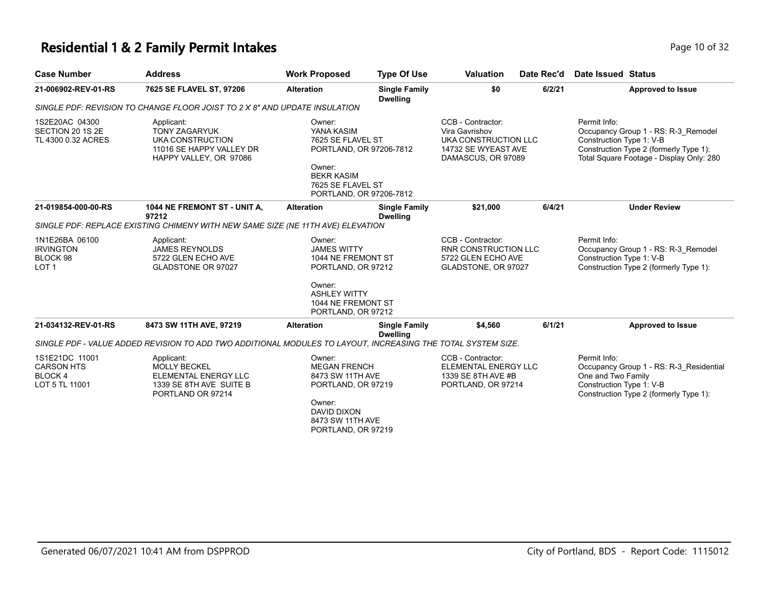# Residential 1 & 2 Family Permit Intakes

| Case Number | Address | Work Proposed | Type Of Use | Valuation | Date Rec'd | Date Issued | Status |
|---|---|---|---|---|---|---|---|
| 21-006902-REV-01-RS | 7625 SE FLAVEL ST, 97206 | Alteration | Single Family Dwelling | $0 | 6/2/21 | | Approved to Issue |
| *SINGLE PDF: REVISION TO CHANGE FLOOR JOIST TO 2 X 8" AND UPDATE INSULATION* | | | | | | | |
| 1S2E20AC 04300<br>SECTION 20 1S 2E<br>TL 4300 0.32 ACRES | Applicant:<br>TONY ZAGARYUK<br>UKA CONSTRUCTION<br>11016 SE HAPPY VALLEY DR<br>HAPPY VALLEY, OR 97086 | Owner:<br>YANA KASIM<br>7625 SE FLAVEL ST<br>PORTLAND, OR 97206-7812<br>Owner:<br>BEKR KASIM<br>7625 SE FLAVEL ST<br>PORTLAND, OR 97206-7812 | | CCB - Contractor:<br>Vira Gavrishov<br>UKA CONSTRUCTION LLC<br>14732 SE WYEAST AVE<br>DAMASCUS, OR 97089 | | Permit Info:<br>Occupancy Group 1 - RS: R-3_Remodel<br>Construction Type 1: V-B<br>Construction Type 2 (formerly Type 1):<br>Total Square Footage - Display Only: 280 | |
| 21-019854-000-00-RS | 1044 NE FREMONT ST - UNIT A, 97212 | Alteration | Single Family Dwelling | $21,000 | 6/4/21 | | Under Review |
| *SINGLE PDF: REPLACE EXISTING CHIMENY WITH NEW SAME SIZE (NE 11TH AVE) ELEVATION* | | | | | | | |
| 1N1E26BA 06100<br>IRVINGTON<br>BLOCK 98<br>LOT 1 | Applicant:<br>JAMES REYNOLDS<br>5722 GLEN ECHO AVE<br>GLADSTONE OR 97027 | Owner:<br>JAMES WITTY<br>1044 NE FREMONT ST<br>PORTLAND, OR 97212<br>Owner:<br>ASHLEY WITTY<br>1044 NE FREMONT ST<br>PORTLAND, OR 97212 | | CCB - Contractor:<br>RNR CONSTRUCTION LLC<br>5722 GLEN ECHO AVE<br>GLADSTONE, OR 97027 | | Permit Info:<br>Occupancy Group 1 - RS: R-3_Remodel<br>Construction Type 1: V-B<br>Construction Type 2 (formerly Type 1): | |
| 21-034132-REV-01-RS | 8473 SW 11TH AVE, 97219 | Alteration | Single Family Dwelling | $4,560 | 6/1/21 | | Approved to Issue |
| *SINGLE PDF - VALUE ADDED REVISION TO ADD TWO ADDITIONAL MODULES TO LAYOUT, INCREASING THE TOTAL SYSTEM SIZE.* | | | | | | | |
| 1S1E21DC 11001<br>CARSON HTS<br>BLOCK 4<br>LOT 5 TL 11001 | Applicant:<br>MOLLY BECKEL<br>ELEMENTAL ENERGY LLC<br>1339 SE 8TH AVE SUITE B<br>PORTLAND OR 97214 | Owner:<br>MEGAN FRENCH<br>8473 SW 11TH AVE<br>PORTLAND, OR 97219<br>Owner:<br>DAVID DIXON<br>8473 SW 11TH AVE<br>PORTLAND, OR 97219 | | CCB - Contractor:<br>ELEMENTAL ENERGY LLC<br>1339 SE 8TH AVE #B<br>PORTLAND, OR 97214 | | Permit Info:<br>Occupancy Group 1 - RS: R-3_Residential One and Two Family<br>Construction Type 1: V-B<br>Construction Type 2 (formerly Type 1): | |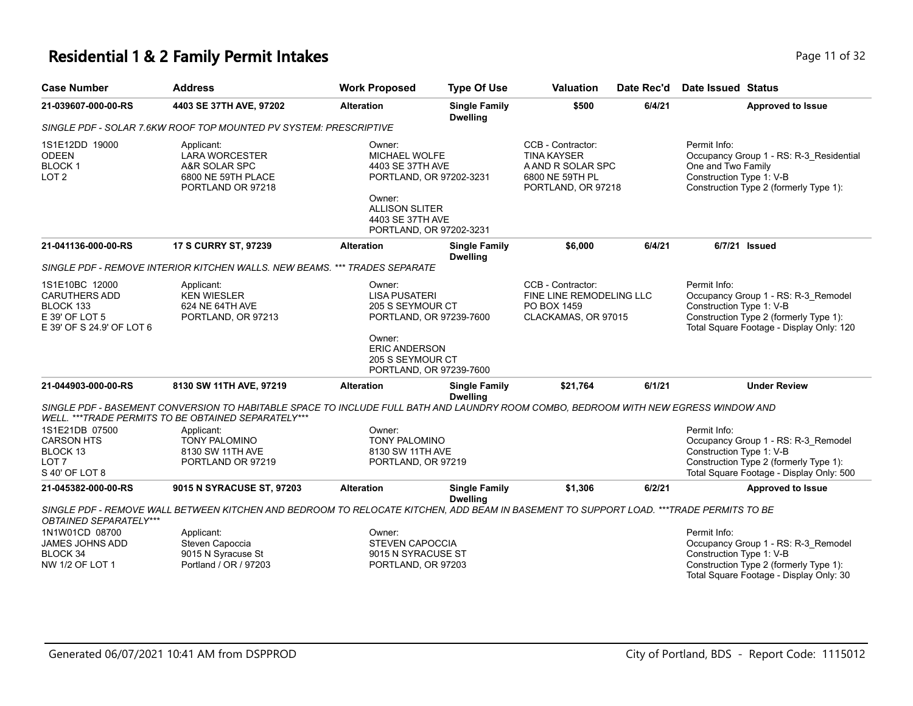# Residential 1 & 2 Family Permit Intakes

| Case Number | Address | Work Proposed | Type Of Use | Valuation | Date Rec'd | Date Issued | Status |
|---|---|---|---|---|---|---|---|
| 21-039607-000-00-RS | 4403 SE 37TH AVE, 97202 | Alteration | Single Family Dwelling | $500 | 6/4/21 | | Approved to Issue |

*SINGLE PDF - SOLAR 7.6KW ROOF TOP MOUNTED PV SYSTEM: PRESCRIPTIVE*

1S1E12DD 19000
ODEEN
BLOCK 1
LOT 2

Applicant:
LARA WORCESTER
A&R SOLAR SPC
6800 NE 59TH PLACE
PORTLAND OR 97218

Owner:
MICHAEL WOLFE
4403 SE 37TH AVE
PORTLAND, OR 97202-3231

Owner:
ALLISON SLITER
4403 SE 37TH AVE
PORTLAND, OR 97202-3231

CCB - Contractor:
TINA KAYSER
A AND R SOLAR SPC
6800 NE 59TH PL
PORTLAND, OR 97218

Permit Info:
Occupancy Group 1 - RS: R-3_Residential One and Two Family
Construction Type 1: V-B
Construction Type 2 (formerly Type 1):

| Case Number | Address | Work Proposed | Type Of Use | Valuation | Date Rec'd | Date Issued | Status |
|---|---|---|---|---|---|---|---|
| 21-041136-000-00-RS | 17 S CURRY ST, 97239 | Alteration | Single Family Dwelling | $6,000 | 6/4/21 | 6/7/21 | Issued |

*SINGLE PDF - REMOVE INTERIOR KITCHEN WALLS. NEW BEAMS. *** TRADES SEPARATE*

1S1E10BC 12000
CARUTHERS ADD
BLOCK 133
E 39' OF LOT 5
E 39' OF S 24.9' OF LOT 6

Applicant:
KEN WIESLER
624 NE 64TH AVE
PORTLAND, OR 97213

Owner:
LISA PUSATERI
205 S SEYMOUR CT
PORTLAND, OR 97239-7600

Owner:
ERIC ANDERSON
205 S SEYMOUR CT
PORTLAND, OR 97239-7600

CCB - Contractor:
FINE LINE REMODELING LLC
PO BOX 1459
CLACKAMAS, OR 97015

Permit Info:
Occupancy Group 1 - RS: R-3_Remodel
Construction Type 1: V-B
Construction Type 2 (formerly Type 1):
Total Square Footage - Display Only: 120

| Case Number | Address | Work Proposed | Type Of Use | Valuation | Date Rec'd | Date Issued | Status |
|---|---|---|---|---|---|---|---|
| 21-044903-000-00-RS | 8130 SW 11TH AVE, 97219 | Alteration | Single Family Dwelling | $21,764 | 6/1/21 | | Under Review |

*SINGLE PDF - BASEMENT CONVERSION TO HABITABLE SPACE TO INCLUDE FULL BATH AND LAUNDRY ROOM COMBO, BEDROOM WITH NEW EGRESS WINDOW AND WELL. ***TRADE PERMITS TO BE OBTAINED SEPARATELY****

1S1E21DB 07500
CARSON HTS
BLOCK 13
LOT 7
S 40' OF LOT 8

Applicant:
TONY PALOMINO
8130 SW 11TH AVE
PORTLAND OR 97219

Owner:
TONY PALOMINO
8130 SW 11TH AVE
PORTLAND, OR 97219

Permit Info:
Occupancy Group 1 - RS: R-3_Remodel
Construction Type 1: V-B
Construction Type 2 (formerly Type 1):
Total Square Footage - Display Only: 500

| Case Number | Address | Work Proposed | Type Of Use | Valuation | Date Rec'd | Date Issued | Status |
|---|---|---|---|---|---|---|---|
| 21-045382-000-00-RS | 9015 N SYRACUSE ST, 97203 | Alteration | Single Family Dwelling | $1,306 | 6/2/21 | | Approved to Issue |

*SINGLE PDF - REMOVE WALL BETWEEN KITCHEN AND BEDROOM TO RELOCATE KITCHEN, ADD BEAM IN BASEMENT TO SUPPORT LOAD. ***TRADE PERMITS TO BE OBTAINED SEPARATELY****

1N1W01CD 08700
JAMES JOHNS ADD
BLOCK 34
NW 1/2 OF LOT 1

Applicant:
Steven Capoccia
9015 N Syracuse St
Portland / OR / 97203

Owner:
STEVEN CAPOCCIA
9015 N SYRACUSE ST
PORTLAND, OR 97203

Permit Info:
Occupancy Group 1 - RS: R-3_Remodel
Construction Type 1: V-B
Construction Type 2 (formerly Type 1):
Total Square Footage - Display Only: 30

Generated 06/07/2021 10:41 AM from DSPPROD — City of Portland, BDS - Report Code: 1115012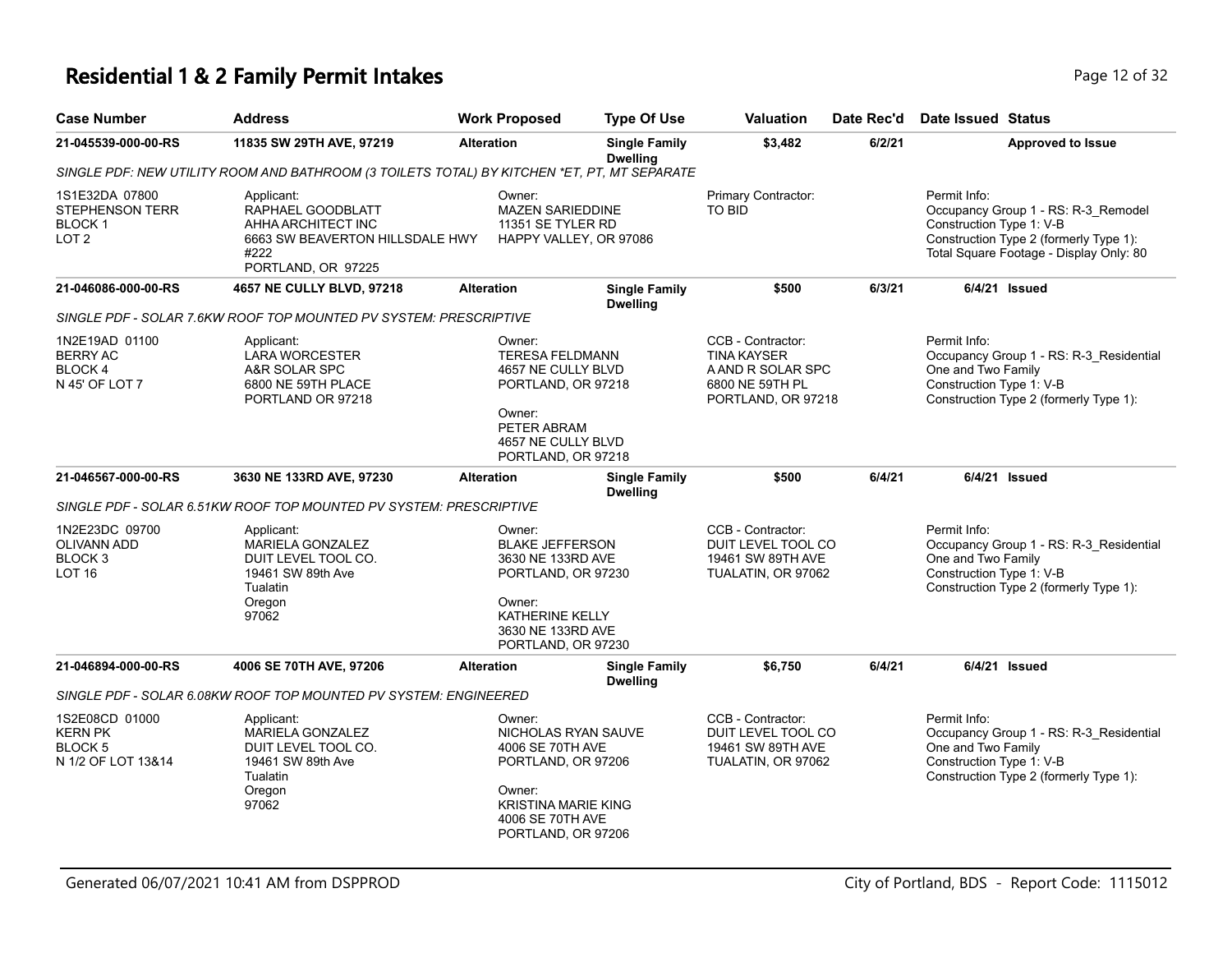# Residential 1 & 2 Family Permit Intakes

| Case Number | Address | Work Proposed | Type Of Use | Valuation | Date Rec'd | Date Issued | Status |
|---|---|---|---|---|---|---|---|
| **21-045539-000-00-RS** | **11835 SW 29TH AVE, 97219** | **Alteration** | **Single Family Dwelling** | **$3,482** | **6/2/21** | | **Approved to Issue** |

*SINGLE PDF: NEW UTILITY ROOM AND BATHROOM (3 TOILETS TOTAL) BY KITCHEN *ET, PT, MT SEPARATE*

1S1E32DA 07800
STEPHENSON TERR
BLOCK 1
LOT 2

Applicant:
RAPHAEL GOODBLATT
AHHA ARCHITECT INC
6663 SW BEAVERTON HILLSDALE HWY #222
PORTLAND, OR 97225

Owner:
MAZEN SARIEDDINE
11351 SE TYLER RD
HAPPY VALLEY, OR 97086

Primary Contractor:
TO BID

Permit Info:
Occupancy Group 1 - RS: R-3_Remodel
Construction Type 1: V-B
Construction Type 2 (formerly Type 1):
Total Square Footage - Display Only: 80

| Case Number | Address | Work Proposed | Type Of Use | Valuation | Date Rec'd | Date Issued | Status |
|---|---|---|---|---|---|---|---|
| **21-046086-000-00-RS** | **4657 NE CULLY BLVD, 97218** | **Alteration** | **Single Family Dwelling** | **$500** | **6/3/21** | **6/4/21** | **Issued** |

*SINGLE PDF - SOLAR 7.6KW ROOF TOP MOUNTED PV SYSTEM: PRESCRIPTIVE*

1N2E19AD 01100
BERRY AC
BLOCK 4
N 45' OF LOT 7

Applicant:
LARA WORCESTER
A&R SOLAR SPC
6800 NE 59TH PLACE
PORTLAND OR 97218

Owner:
TERESA FELDMANN
4657 NE CULLY BLVD
PORTLAND, OR 97218

Owner:
PETER ABRAM
4657 NE CULLY BLVD
PORTLAND, OR 97218

CCB - Contractor:
TINA KAYSER
A AND R SOLAR SPC
6800 NE 59TH PL
PORTLAND, OR 97218

Permit Info:
Occupancy Group 1 - RS: R-3_Residential One and Two Family
Construction Type 1: V-B
Construction Type 2 (formerly Type 1):

| Case Number | Address | Work Proposed | Type Of Use | Valuation | Date Rec'd | Date Issued | Status |
|---|---|---|---|---|---|---|---|
| **21-046567-000-00-RS** | **3630 NE 133RD AVE, 97230** | **Alteration** | **Single Family Dwelling** | **$500** | **6/4/21** | **6/4/21** | **Issued** |

*SINGLE PDF - SOLAR 6.51KW ROOF TOP MOUNTED PV SYSTEM: PRESCRIPTIVE*

1N2E23DC 09700
OLIVANN ADD
BLOCK 3
LOT 16

Applicant:
MARIELA GONZALEZ
DUIT LEVEL TOOL CO.
19461 SW 89th Ave
Tualatin
Oregon
97062

Owner:
BLAKE JEFFERSON
3630 NE 133RD AVE
PORTLAND, OR 97230

Owner:
KATHERINE KELLY
3630 NE 133RD AVE
PORTLAND, OR 97230

CCB - Contractor:
DUIT LEVEL TOOL CO
19461 SW 89TH AVE
TUALATIN, OR 97062

Permit Info:
Occupancy Group 1 - RS: R-3_Residential One and Two Family
Construction Type 1: V-B
Construction Type 2 (formerly Type 1):

| Case Number | Address | Work Proposed | Type Of Use | Valuation | Date Rec'd | Date Issued | Status |
|---|---|---|---|---|---|---|---|
| **21-046894-000-00-RS** | **4006 SE 70TH AVE, 97206** | **Alteration** | **Single Family Dwelling** | **$6,750** | **6/4/21** | **6/4/21** | **Issued** |

*SINGLE PDF - SOLAR 6.08KW ROOF TOP MOUNTED PV SYSTEM: ENGINEERED*

1S2E08CD 01000
KERN PK
BLOCK 5
N 1/2 OF LOT 13&14

Applicant:
MARIELA GONZALEZ
DUIT LEVEL TOOL CO.
19461 SW 89th Ave
Tualatin
Oregon
97062

Owner:
NICHOLAS RYAN SAUVE
4006 SE 70TH AVE
PORTLAND, OR 97206

Owner:
KRISTINA MARIE KING
4006 SE 70TH AVE
PORTLAND, OR 97206

CCB - Contractor:
DUIT LEVEL TOOL CO
19461 SW 89TH AVE
TUALATIN, OR 97062

Permit Info:
Occupancy Group 1 - RS: R-3_Residential One and Two Family
Construction Type 1: V-B
Construction Type 2 (formerly Type 1):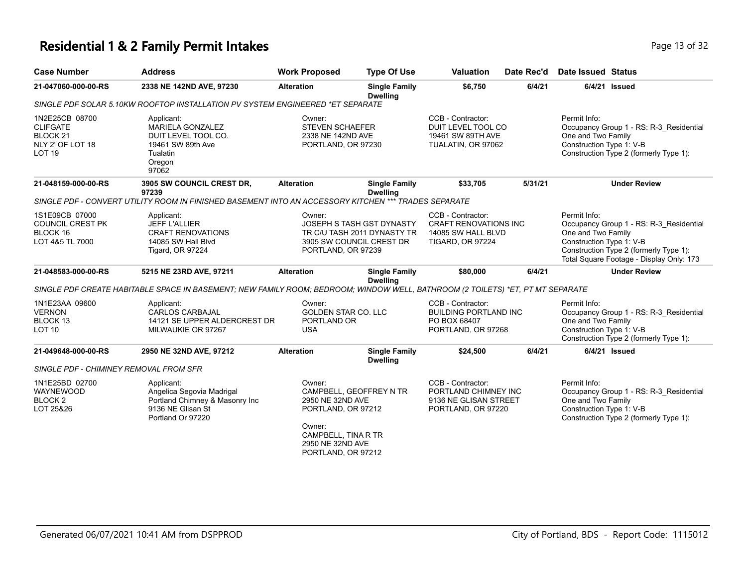# Residential 1 & 2 Family Permit Intakes

| Case Number | Address | Work Proposed | Type Of Use | Valuation | Date Rec'd | Date Issued | Status |
|---|---|---|---|---|---|---|---|
| 21-047060-000-00-RS | 2338 NE 142ND AVE, 97230 | Alteration | Single Family Dwelling | $6,750 | 6/4/21 | 6/4/21 | Issued |

*SINGLE PDF SOLAR 5.10KW ROOFTOP INSTALLATION PV SYSTEM ENGINEERED *ET SEPARATE*

1N2E25CB 08700
CLIFGATE
BLOCK 21
NLY 2' OF LOT 18
LOT 19

Applicant:
MARIELA GONZALEZ
DUIT LEVEL TOOL CO.
19461 SW 89th Ave
Tualatin
Oregon
97062

Owner:
STEVEN SCHAEFER
2338 NE 142ND AVE
PORTLAND, OR 97230

CCB - Contractor:
DUIT LEVEL TOOL CO
19461 SW 89TH AVE
TUALATIN, OR 97062

Permit Info:
Occupancy Group 1 - RS: R-3_Residential One and Two Family
Construction Type 1: V-B
Construction Type 2 (formerly Type 1):

| Case Number | Address | Work Proposed | Type Of Use | Valuation | Date Rec'd | Date Issued | Status |
|---|---|---|---|---|---|---|---|
| 21-048159-000-00-RS | 3905 SW COUNCIL CREST DR, 97239 | Alteration | Single Family Dwelling | $33,705 | 5/31/21 | | Under Review |

*SINGLE PDF - CONVERT UTILITY ROOM IN FINISHED BASEMENT INTO AN ACCESSORY KITCHEN *** TRADES SEPARATE*

1S1E09CB 07000
COUNCIL CREST PK
BLOCK 16
LOT 4&5 TL 7000

Applicant:
JEFF L'ALLIER
CRAFT RENOVATIONS
14085 SW Hall Blvd
Tigard, OR 97224

Owner:
JOSEPH S TASH GST DYNASTY TR C/U TASH 2011 DYNASTY TR
3905 SW COUNCIL CREST DR
PORTLAND, OR 97239

CCB - Contractor:
CRAFT RENOVATIONS INC
14085 SW HALL BLVD
TIGARD, OR 97224

Permit Info:
Occupancy Group 1 - RS: R-3_Residential One and Two Family
Construction Type 1: V-B
Construction Type 2 (formerly Type 1):
Total Square Footage - Display Only: 173

| Case Number | Address | Work Proposed | Type Of Use | Valuation | Date Rec'd | Date Issued | Status |
|---|---|---|---|---|---|---|---|
| 21-048583-000-00-RS | 5215 NE 23RD AVE, 97211 | Alteration | Single Family Dwelling | $80,000 | 6/4/21 | | Under Review |

*SINGLE PDF CREATE HABITABLE SPACE IN BASEMENT; NEW FAMILY ROOM; BEDROOM; WINDOW WELL, BATHROOM (2 TOILETS) *ET, PT MT SEPARATE*

1N1E23AA 09600
VERNON
BLOCK 13
LOT 10

Applicant:
CARLOS CARBAJAL
14121 SE UPPER ALDERCREST DR
MILWAUKIE OR 97267

Owner:
GOLDEN STAR CO. LLC
PORTLAND OR
USA

CCB - Contractor:
BUILDING PORTLAND INC
PO BOX 68407
PORTLAND, OR 97268

Permit Info:
Occupancy Group 1 - RS: R-3_Residential One and Two Family
Construction Type 1: V-B
Construction Type 2 (formerly Type 1):

| Case Number | Address | Work Proposed | Type Of Use | Valuation | Date Rec'd | Date Issued | Status |
|---|---|---|---|---|---|---|---|
| 21-049648-000-00-RS | 2950 NE 32ND AVE, 97212 | Alteration | Single Family Dwelling | $24,500 | 6/4/21 | 6/4/21 | Issued |

*SINGLE PDF - CHIMINEY REMOVAL FROM SFR*

1N1E25BD 02700
WAYNEWOOD
BLOCK 2
LOT 25&26

Applicant:
Angelica Segovia Madrigal
Portland Chimney & Masonry Inc
9136 NE Glisan St
Portland Or 97220

Owner:
CAMPBELL, GEOFFREY N TR
2950 NE 32ND AVE
PORTLAND, OR 97212

Owner:
CAMPBELL, TINA R TR
2950 NE 32ND AVE
PORTLAND, OR 97212

CCB - Contractor:
PORTLAND CHIMNEY INC
9136 NE GLISAN STREET
PORTLAND, OR 97220

Permit Info:
Occupancy Group 1 - RS: R-3_Residential One and Two Family
Construction Type 1: V-B
Construction Type 2 (formerly Type 1):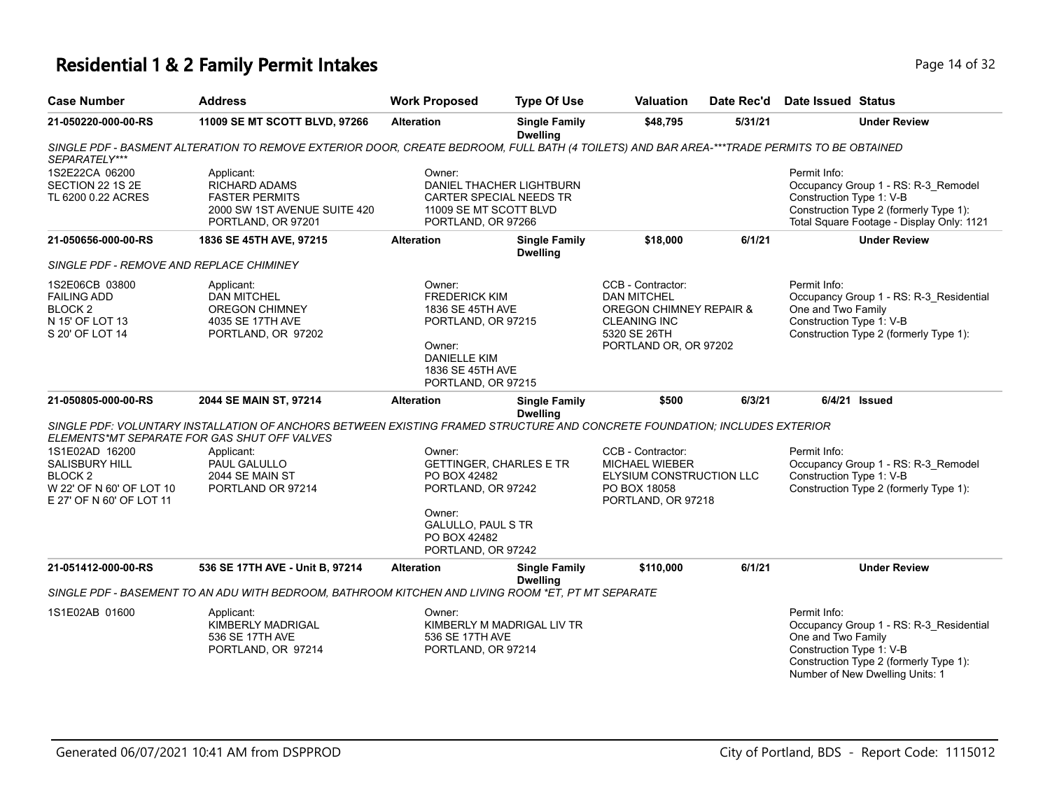# Residential 1 & 2 Family Permit Intakes

| Case Number | Address | Work Proposed | Type Of Use | Valuation | Date Rec'd | Date Issued | Status |
|---|---|---|---|---|---|---|---|
| 21-050220-000-00-RS | 11009 SE MT SCOTT BLVD, 97266 | Alteration | Single Family Dwelling | $48,795 | 5/31/21 | | Under Review |

*SINGLE PDF - BASMENT ALTERATION TO REMOVE EXTERIOR DOOR, CREATE BEDROOM, FULL BATH (4 TOILETS) AND BAR AREA-***TRADE PERMITS TO BE OBTAINED SEPARATELY****

1S2E22CA 06200
SECTION 22 1S 2E
TL 6200 0.22 ACRES

Applicant:
RICHARD ADAMS
FASTER PERMITS
2000 SW 1ST AVENUE SUITE 420
PORTLAND, OR 97201

Owner:
DANIEL THACHER LIGHTBURN
CARTER SPECIAL NEEDS TR
11009 SE MT SCOTT BLVD
PORTLAND, OR 97266

Permit Info:
Occupancy Group 1 - RS: R-3_Remodel
Construction Type 1: V-B
Construction Type 2 (formerly Type 1):
Total Square Footage - Display Only: 1121

| Case Number | Address | Work Proposed | Type Of Use | Valuation | Date Rec'd | Date Issued | Status |
|---|---|---|---|---|---|---|---|
| 21-050656-000-00-RS | 1836 SE 45TH AVE, 97215 | Alteration | Single Family Dwelling | $18,000 | 6/1/21 | | Under Review |

*SINGLE PDF - REMOVE AND REPLACE CHIMINEY*

1S2E06CB 03800
FAILING ADD
BLOCK 2
N 15' OF LOT 13
S 20' OF LOT 14

Applicant:
DAN MITCHEL
OREGON CHIMNEY
4035 SE 17TH AVE
PORTLAND, OR 97202

Owner:
FREDERICK KIM
1836 SE 45TH AVE
PORTLAND, OR 97215

Owner:
DANIELLE KIM
1836 SE 45TH AVE
PORTLAND, OR 97215

CCB - Contractor:
DAN MITCHEL
OREGON CHIMNEY REPAIR &
CLEANING INC
5320 SE 26TH
PORTLAND OR, OR 97202

Permit Info:
Occupancy Group 1 - RS: R-3_Residential One and Two Family
Construction Type 1: V-B
Construction Type 2 (formerly Type 1):

| Case Number | Address | Work Proposed | Type Of Use | Valuation | Date Rec'd | Date Issued | Status |
|---|---|---|---|---|---|---|---|
| 21-050805-000-00-RS | 2044 SE MAIN ST, 97214 | Alteration | Single Family Dwelling | $500 | 6/3/21 | 6/4/21 | Issued |

*SINGLE PDF: VOLUNTARY INSTALLATION OF ANCHORS BETWEEN EXISTING FRAMED STRUCTURE AND CONCRETE FOUNDATION; INCLUDES EXTERIOR ELEMENTS*MT SEPARATE FOR GAS SHUT OFF VALVES*

1S1E02AD 16200
SALISBURY HILL
BLOCK 2
W 22' OF N 60' OF LOT 10
E 27' OF N 60' OF LOT 11

Applicant:
PAUL GALULLO
2044 SE MAIN ST
PORTLAND OR 97214

Owner:
GETTINGER, CHARLES E TR
PO BOX 42482
PORTLAND, OR 97242

Owner:
GALULLO, PAUL S TR
PO BOX 42482
PORTLAND, OR 97242

CCB - Contractor:
MICHAEL WIEBER
ELYSIUM CONSTRUCTION LLC
PO BOX 18058
PORTLAND, OR 97218

Permit Info:
Occupancy Group 1 - RS: R-3_Remodel
Construction Type 1: V-B
Construction Type 2 (formerly Type 1):

| Case Number | Address | Work Proposed | Type Of Use | Valuation | Date Rec'd | Date Issued | Status |
|---|---|---|---|---|---|---|---|
| 21-051412-000-00-RS | 536 SE 17TH AVE - Unit B, 97214 | Alteration | Single Family Dwelling | $110,000 | 6/1/21 | | Under Review |

*SINGLE PDF - BASEMENT TO AN ADU WITH BEDROOM, BATHROOM KITCHEN AND LIVING ROOM *ET, PT MT SEPARATE*

1S1E02AB 01600

Applicant:
KIMBERLY MADRIGAL
536 SE 17TH AVE
PORTLAND, OR 97214

Owner:
KIMBERLY M MADRIGAL LIV TR
536 SE 17TH AVE
PORTLAND, OR 97214

Permit Info:
Occupancy Group 1 - RS: R-3_Residential One and Two Family
Construction Type 1: V-B
Construction Type 2 (formerly Type 1):
Number of New Dwelling Units: 1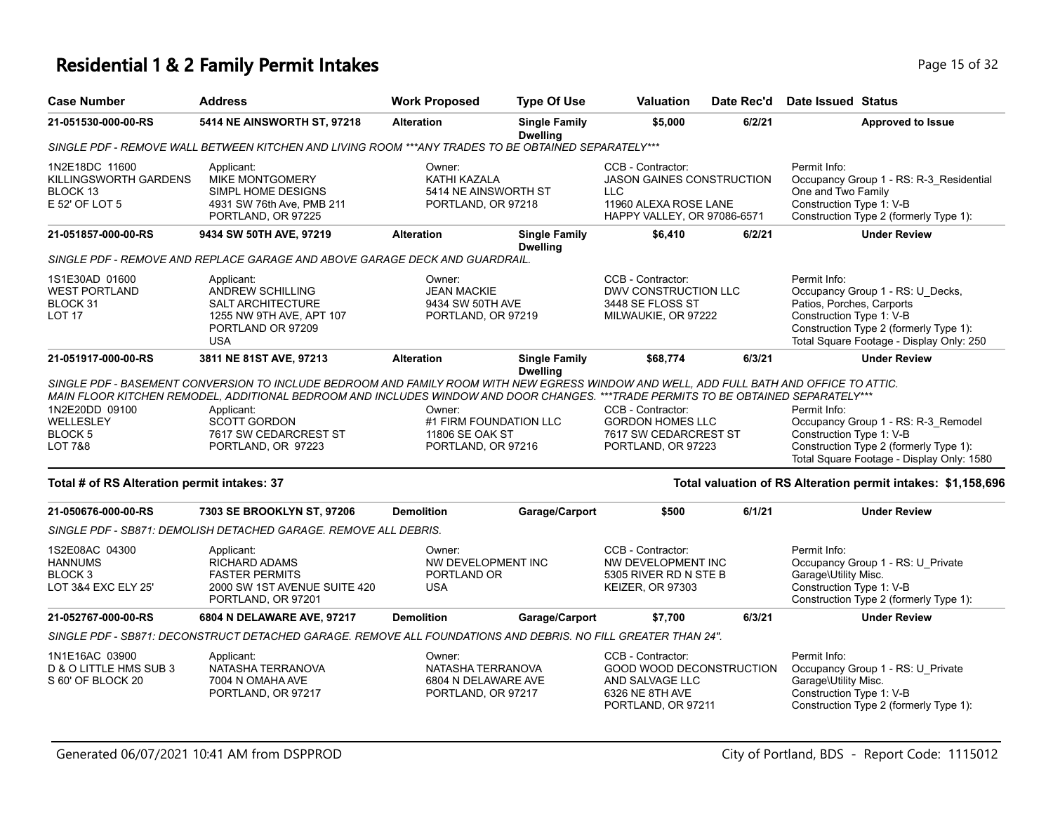# Residential 1 & 2 Family Permit Intakes

| Case Number | Address | Work Proposed | Type Of Use | Valuation | Date Rec'd | Date Issued | Status |
|---|---|---|---|---|---|---|---|
| 21-051530-000-00-RS | 5414 NE AINSWORTH ST, 97218 | Alteration | Single Family Dwelling | $5,000 | 6/2/21 | | Approved to Issue |

SINGLE PDF - REMOVE WALL BETWEEN KITCHEN AND LIVING ROOM ***ANY TRADES TO BE OBTAINED SEPARATELY***

| | Applicant: | Owner: | CCB - Contractor: | Permit Info: |
|---|---|---|---|---|
| 1N2E18DC 11600<br>KILLINGSWORTH GARDENS<br>BLOCK 13<br>E 52' OF LOT 5 | MIKE MONTGOMERY<br>SIMPL HOME DESIGNS<br>4931 SW 76th Ave, PMB 211<br>PORTLAND, OR 97225 | KATHI KAZALA<br>5414 NE AINSWORTH ST<br>PORTLAND, OR 97218 | JASON GAINES CONSTRUCTION LLC<br>11960 ALEXA ROSE LANE<br>HAPPY VALLEY, OR 97086-6571 | Occupancy Group 1 - RS: R-3_Residential One and Two Family<br>Construction Type 1: V-B<br>Construction Type 2 (formerly Type 1): |

| Case Number | Address | Work Proposed | Type Of Use | Valuation | Date Rec'd | Date Issued | Status |
|---|---|---|---|---|---|---|---|
| 21-051857-000-00-RS | 9434 SW 50TH AVE, 97219 | Alteration | Single Family Dwelling | $6,410 | 6/2/21 | | Under Review |

SINGLE PDF - REMOVE AND REPLACE GARAGE AND ABOVE GARAGE DECK AND GUARDRAIL.

| | Applicant: | Owner: | CCB - Contractor: | Permit Info: |
|---|---|---|---|---|
| 1S1E30AD 01600<br>WEST PORTLAND<br>BLOCK 31<br>LOT 17 | ANDREW SCHILLING<br>SALT ARCHITECTURE<br>1255 NW 9TH AVE, APT 107<br>PORTLAND OR 97209<br>USA | JEAN MACKIE<br>9434 SW 50TH AVE<br>PORTLAND, OR 97219 | DWV CONSTRUCTION LLC<br>3448 SE FLOSS ST<br>MILWAUKIE, OR 97222 | Occupancy Group 1 - RS: U_Decks, Patios, Porches, Carports<br>Construction Type 1: V-B<br>Construction Type 2 (formerly Type 1):<br>Total Square Footage - Display Only: 250 |

| Case Number | Address | Work Proposed | Type Of Use | Valuation | Date Rec'd | Date Issued | Status |
|---|---|---|---|---|---|---|---|
| 21-051917-000-00-RS | 3811 NE 81ST AVE, 97213 | Alteration | Single Family Dwelling | $68,774 | 6/3/21 | | Under Review |

SINGLE PDF - BASEMENT CONVERSION TO INCLUDE BEDROOM AND FAMILY ROOM WITH NEW EGRESS WINDOW AND WELL, ADD FULL BATH AND OFFICE TO ATTIC. MAIN FLOOR KITCHEN REMODEL, ADDITIONAL BEDROOM AND INCLUDES WINDOW AND DOOR CHANGES. ***TRADE PERMITS TO BE OBTAINED SEPARATELY***

| | Applicant: | Owner: | CCB - Contractor: | Permit Info: |
|---|---|---|---|---|
| 1N2E20DD 09100<br>WELLESLEY<br>BLOCK 5<br>LOT 7&8 | SCOTT GORDON<br>7617 SW CEDARCREST ST<br>PORTLAND, OR 97223 | #1 FIRM FOUNDATION LLC<br>11806 SE OAK ST<br>PORTLAND, OR 97216 | GORDON HOMES LLC<br>7617 SW CEDARCREST ST<br>PORTLAND, OR 97223 | Occupancy Group 1 - RS: R-3_Remodel<br>Construction Type 1: V-B<br>Construction Type 2 (formerly Type 1):<br>Total Square Footage - Display Only: 1580 |

**Total # of RS Alteration permit intakes: 37**

**Total valuation of RS Alteration permit intakes: $1,158,696**

| Case Number | Address | Work Proposed | Type Of Use | Valuation | Date Rec'd | Date Issued | Status |
|---|---|---|---|---|---|---|---|
| 21-050676-000-00-RS | 7303 SE BROOKLYN ST, 97206 | Demolition | Garage/Carport | $500 | 6/1/21 | | Under Review |

SINGLE PDF - SB871: DEMOLISH DETACHED GARAGE. REMOVE ALL DEBRIS.

| | Applicant: | Owner: | CCB - Contractor: | Permit Info: |
|---|---|---|---|---|
| 1S2E08AC 04300<br>HANNUMS<br>BLOCK 3<br>LOT 3&4 EXC ELY 25' | RICHARD ADAMS<br>FASTER PERMITS<br>2000 SW 1ST AVENUE SUITE 420<br>PORTLAND, OR 97201 | NW DEVELOPMENT INC<br>PORTLAND OR<br>USA | NW DEVELOPMENT INC<br>5305 RIVER RD N STE B<br>KEIZER, OR 97303 | Occupancy Group 1 - RS: U_Private Garage\Utility Misc.<br>Construction Type 1: V-B<br>Construction Type 2 (formerly Type 1): |

| Case Number | Address | Work Proposed | Type Of Use | Valuation | Date Rec'd | Date Issued | Status |
|---|---|---|---|---|---|---|---|
| 21-052767-000-00-RS | 6804 N DELAWARE AVE, 97217 | Demolition | Garage/Carport | $7,700 | 6/3/21 | | Under Review |

SINGLE PDF - SB871: DECONSTRUCT DETACHED GARAGE. REMOVE ALL FOUNDATIONS AND DEBRIS. NO FILL GREATER THAN 24".

| | Applicant: | Owner: | CCB - Contractor: | Permit Info: |
|---|---|---|---|---|
| 1N1E16AC 03900<br>D & O LITTLE HMS SUB 3<br>S 60' OF BLOCK 20 | NATASHA TERRANOVA<br>7004 N OMAHA AVE<br>PORTLAND, OR 97217 | NATASHA TERRANOVA<br>6804 N DELAWARE AVE<br>PORTLAND, OR 97217 | GOOD WOOD DECONSTRUCTION AND SALVAGE LLC<br>6326 NE 8TH AVE<br>PORTLAND, OR 97211 | Occupancy Group 1 - RS: U_Private Garage\Utility Misc.<br>Construction Type 1: V-B<br>Construction Type 2 (formerly Type 1): |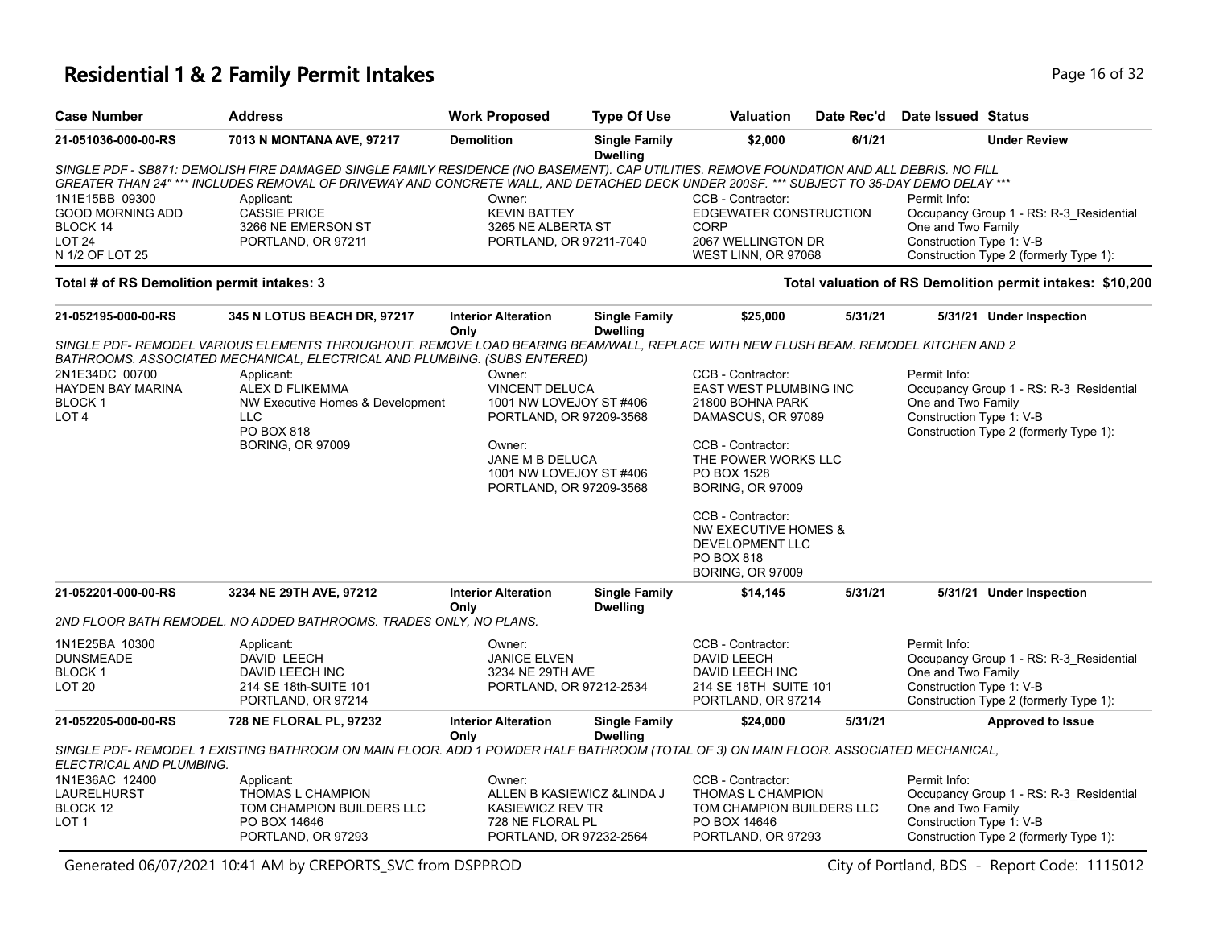# Residential 1 & 2 Family Permit Intakes

| Case Number | Address | Work Proposed | Type Of Use | Valuation | Date Rec'd | Date Issued | Status |
|---|---|---|---|---|---|---|---|
| 21-051036-000-00-RS | 7013 N MONTANA AVE, 97217 | Demolition | Single Family Dwelling | $2,000 | 6/1/21 | | Under Review |

SINGLE PDF - SB871: DEMOLISH FIRE DAMAGED SINGLE FAMILY RESIDENCE (NO BASEMENT). CAP UTILITIES. REMOVE FOUNDATION AND ALL DEBRIS. NO FILL GREATER THAN 24" *** INCLUDES REMOVAL OF DRIVEWAY AND CONCRETE WALL, AND DETACHED DECK UNDER 200SF. *** SUBJECT TO 35-DAY DEMO DELAY ***

1N1E15BB 09300
GOOD MORNING ADD
BLOCK 14
LOT 24
N 1/2 OF LOT 25

Applicant:
CASSIE PRICE
3266 NE EMERSON ST
PORTLAND, OR 97211

Owner:
KEVIN BATTEY
3265 NE ALBERTA ST
PORTLAND, OR 97211-7040

CCB - Contractor:
EDGEWATER CONSTRUCTION CORP
2067 WELLINGTON DR
WEST LINN, OR 97068

Permit Info:
Occupancy Group 1 - RS: R-3_Residential One and Two Family
Construction Type 1: V-B
Construction Type 2 (formerly Type 1):

**Total # of RS Demolition permit intakes: 3** — **Total valuation of RS Demolition permit intakes: $10,200**

| Case Number | Address | Work Proposed | Type Of Use | Valuation | Date Rec'd | Date Issued | Status |
|---|---|---|---|---|---|---|---|
| 21-052195-000-00-RS | 345 N LOTUS BEACH DR, 97217 | Interior Alteration Only | Single Family Dwelling | $25,000 | 5/31/21 | 5/31/21 | Under Inspection |

SINGLE PDF- REMODEL VARIOUS ELEMENTS THROUGHOUT. REMOVE LOAD BEARING BEAM/WALL, REPLACE WITH NEW FLUSH BEAM. REMODEL KITCHEN AND 2 BATHROOMS. ASSOCIATED MECHANICAL, ELECTRICAL AND PLUMBING. (SUBS ENTERED)

2N1E34DC 00700
HAYDEN BAY MARINA
BLOCK 1
LOT 4

Applicant:
ALEX D FLIKEMMA
NW Executive Homes & Development LLC
PO BOX 818
BORING, OR 97009

Owner:
VINCENT DELUCA
1001 NW LOVEJOY ST #406
PORTLAND, OR 97209-3568

Owner:
JANE M B DELUCA
1001 NW LOVEJOY ST #406
PORTLAND, OR 97209-3568

CCB - Contractor:
EAST WEST PLUMBING INC
21800 BOHNA PARK
DAMASCUS, OR 97089

CCB - Contractor:
THE POWER WORKS LLC
PO BOX 1528
BORING, OR 97009

CCB - Contractor:
NW EXECUTIVE HOMES & DEVELOPMENT LLC
PO BOX 818
BORING, OR 97009

Permit Info:
Occupancy Group 1 - RS: R-3_Residential One and Two Family
Construction Type 1: V-B
Construction Type 2 (formerly Type 1):

| Case Number | Address | Work Proposed | Type Of Use | Valuation | Date Rec'd | Date Issued | Status |
|---|---|---|---|---|---|---|---|
| 21-052201-000-00-RS | 3234 NE 29TH AVE, 97212 | Interior Alteration Only | Single Family Dwelling | $14,145 | 5/31/21 | 5/31/21 | Under Inspection |

2ND FLOOR BATH REMODEL. NO ADDED BATHROOMS. TRADES ONLY, NO PLANS.

1N1E25BA 10300
DUNSMEADE
BLOCK 1
LOT 20

Applicant:
DAVID LEECH
DAVID LEECH INC
214 SE 18th-SUITE 101
PORTLAND, OR 97214

Owner:
JANICE ELVEN
3234 NE 29TH AVE
PORTLAND, OR 97212-2534

CCB - Contractor:
DAVID LEECH
DAVID LEECH INC
214 SE 18TH SUITE 101
PORTLAND, OR 97214

Permit Info:
Occupancy Group 1 - RS: R-3_Residential One and Two Family
Construction Type 1: V-B
Construction Type 2 (formerly Type 1):

| Case Number | Address | Work Proposed | Type Of Use | Valuation | Date Rec'd | Date Issued | Status |
|---|---|---|---|---|---|---|---|
| 21-052205-000-00-RS | 728 NE FLORAL PL, 97232 | Interior Alteration Only | Single Family Dwelling | $24,000 | 5/31/21 | | Approved to Issue |

SINGLE PDF- REMODEL 1 EXISTING BATHROOM ON MAIN FLOOR. ADD 1 POWDER HALF BATHROOM (TOTAL OF 3) ON MAIN FLOOR. ASSOCIATED MECHANICAL, ELECTRICAL AND PLUMBING.

1N1E36AC 12400
LAURELHURST
BLOCK 12
LOT 1

Applicant:
THOMAS L CHAMPION
TOM CHAMPION BUILDERS LLC
PO BOX 14646
PORTLAND, OR 97293

Owner:
ALLEN B KASIEWICZ &LINDA J KASIEWICZ REV TR
728 NE FLORAL PL
PORTLAND, OR 97232-2564

CCB - Contractor:
THOMAS L CHAMPION
TOM CHAMPION BUILDERS LLC
PO BOX 14646
PORTLAND, OR 97293

Permit Info:
Occupancy Group 1 - RS: R-3_Residential One and Two Family
Construction Type 1: V-B
Construction Type 2 (formerly Type 1):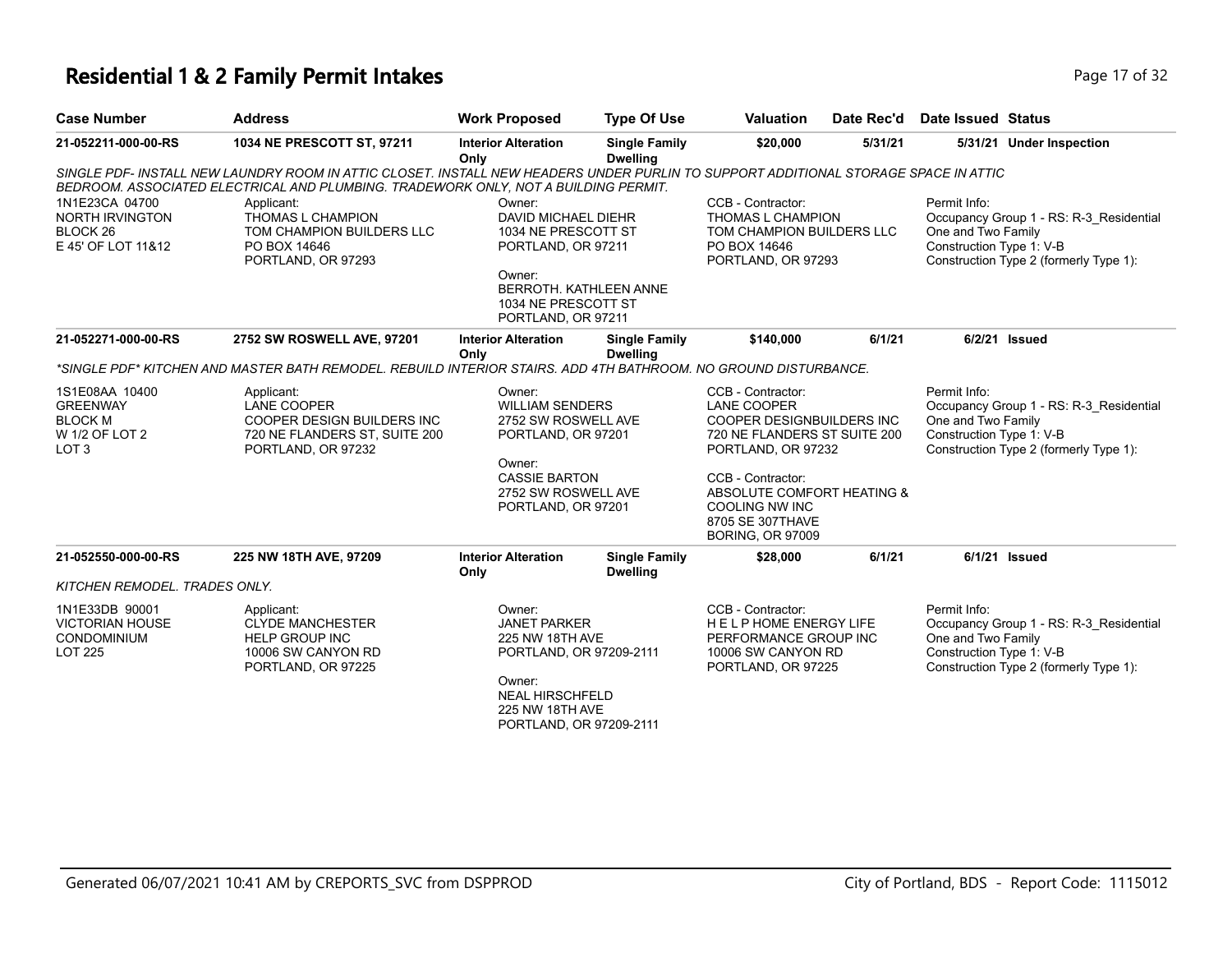# Residential 1 & 2 Family Permit Intakes

| Case Number | Address | Work Proposed | Type Of Use | Valuation | Date Rec'd | Date Issued | Status |
|---|---|---|---|---|---|---|---|
| 21-052211-000-00-RS | 1034 NE PRESCOTT ST, 97211 | Interior Alteration Only | Single Family Dwelling | $20,000 | 5/31/21 | 5/31/21 | Under Inspection |

*SINGLE PDF- INSTALL NEW LAUNDRY ROOM IN ATTIC CLOSET. INSTALL NEW HEADERS UNDER PURLIN TO SUPPORT ADDITIONAL STORAGE SPACE IN ATTIC BEDROOM. ASSOCIATED ELECTRICAL AND PLUMBING. TRADEWORK ONLY, NOT A BUILDING PERMIT.*

1N1E23CA 04700
NORTH IRVINGTON
BLOCK 26
E 45' OF LOT 11&12

Applicant:
THOMAS L CHAMPION
TOM CHAMPION BUILDERS LLC
PO BOX 14646
PORTLAND, OR 97293

Owner:
DAVID MICHAEL DIEHR
1034 NE PRESCOTT ST
PORTLAND, OR 97211

Owner:
BERROTH. KATHLEEN ANNE
1034 NE PRESCOTT ST
PORTLAND, OR 97211

CCB - Contractor:
THOMAS L CHAMPION
TOM CHAMPION BUILDERS LLC
PO BOX 14646
PORTLAND, OR 97293

Permit Info:
Occupancy Group 1 - RS: R-3_Residential One and Two Family
Construction Type 1: V-B
Construction Type 2 (formerly Type 1):

| Case Number | Address | Work Proposed | Type Of Use | Valuation | Date Rec'd | Date Issued | Status |
|---|---|---|---|---|---|---|---|
| 21-052271-000-00-RS | 2752 SW ROSWELL AVE, 97201 | Interior Alteration Only | Single Family Dwelling | $140,000 | 6/1/21 | 6/2/21 | Issued |

*\*SINGLE PDF\* KITCHEN AND MASTER BATH REMODEL. REBUILD INTERIOR STAIRS. ADD 4TH BATHROOM. NO GROUND DISTURBANCE.*

1S1E08AA 10400
GREENWAY
BLOCK M
W 1/2 OF LOT 2
LOT 3

Applicant:
LANE COOPER
COOPER DESIGN BUILDERS INC
720 NE FLANDERS ST, SUITE 200
PORTLAND, OR 97232

Owner:
WILLIAM SENDERS
2752 SW ROSWELL AVE
PORTLAND, OR 97201

Owner:
CASSIE BARTON
2752 SW ROSWELL AVE
PORTLAND, OR 97201

CCB - Contractor:
LANE COOPER
COOPER DESIGNBUILDERS INC
720 NE FLANDERS ST SUITE 200
PORTLAND, OR 97232

CCB - Contractor:
ABSOLUTE COMFORT HEATING & COOLING NW INC
8705 SE 307THAVE
BORING, OR 97009

Permit Info:
Occupancy Group 1 - RS: R-3_Residential One and Two Family
Construction Type 1: V-B
Construction Type 2 (formerly Type 1):

| Case Number | Address | Work Proposed | Type Of Use | Valuation | Date Rec'd | Date Issued | Status |
|---|---|---|---|---|---|---|---|
| 21-052550-000-00-RS | 225 NW 18TH AVE, 97209 | Interior Alteration Only | Single Family Dwelling | $28,000 | 6/1/21 | 6/1/21 | Issued |

*KITCHEN REMODEL. TRADES ONLY.*

1N1E33DB 90001
VICTORIAN HOUSE CONDOMINIUM
LOT 225

Applicant:
CLYDE MANCHESTER
HELP GROUP INC
10006 SW CANYON RD
PORTLAND, OR 97225

Owner:
JANET PARKER
225 NW 18TH AVE
PORTLAND, OR 97209-2111

Owner:
NEAL HIRSCHFELD
225 NW 18TH AVE
PORTLAND, OR 97209-2111

CCB - Contractor:
H E L P HOME ENERGY LIFE PERFORMANCE GROUP INC
10006 SW CANYON RD
PORTLAND, OR 97225

Permit Info:
Occupancy Group 1 - RS: R-3_Residential One and Two Family
Construction Type 1: V-B
Construction Type 2 (formerly Type 1):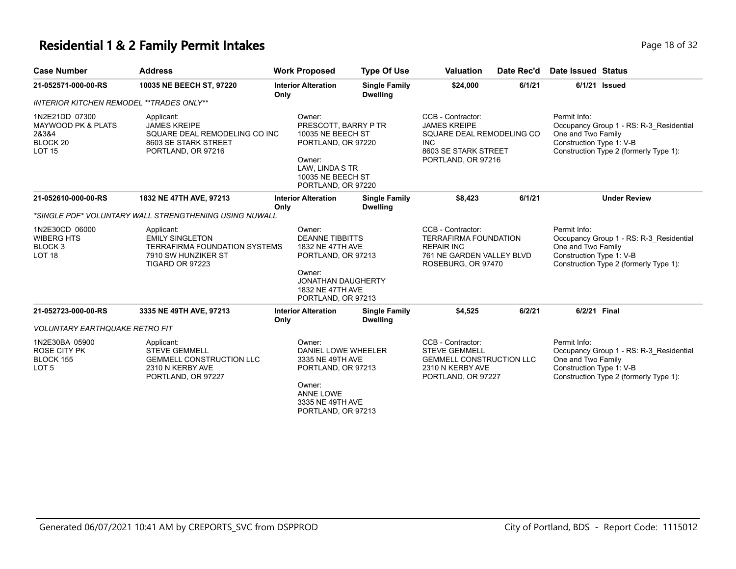# Residential 1 & 2 Family Permit Intakes

| Case Number | Address | Work Proposed | Type Of Use | Valuation | Date Rec'd | Date Issued | Status |
|---|---|---|---|---|---|---|---|
| **21-052571-000-00-RS** | **10035 NE BEECH ST, 97220** | **Interior Alteration Only** | **Single Family Dwelling** | **$24,000** | **6/1/21** | **6/1/21** | **Issued** |
| *INTERIOR KITCHEN REMODEL **TRADES ONLY*** | | | | | | | |
| 1N2E21DD 07300 MAYWOOD PK & PLATS 2&3&4 BLOCK 20 LOT 15 | Applicant: JAMES KREIPE SQUARE DEAL REMODELING CO INC 8603 SE STARK STREET PORTLAND, OR 97216 | Owner: PRESCOTT, BARRY P TR 10035 NE BEECH ST PORTLAND, OR 97220 Owner: LAW, LINDA S TR 10035 NE BEECH ST PORTLAND, OR 97220 | | CCB - Contractor: JAMES KREIPE SQUARE DEAL REMODELING CO INC 8603 SE STARK STREET PORTLAND, OR 97216 | | Permit Info: Occupancy Group 1 - RS: R-3_Residential One and Two Family Construction Type 1: V-B Construction Type 2 (formerly Type 1): | |
| **21-052610-000-00-RS** | **1832 NE 47TH AVE, 97213** | **Interior Alteration Only** | **Single Family Dwelling** | **$8,423** | **6/1/21** | | **Under Review** |
| *\*SINGLE PDF\* VOLUNTARY WALL STRENGTHENING USING NUWALL* | | | | | | | |
| 1N2E30CD 06000 WIBERG HTS BLOCK 3 LOT 18 | Applicant: EMILY SINGLETON TERRAFIRMA FOUNDATION SYSTEMS 7910 SW HUNZIKER ST TIGARD OR 97223 | Owner: DEANNE TIBBITTS 1832 NE 47TH AVE PORTLAND, OR 97213 Owner: JONATHAN DAUGHERTY 1832 NE 47TH AVE PORTLAND, OR 97213 | | CCB - Contractor: TERRAFIRMA FOUNDATION REPAIR INC 761 NE GARDEN VALLEY BLVD ROSEBURG, OR 97470 | | Permit Info: Occupancy Group 1 - RS: R-3_Residential One and Two Family Construction Type 1: V-B Construction Type 2 (formerly Type 1): | |
| **21-052723-000-00-RS** | **3335 NE 49TH AVE, 97213** | **Interior Alteration Only** | **Single Family Dwelling** | **$4,525** | **6/2/21** | **6/2/21** | **Final** |
| *VOLUNTARY EARTHQUAKE RETRO FIT* | | | | | | | |
| 1N2E30BA 05900 ROSE CITY PK BLOCK 155 LOT 5 | Applicant: STEVE GEMMELL GEMMELL CONSTRUCTION LLC 2310 N KERBY AVE PORTLAND, OR 97227 | Owner: DANIEL LOWE WHEELER 3335 NE 49TH AVE PORTLAND, OR 97213 Owner: ANNE LOWE 3335 NE 49TH AVE PORTLAND, OR 97213 | | CCB - Contractor: STEVE GEMMELL GEMMELL CONSTRUCTION LLC 2310 N KERBY AVE PORTLAND, OR 97227 | | Permit Info: Occupancy Group 1 - RS: R-3_Residential One and Two Family Construction Type 1: V-B Construction Type 2 (formerly Type 1): | |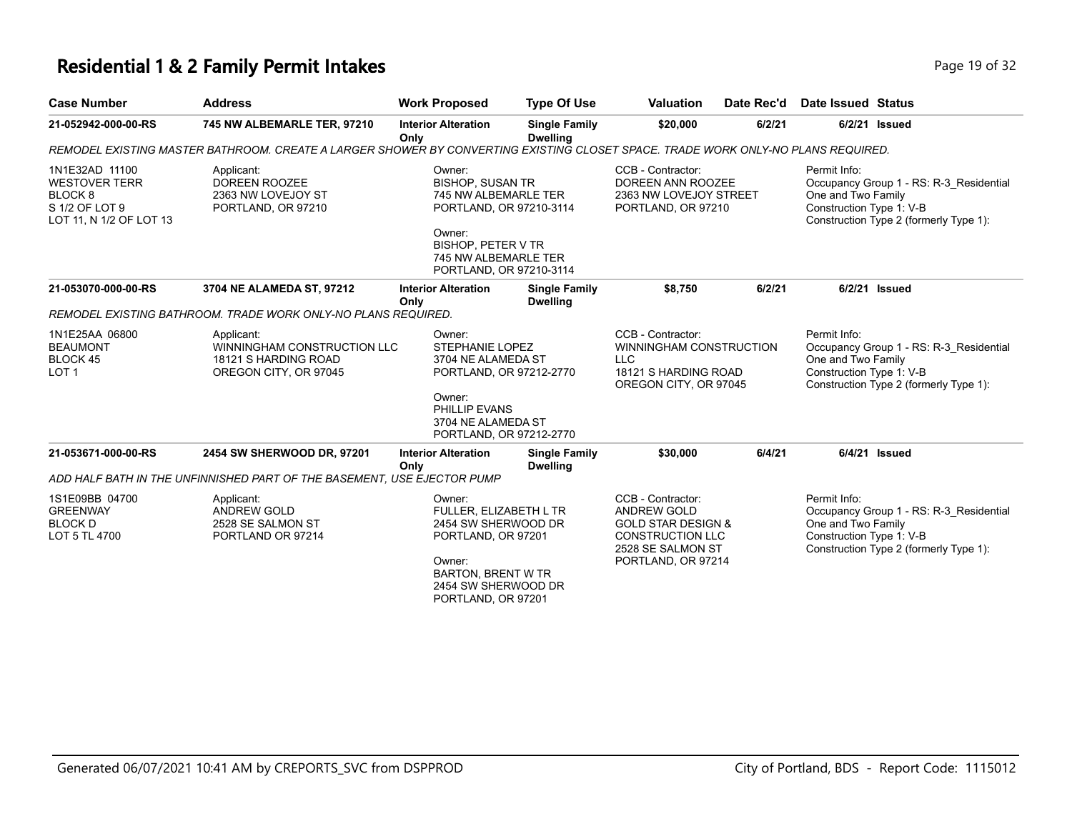# Residential 1 & 2 Family Permit Intakes

| Case Number | Address | Work Proposed | Type Of Use | Valuation | Date Rec'd | Date Issued | Status |
|---|---|---|---|---|---|---|---|
| 21-052942-000-00-RS | 745 NW ALBEMARLE TER, 97210 | Interior Alteration Only | Single Family Dwelling | $20,000 | 6/2/21 | 6/2/21 | Issued |

*REMODEL EXISTING MASTER BATHROOM. CREATE A LARGER SHOWER BY CONVERTING EXISTING CLOSET SPACE. TRADE WORK ONLY-NO PLANS REQUIRED.*

1N1E32AD 11100
WESTOVER TERR
BLOCK 8
S 1/2 OF LOT 9
LOT 11, N 1/2 OF LOT 13

Applicant:
DOREEN ROOZEE
2363 NW LOVEJOY ST
PORTLAND, OR 97210

Owner:
BISHOP, SUSAN TR
745 NW ALBEMARLE TER
PORTLAND, OR 97210-3114

Owner:
BISHOP, PETER V TR
745 NW ALBEMARLE TER
PORTLAND, OR 97210-3114

CCB - Contractor:
DOREEN ANN ROOZEE
2363 NW LOVEJOY STREET
PORTLAND, OR 97210

Permit Info:
Occupancy Group 1 - RS: R-3_Residential One and Two Family
Construction Type 1: V-B
Construction Type 2 (formerly Type 1):

| Case Number | Address | Work Proposed | Type Of Use | Valuation | Date Rec'd | Date Issued | Status |
|---|---|---|---|---|---|---|---|
| 21-053070-000-00-RS | 3704 NE ALAMEDA ST, 97212 | Interior Alteration Only | Single Family Dwelling | $8,750 | 6/2/21 | 6/2/21 | Issued |

*REMODEL EXISTING BATHROOM. TRADE WORK ONLY-NO PLANS REQUIRED.*

1N1E25AA 06800
BEAUMONT
BLOCK 45
LOT 1

Applicant:
WINNINGHAM CONSTRUCTION LLC
18121 S HARDING ROAD
OREGON CITY, OR 97045

Owner:
STEPHANIE LOPEZ
3704 NE ALAMEDA ST
PORTLAND, OR 97212-2770

Owner:
PHILLIP EVANS
3704 NE ALAMEDA ST
PORTLAND, OR 97212-2770

CCB - Contractor:
WINNINGHAM CONSTRUCTION LLC
18121 S HARDING ROAD
OREGON CITY, OR 97045

Permit Info:
Occupancy Group 1 - RS: R-3_Residential One and Two Family
Construction Type 1: V-B
Construction Type 2 (formerly Type 1):

| Case Number | Address | Work Proposed | Type Of Use | Valuation | Date Rec'd | Date Issued | Status |
|---|---|---|---|---|---|---|---|
| 21-053671-000-00-RS | 2454 SW SHERWOOD DR, 97201 | Interior Alteration Only | Single Family Dwelling | $30,000 | 6/4/21 | 6/4/21 | Issued |

*ADD HALF BATH IN THE UNFINNISHED PART OF THE BASEMENT, USE EJECTOR PUMP*

1S1E09BB 04700
GREENWAY
BLOCK D
LOT 5 TL 4700

Applicant:
ANDREW GOLD
2528 SE SALMON ST
PORTLAND OR 97214

Owner:
FULLER, ELIZABETH L TR
2454 SW SHERWOOD DR
PORTLAND, OR 97201

Owner:
BARTON, BRENT W TR
2454 SW SHERWOOD DR
PORTLAND, OR 97201

CCB - Contractor:
ANDREW GOLD
GOLD STAR DESIGN & CONSTRUCTION LLC
2528 SE SALMON ST
PORTLAND, OR 97214

Permit Info:
Occupancy Group 1 - RS: R-3_Residential One and Two Family
Construction Type 1: V-B
Construction Type 2 (formerly Type 1):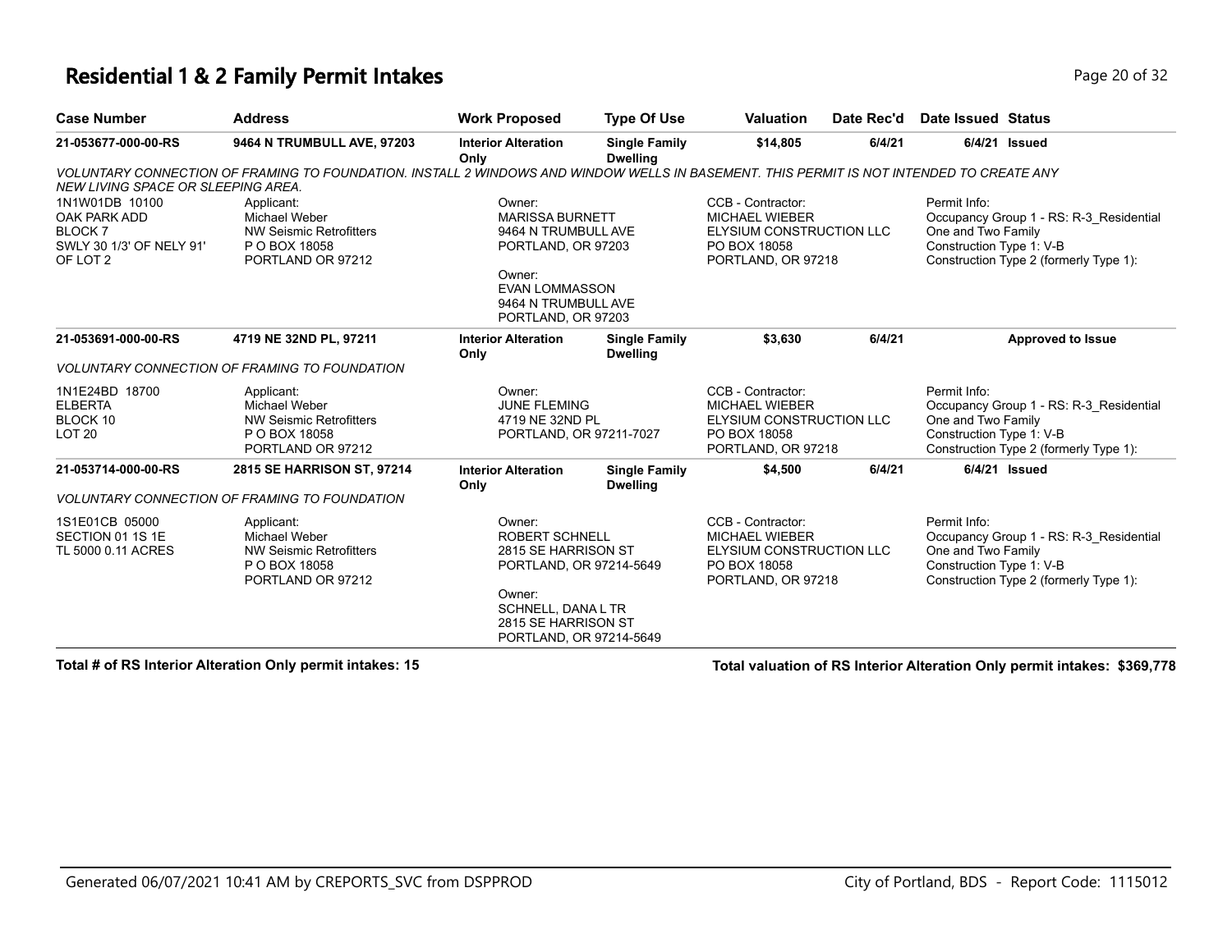# Residential 1 & 2 Family Permit Intakes

| Case Number | Address | Work Proposed | Type Of Use | Valuation | Date Rec'd | Date Issued | Status |
|---|---|---|---|---|---|---|---|
| 21-053677-000-00-RS | 9464 N TRUMBULL AVE, 97203 | Interior Alteration Only | Single Family Dwelling | $14,805 | 6/4/21 | 6/4/21 | Issued |

*VOLUNTARY CONNECTION OF FRAMING TO FOUNDATION. INSTALL 2 WINDOWS AND WINDOW WELLS IN BASEMENT. THIS PERMIT IS NOT INTENDED TO CREATE ANY NEW LIVING SPACE OR SLEEPING AREA.*

| Legal | Applicant | Owner | CCB - Contractor | Permit Info |
|---|---|---|---|---|
| 1N1W01DB 10100 OAK PARK ADD BLOCK 7 SWLY 30 1/3' OF NELY 91' OF LOT 2 | Applicant: Michael Weber NW Seismic Retrofitters P O BOX 18058 PORTLAND OR 97212 | Owner: MARISSA BURNETT 9464 N TRUMBULL AVE PORTLAND, OR 97203; Owner: EVAN LOMMASSON 9464 N TRUMBULL AVE PORTLAND, OR 97203 | CCB - Contractor: MICHAEL WIEBER ELYSIUM CONSTRUCTION LLC PO BOX 18058 PORTLAND, OR 97218 | Permit Info: Occupancy Group 1 - RS: R-3_Residential One and Two Family Construction Type 1: V-B Construction Type 2 (formerly Type 1): |

| Case Number | Address | Work Proposed | Type Of Use | Valuation | Date Rec'd | Date Issued | Status |
|---|---|---|---|---|---|---|---|
| 21-053691-000-00-RS | 4719 NE 32ND PL, 97211 | Interior Alteration Only | Single Family Dwelling | $3,630 | 6/4/21 | | Approved to Issue |

*VOLUNTARY CONNECTION OF FRAMING TO FOUNDATION*

| Legal | Applicant | Owner | CCB - Contractor | Permit Info |
|---|---|---|---|---|
| 1N1E24BD 18700 ELBERTA BLOCK 10 LOT 20 | Applicant: Michael Weber NW Seismic Retrofitters P O BOX 18058 PORTLAND OR 97212 | Owner: JUNE FLEMING 4719 NE 32ND PL PORTLAND, OR 97211-7027 | CCB - Contractor: MICHAEL WIEBER ELYSIUM CONSTRUCTION LLC PO BOX 18058 PORTLAND, OR 97218 | Permit Info: Occupancy Group 1 - RS: R-3_Residential One and Two Family Construction Type 1: V-B Construction Type 2 (formerly Type 1): |

| Case Number | Address | Work Proposed | Type Of Use | Valuation | Date Rec'd | Date Issued | Status |
|---|---|---|---|---|---|---|---|
| 21-053714-000-00-RS | 2815 SE HARRISON ST, 97214 | Interior Alteration Only | Single Family Dwelling | $4,500 | 6/4/21 | 6/4/21 | Issued |

*VOLUNTARY CONNECTION OF FRAMING TO FOUNDATION*

| Legal | Applicant | Owner | CCB - Contractor | Permit Info |
|---|---|---|---|---|
| 1S1E01CB 05000 SECTION 01 1S 1E TL 5000 0.11 ACRES | Applicant: Michael Weber NW Seismic Retrofitters P O BOX 18058 PORTLAND OR 97212 | Owner: ROBERT SCHNELL 2815 SE HARRISON ST PORTLAND, OR 97214-5649; Owner: SCHNELL, DANA L TR 2815 SE HARRISON ST PORTLAND, OR 97214-5649 | CCB - Contractor: MICHAEL WIEBER ELYSIUM CONSTRUCTION LLC PO BOX 18058 PORTLAND, OR 97218 | Permit Info: Occupancy Group 1 - RS: R-3_Residential One and Two Family Construction Type 1: V-B Construction Type 2 (formerly Type 1): |

**Total # of RS Interior Alteration Only permit intakes: 15**

**Total valuation of RS Interior Alteration Only permit intakes: $369,778**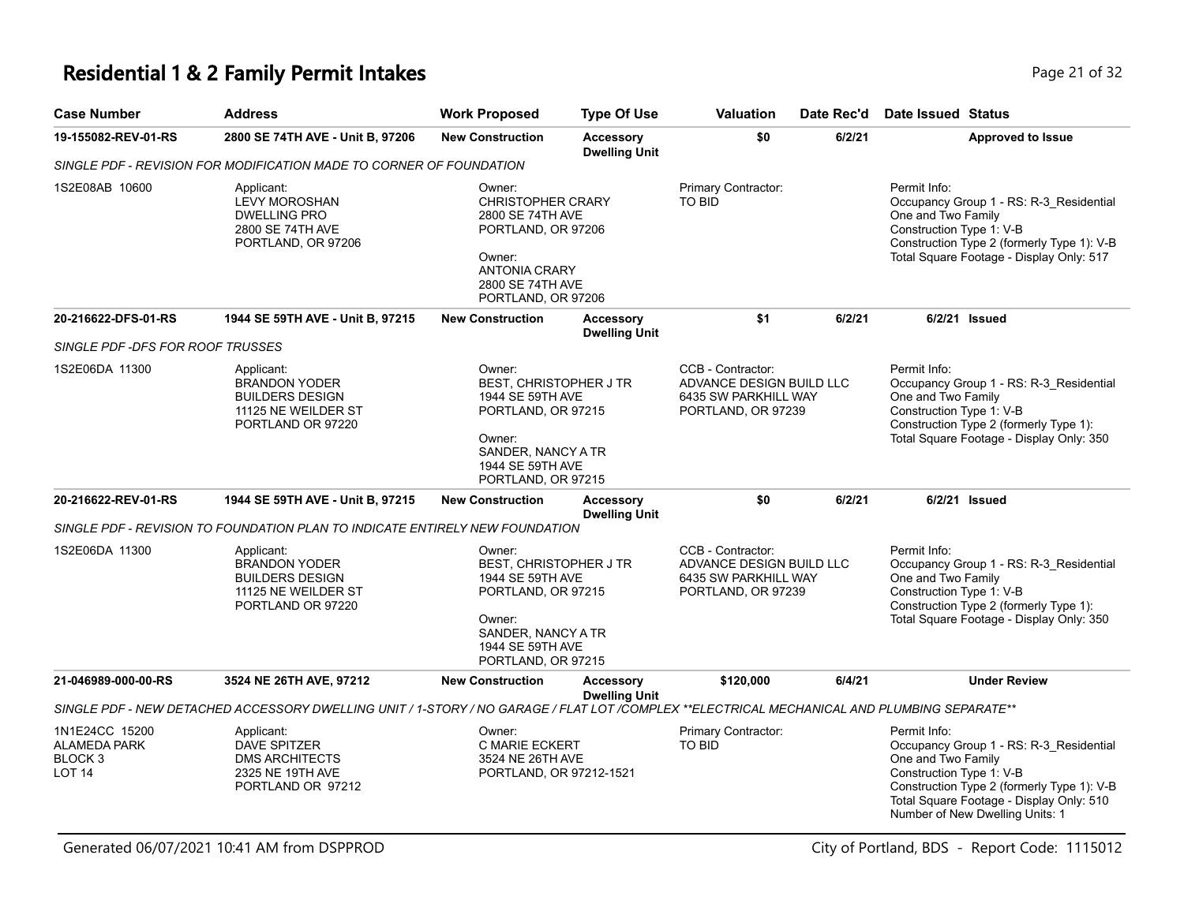# Residential 1 & 2 Family Permit Intakes

| Case Number | Address | Work Proposed | Type Of Use | Valuation | Date Rec'd | Date Issued | Status |
|---|---|---|---|---|---|---|---|
| 19-155082-REV-01-RS | 2800 SE 74TH AVE - Unit B, 97206 | New Construction | Accessory Dwelling Unit | $0 | 6/2/21 | | Approved to Issue |
| SINGLE PDF - REVISION FOR MODIFICATION MADE TO CORNER OF FOUNDATION | | | | | | | |
| 1S2E08AB 10600 | Applicant: LEVY MOROSHAN DWELLING PRO 2800 SE 74TH AVE PORTLAND, OR 97206 | Owner: CHRISTOPHER CRARY 2800 SE 74TH AVE PORTLAND, OR 97206 Owner: ANTONIA CRARY 2800 SE 74TH AVE PORTLAND, OR 97206 | | Primary Contractor: TO BID | | Permit Info: Occupancy Group 1 - RS: R-3_Residential One and Two Family Construction Type 1: V-B Construction Type 2 (formerly Type 1): V-B Total Square Footage - Display Only: 517 | |
| 20-216622-DFS-01-RS | 1944 SE 59TH AVE - Unit B, 97215 | New Construction | Accessory Dwelling Unit | $1 | 6/2/21 | 6/2/21 | Issued |
| SINGLE PDF -DFS FOR ROOF TRUSSES | | | | | | | |
| 1S2E06DA 11300 | Applicant: BRANDON YODER BUILDERS DESIGN 11125 NE WEILDER ST PORTLAND OR 97220 | Owner: BEST, CHRISTOPHER J TR 1944 SE 59TH AVE PORTLAND, OR 97215 Owner: SANDER, NANCY A TR 1944 SE 59TH AVE PORTLAND, OR 97215 | | CCB - Contractor: ADVANCE DESIGN BUILD LLC 6435 SW PARKHILL WAY PORTLAND, OR 97239 | | Permit Info: Occupancy Group 1 - RS: R-3_Residential One and Two Family Construction Type 1: V-B Construction Type 2 (formerly Type 1): Total Square Footage - Display Only: 350 | |
| 20-216622-REV-01-RS | 1944 SE 59TH AVE - Unit B, 97215 | New Construction | Accessory Dwelling Unit | $0 | 6/2/21 | 6/2/21 | Issued |
| SINGLE PDF - REVISION TO FOUNDATION PLAN TO INDICATE ENTIRELY NEW FOUNDATION | | | | | | | |
| 1S2E06DA 11300 | Applicant: BRANDON YODER BUILDERS DESIGN 11125 NE WEILDER ST PORTLAND OR 97220 | Owner: BEST, CHRISTOPHER J TR 1944 SE 59TH AVE PORTLAND, OR 97215 Owner: SANDER, NANCY A TR 1944 SE 59TH AVE PORTLAND, OR 97215 | | CCB - Contractor: ADVANCE DESIGN BUILD LLC 6435 SW PARKHILL WAY PORTLAND, OR 97239 | | Permit Info: Occupancy Group 1 - RS: R-3_Residential One and Two Family Construction Type 1: V-B Construction Type 2 (formerly Type 1): Total Square Footage - Display Only: 350 | |
| 21-046989-000-00-RS | 3524 NE 26TH AVE, 97212 | New Construction | Accessory Dwelling Unit | $120,000 | 6/4/21 | | Under Review |
| SINGLE PDF - NEW DETACHED ACCESSORY DWELLING UNIT / 1-STORY / NO GARAGE / FLAT LOT /COMPLEX **ELECTRICAL MECHANICAL AND PLUMBING SEPARATE** | | | | | | | |
| 1N1E24CC 15200 ALAMEDA PARK BLOCK 3 LOT 14 | Applicant: DAVE SPITZER DMS ARCHITECTS 2325 NE 19TH AVE PORTLAND OR 97212 | Owner: C MARIE ECKERT 3524 NE 26TH AVE PORTLAND, OR 97212-1521 | | Primary Contractor: TO BID | | Permit Info: Occupancy Group 1 - RS: R-3_Residential One and Two Family Construction Type 1: V-B Construction Type 2 (formerly Type 1): V-B Total Square Footage - Display Only: 510 Number of New Dwelling Units: 1 | |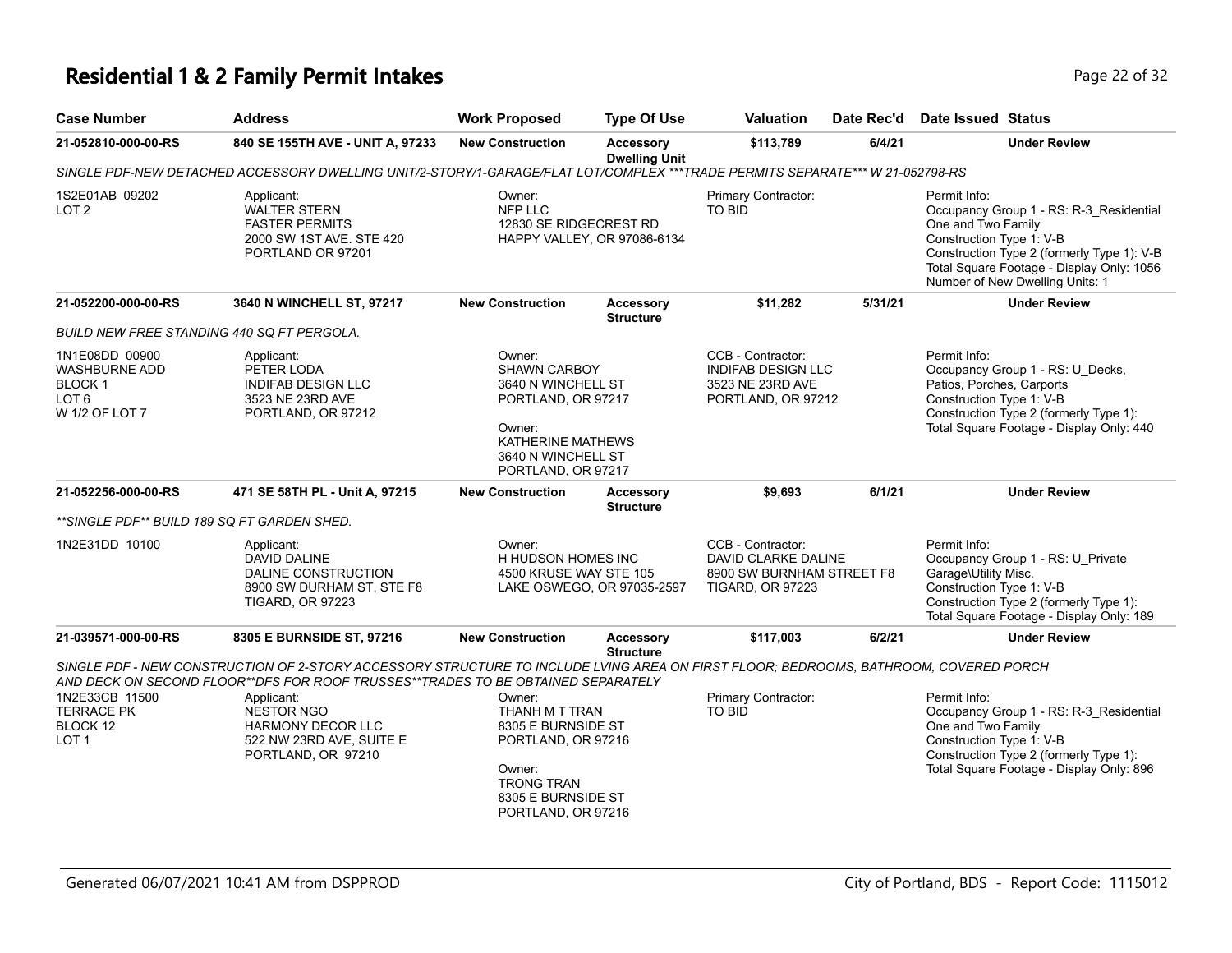# Residential 1 & 2 Family Permit Intakes

| Case Number | Address | Work Proposed | Type Of Use | Valuation | Date Rec'd | Date Issued | Status |
|---|---|---|---|---|---|---|---|
| 21-052810-000-00-RS | 840 SE 155TH AVE - UNIT A, 97233 | New Construction | Accessory Dwelling Unit | $113,789 | 6/4/21 | | Under Review |

*SINGLE PDF-NEW DETACHED ACCESSORY DWELLING UNIT/2-STORY/1-GARAGE/FLAT LOT/COMPLEX ***TRADE PERMITS SEPARATE*** W 21-052798-RS*

| | | | | |
|---|---|---|---|---|
| 1S2E01AB 09202<br>LOT 2 | Applicant:<br>WALTER STERN<br>FASTER PERMITS<br>2000 SW 1ST AVE. STE 420<br>PORTLAND OR 97201 | Owner:<br>NFP LLC<br>12830 SE RIDGECREST RD<br>HAPPY VALLEY, OR 97086-6134 | Primary Contractor:<br>TO BID | Permit Info:<br>Occupancy Group 1 - RS: R-3_Residential One and Two Family<br>Construction Type 1: V-B<br>Construction Type 2 (formerly Type 1): V-B<br>Total Square Footage - Display Only: 1056<br>Number of New Dwelling Units: 1 |

| Case Number | Address | Work Proposed | Type Of Use | Valuation | Date Rec'd | Date Issued | Status |
|---|---|---|---|---|---|---|---|
| 21-052200-000-00-RS | 3640 N WINCHELL ST, 97217 | New Construction | Accessory Structure | $11,282 | 5/31/21 | | Under Review |

*BUILD NEW FREE STANDING 440 SQ FT PERGOLA.*

| | | | | |
|---|---|---|---|---|
| 1N1E08DD 00900<br>WASHBURNE ADD<br>BLOCK 1<br>LOT 6<br>W 1/2 OF LOT 7 | Applicant:<br>PETER LODA<br>INDIFAB DESIGN LLC<br>3523 NE 23RD AVE<br>PORTLAND, OR 97212 | Owner:<br>SHAWN CARBOY<br>3640 N WINCHELL ST<br>PORTLAND, OR 97217<br><br>Owner:<br>KATHERINE MATHEWS<br>3640 N WINCHELL ST<br>PORTLAND, OR 97217 | CCB - Contractor:<br>INDIFAB DESIGN LLC<br>3523 NE 23RD AVE<br>PORTLAND, OR 97212 | Permit Info:<br>Occupancy Group 1 - RS: U_Decks, Patios, Porches, Carports<br>Construction Type 1: V-B<br>Construction Type 2 (formerly Type 1):<br>Total Square Footage - Display Only: 440 |

| Case Number | Address | Work Proposed | Type Of Use | Valuation | Date Rec'd | Date Issued | Status |
|---|---|---|---|---|---|---|---|
| 21-052256-000-00-RS | 471 SE 58TH PL - Unit A, 97215 | New Construction | Accessory Structure | $9,693 | 6/1/21 | | Under Review |

***SINGLE PDF** BUILD 189 SQ FT GARDEN SHED.*

| | | | | |
|---|---|---|---|---|
| 1N2E31DD 10100 | Applicant:<br>DAVID DALINE<br>DALINE CONSTRUCTION<br>8900 SW DURHAM ST, STE F8<br>TIGARD, OR 97223 | Owner:<br>H HUDSON HOMES INC<br>4500 KRUSE WAY STE 105<br>LAKE OSWEGO, OR 97035-2597 | CCB - Contractor:<br>DAVID CLARKE DALINE<br>8900 SW BURNHAM STREET F8<br>TIGARD, OR 97223 | Permit Info:<br>Occupancy Group 1 - RS: U_Private Garage\Utility Misc.<br>Construction Type 1: V-B<br>Construction Type 2 (formerly Type 1):<br>Total Square Footage - Display Only: 189 |

| Case Number | Address | Work Proposed | Type Of Use | Valuation | Date Rec'd | Date Issued | Status |
|---|---|---|---|---|---|---|---|
| 21-039571-000-00-RS | 8305 E BURNSIDE ST, 97216 | New Construction | Accessory Structure | $117,003 | 6/2/21 | | Under Review |

*SINGLE PDF - NEW CONSTRUCTION OF 2-STORY ACCESSORY STRUCTURE TO INCLUDE LVING AREA ON FIRST FLOOR; BEDROOMS, BATHROOM, COVERED PORCH AND DECK ON SECOND FLOOR**DFS FOR ROOF TRUSSES**TRADES TO BE OBTAINED SEPARATELY*

| | | | | |
|---|---|---|---|---|
| 1N2E33CB 11500<br>TERRACE PK<br>BLOCK 12<br>LOT 1 | Applicant:<br>NESTOR NGO<br>HARMONY DECOR LLC<br>522 NW 23RD AVE, SUITE E<br>PORTLAND, OR 97210 | Owner:<br>THANH M T TRAN<br>8305 E BURNSIDE ST<br>PORTLAND, OR 97216<br><br>Owner:<br>TRONG TRAN<br>8305 E BURNSIDE ST<br>PORTLAND, OR 97216 | Primary Contractor:<br>TO BID | Permit Info:<br>Occupancy Group 1 - RS: R-3_Residential One and Two Family<br>Construction Type 1: V-B<br>Construction Type 2 (formerly Type 1):<br>Total Square Footage - Display Only: 896 |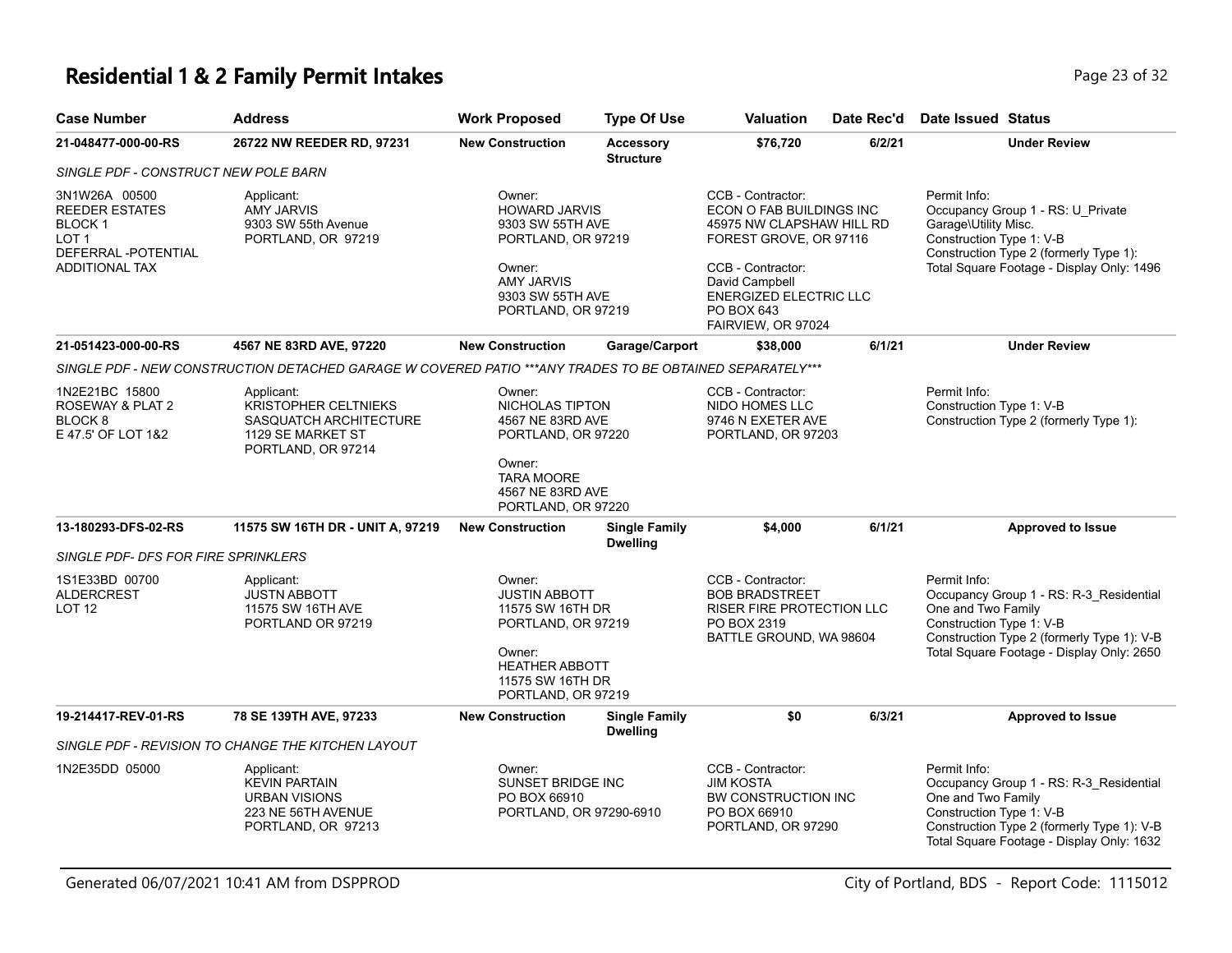# Residential 1 & 2 Family Permit Intakes

| Case Number | Address | Work Proposed | Type Of Use | Valuation | Date Rec'd | Date Issued | Status |
|---|---|---|---|---|---|---|---|
| **21-048477-000-00-RS** | **26722 NW REEDER RD, 97231** | **New Construction** | **Accessory Structure** | **$76,720** | **6/2/21** | | **Under Review** |
| *SINGLE PDF - CONSTRUCT NEW POLE BARN* | | | | | | | |
| 3N1W26A 00500<br>REEDER ESTATES<br>BLOCK 1<br>LOT 1<br>DEFERRAL -POTENTIAL ADDITIONAL TAX | Applicant:<br>AMY JARVIS<br>9303 SW 55th Avenue<br>PORTLAND, OR 97219 | Owner:<br>HOWARD JARVIS<br>9303 SW 55TH AVE<br>PORTLAND, OR 97219<br><br>Owner:<br>AMY JARVIS<br>9303 SW 55TH AVE<br>PORTLAND, OR 97219 | | CCB - Contractor:<br>ECON O FAB BUILDINGS INC<br>45975 NW CLAPSHAW HILL RD<br>FOREST GROVE, OR 97116<br><br>CCB - Contractor:<br>David Campbell<br>ENERGIZED ELECTRIC LLC<br>PO BOX 643<br>FAIRVIEW, OR 97024 | | Permit Info:<br>Occupancy Group 1 - RS: U_Private Garage\Utility Misc.<br>Construction Type 1: V-B<br>Construction Type 2 (formerly Type 1):<br>Total Square Footage - Display Only: 1496 | |
| **21-051423-000-00-RS** | **4567 NE 83RD AVE, 97220** | **New Construction** | **Garage/Carport** | **$38,000** | **6/1/21** | | **Under Review** |
| *SINGLE PDF - NEW CONSTRUCTION DETACHED GARAGE W COVERED PATIO ***ANY TRADES TO BE OBTAINED SEPARATELY**** | | | | | | | |
| 1N2E21BC 15800<br>ROSEWAY & PLAT 2<br>BLOCK 8<br>E 47.5' OF LOT 1&2 | Applicant:<br>KRISTOPHER CELTNIEKS<br>SASQUATCH ARCHITECTURE<br>1129 SE MARKET ST<br>PORTLAND, OR 97214 | Owner:<br>NICHOLAS TIPTON<br>4567 NE 83RD AVE<br>PORTLAND, OR 97220<br><br>Owner:<br>TARA MOORE<br>4567 NE 83RD AVE<br>PORTLAND, OR 97220 | | CCB - Contractor:<br>NIDO HOMES LLC<br>9746 N EXETER AVE<br>PORTLAND, OR 97203 | | Permit Info:<br>Construction Type 1: V-B<br>Construction Type 2 (formerly Type 1): | |
| **13-180293-DFS-02-RS** | **11575 SW 16TH DR - UNIT A, 97219** | **New Construction** | **Single Family Dwelling** | **$4,000** | **6/1/21** | | **Approved to Issue** |
| *SINGLE PDF- DFS FOR FIRE SPRINKLERS* | | | | | | | |
| 1S1E33BD 00700<br>ALDERCREST<br>LOT 12 | Applicant:<br>JUSTN ABBOTT<br>11575 SW 16TH AVE<br>PORTLAND OR 97219 | Owner:<br>JUSTIN ABBOTT<br>11575 SW 16TH DR<br>PORTLAND, OR 97219<br><br>Owner:<br>HEATHER ABBOTT<br>11575 SW 16TH DR<br>PORTLAND, OR 97219 | | CCB - Contractor:<br>BOB BRADSTREET<br>RISER FIRE PROTECTION LLC<br>PO BOX 2319<br>BATTLE GROUND, WA 98604 | | Permit Info:<br>Occupancy Group 1 - RS: R-3_Residential One and Two Family<br>Construction Type 1: V-B<br>Construction Type 2 (formerly Type 1): V-B<br>Total Square Footage - Display Only: 2650 | |
| **19-214417-REV-01-RS** | **78 SE 139TH AVE, 97233** | **New Construction** | **Single Family Dwelling** | **$0** | **6/3/21** | | **Approved to Issue** |
| *SINGLE PDF - REVISION TO CHANGE THE KITCHEN LAYOUT* | | | | | | | |
| 1N2E35DD 05000 | Applicant:<br>KEVIN PARTAIN<br>URBAN VISIONS<br>223 NE 56TH AVENUE<br>PORTLAND, OR 97213 | Owner:<br>SUNSET BRIDGE INC<br>PO BOX 66910<br>PORTLAND, OR 97290-6910 | | CCB - Contractor:<br>JIM KOSTA<br>BW CONSTRUCTION INC<br>PO BOX 66910<br>PORTLAND, OR 97290 | | Permit Info:<br>Occupancy Group 1 - RS: R-3_Residential One and Two Family<br>Construction Type 1: V-B<br>Construction Type 2 (formerly Type 1): V-B<br>Total Square Footage - Display Only: 1632 | |

Generated 06/07/2021 10:41 AM from DSPPROD

City of Portland, BDS - Report Code: 1115012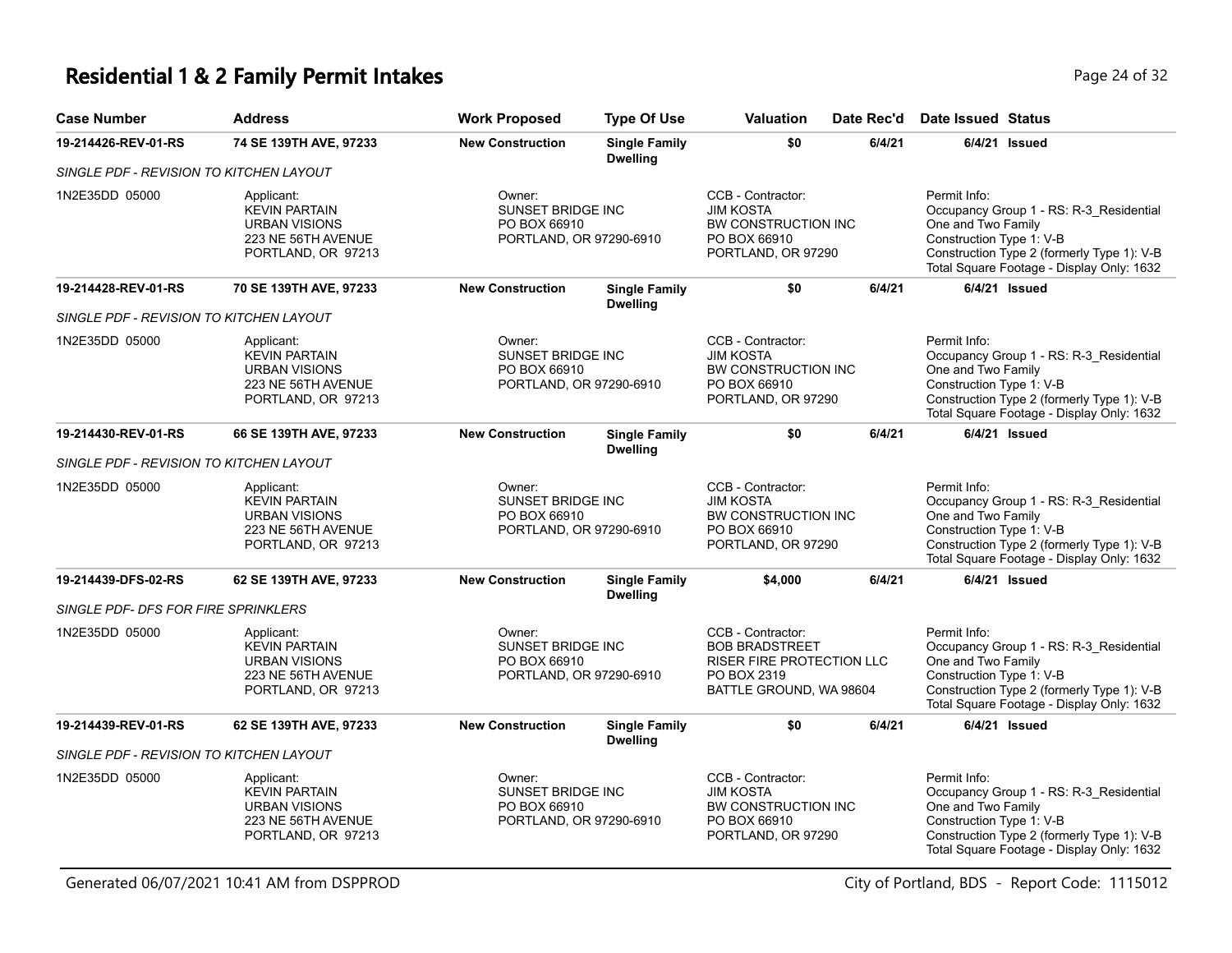# Residential 1 & 2 Family Permit Intakes

| Case Number | Address | Work Proposed | Type Of Use | Valuation | Date Rec'd | Date Issued | Status |
|---|---|---|---|---|---|---|---|
| **19-214426-REV-01-RS** | **74 SE 139TH AVE, 97233** | **New Construction** | **Single Family Dwelling** | **$0** | **6/4/21** | **6/4/21** | **Issued** |
| *SINGLE PDF - REVISION TO KITCHEN LAYOUT* | | | | | | | |
| 1N2E35DD 05000 | Applicant: KEVIN PARTAIN URBAN VISIONS 223 NE 56TH AVENUE PORTLAND, OR 97213 | Owner: SUNSET BRIDGE INC PO BOX 66910 PORTLAND, OR 97290-6910 | | CCB - Contractor: JIM KOSTA BW CONSTRUCTION INC PO BOX 66910 PORTLAND, OR 97290 | | Permit Info: Occupancy Group 1 - RS: R-3_Residential One and Two Family Construction Type 1: V-B Construction Type 2 (formerly Type 1): V-B Total Square Footage - Display Only: 1632 | |
| **19-214428-REV-01-RS** | **70 SE 139TH AVE, 97233** | **New Construction** | **Single Family Dwelling** | **$0** | **6/4/21** | **6/4/21** | **Issued** |
| *SINGLE PDF - REVISION TO KITCHEN LAYOUT* | | | | | | | |
| 1N2E35DD 05000 | Applicant: KEVIN PARTAIN URBAN VISIONS 223 NE 56TH AVENUE PORTLAND, OR 97213 | Owner: SUNSET BRIDGE INC PO BOX 66910 PORTLAND, OR 97290-6910 | | CCB - Contractor: JIM KOSTA BW CONSTRUCTION INC PO BOX 66910 PORTLAND, OR 97290 | | Permit Info: Occupancy Group 1 - RS: R-3_Residential One and Two Family Construction Type 1: V-B Construction Type 2 (formerly Type 1): V-B Total Square Footage - Display Only: 1632 | |
| **19-214430-REV-01-RS** | **66 SE 139TH AVE, 97233** | **New Construction** | **Single Family Dwelling** | **$0** | **6/4/21** | **6/4/21** | **Issued** |
| *SINGLE PDF - REVISION TO KITCHEN LAYOUT* | | | | | | | |
| 1N2E35DD 05000 | Applicant: KEVIN PARTAIN URBAN VISIONS 223 NE 56TH AVENUE PORTLAND, OR 97213 | Owner: SUNSET BRIDGE INC PO BOX 66910 PORTLAND, OR 97290-6910 | | CCB - Contractor: JIM KOSTA BW CONSTRUCTION INC PO BOX 66910 PORTLAND, OR 97290 | | Permit Info: Occupancy Group 1 - RS: R-3_Residential One and Two Family Construction Type 1: V-B Construction Type 2 (formerly Type 1): V-B Total Square Footage - Display Only: 1632 | |
| **19-214439-DFS-02-RS** | **62 SE 139TH AVE, 97233** | **New Construction** | **Single Family Dwelling** | **$4,000** | **6/4/21** | **6/4/21** | **Issued** |
| *SINGLE PDF- DFS FOR FIRE SPRINKLERS* | | | | | | | |
| 1N2E35DD 05000 | Applicant: KEVIN PARTAIN URBAN VISIONS 223 NE 56TH AVENUE PORTLAND, OR 97213 | Owner: SUNSET BRIDGE INC PO BOX 66910 PORTLAND, OR 97290-6910 | | CCB - Contractor: BOB BRADSTREET RISER FIRE PROTECTION LLC PO BOX 2319 BATTLE GROUND, WA 98604 | | Permit Info: Occupancy Group 1 - RS: R-3_Residential One and Two Family Construction Type 1: V-B Construction Type 2 (formerly Type 1): V-B Total Square Footage - Display Only: 1632 | |
| **19-214439-REV-01-RS** | **62 SE 139TH AVE, 97233** | **New Construction** | **Single Family Dwelling** | **$0** | **6/4/21** | **6/4/21** | **Issued** |
| *SINGLE PDF - REVISION TO KITCHEN LAYOUT* | | | | | | | |
| 1N2E35DD 05000 | Applicant: KEVIN PARTAIN URBAN VISIONS 223 NE 56TH AVENUE PORTLAND, OR 97213 | Owner: SUNSET BRIDGE INC PO BOX 66910 PORTLAND, OR 97290-6910 | | CCB - Contractor: JIM KOSTA BW CONSTRUCTION INC PO BOX 66910 PORTLAND, OR 97290 | | Permit Info: Occupancy Group 1 - RS: R-3_Residential One and Two Family Construction Type 1: V-B Construction Type 2 (formerly Type 1): V-B Total Square Footage - Display Only: 1632 | |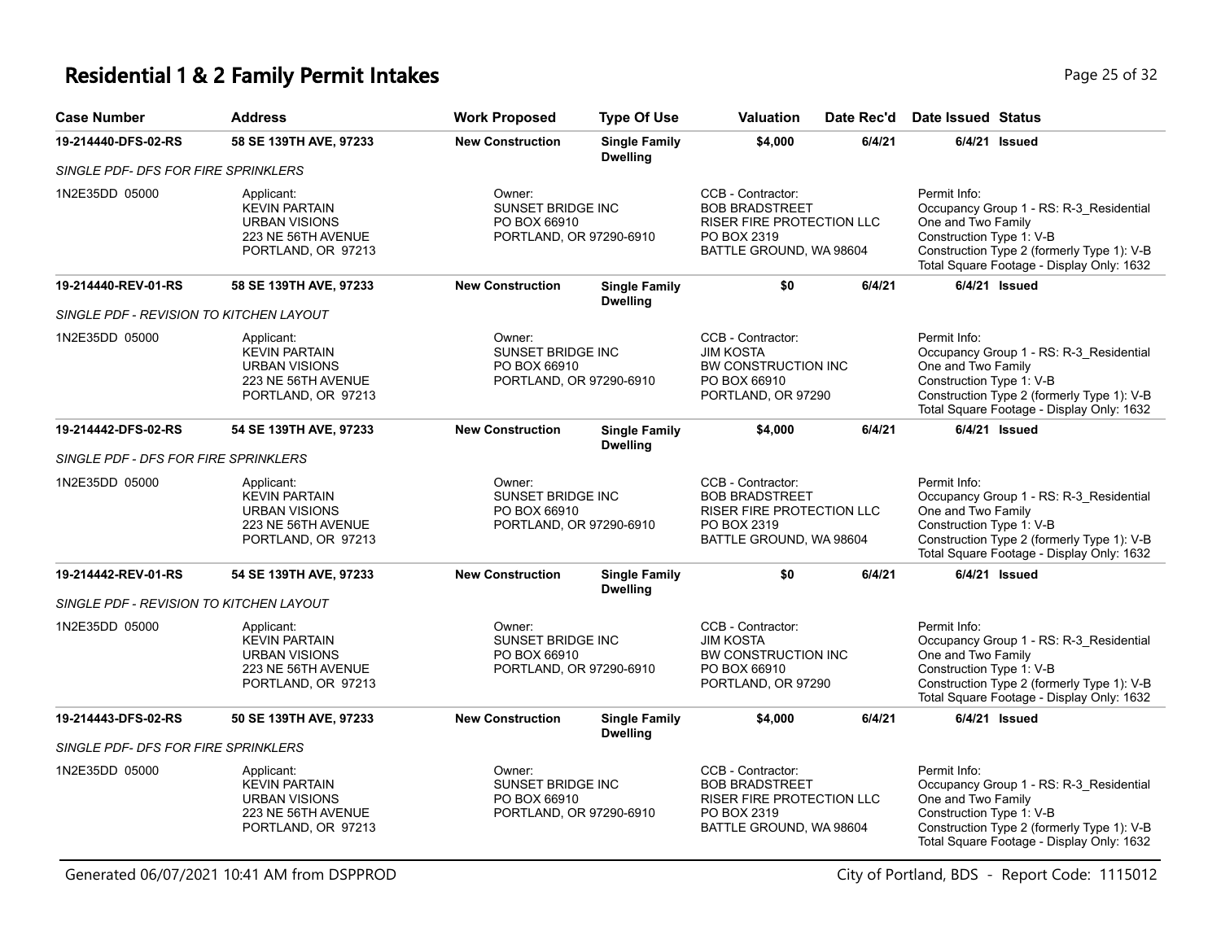## Residential 1 & 2 Family Permit Intakes

| Case Number | Address | Work Proposed | Type Of Use | Valuation | Date Rec'd | Date Issued | Status |
|---|---|---|---|---|---|---|---|
| **19-214440-DFS-02-RS** | **58 SE 139TH AVE, 97233** | **New Construction** | **Single Family Dwelling** | **$4,000** | **6/4/21** | **6/4/21** | **Issued** |
| *SINGLE PDF- DFS FOR FIRE SPRINKLERS* | | | | | | | |
| 1N2E35DD 05000 | Applicant: KEVIN PARTAIN URBAN VISIONS 223 NE 56TH AVENUE PORTLAND, OR 97213 | Owner: SUNSET BRIDGE INC PO BOX 66910 PORTLAND, OR 97290-6910 | | CCB - Contractor: BOB BRADSTREET RISER FIRE PROTECTION LLC PO BOX 2319 BATTLE GROUND, WA 98604 | | Permit Info: Occupancy Group 1 - RS: R-3_Residential One and Two Family Construction Type 1: V-B Construction Type 2 (formerly Type 1): V-B Total Square Footage - Display Only: 1632 | |
| **19-214440-REV-01-RS** | **58 SE 139TH AVE, 97233** | **New Construction** | **Single Family Dwelling** | **$0** | **6/4/21** | **6/4/21** | **Issued** |
| *SINGLE PDF - REVISION TO KITCHEN LAYOUT* | | | | | | | |
| 1N2E35DD 05000 | Applicant: KEVIN PARTAIN URBAN VISIONS 223 NE 56TH AVENUE PORTLAND, OR 97213 | Owner: SUNSET BRIDGE INC PO BOX 66910 PORTLAND, OR 97290-6910 | | CCB - Contractor: JIM KOSTA BW CONSTRUCTION INC PO BOX 66910 PORTLAND, OR 97290 | | Permit Info: Occupancy Group 1 - RS: R-3_Residential One and Two Family Construction Type 1: V-B Construction Type 2 (formerly Type 1): V-B Total Square Footage - Display Only: 1632 | |
| **19-214442-DFS-02-RS** | **54 SE 139TH AVE, 97233** | **New Construction** | **Single Family Dwelling** | **$4,000** | **6/4/21** | **6/4/21** | **Issued** |
| *SINGLE PDF - DFS FOR FIRE SPRINKLERS* | | | | | | | |
| 1N2E35DD 05000 | Applicant: KEVIN PARTAIN URBAN VISIONS 223 NE 56TH AVENUE PORTLAND, OR 97213 | Owner: SUNSET BRIDGE INC PO BOX 66910 PORTLAND, OR 97290-6910 | | CCB - Contractor: BOB BRADSTREET RISER FIRE PROTECTION LLC PO BOX 2319 BATTLE GROUND, WA 98604 | | Permit Info: Occupancy Group 1 - RS: R-3_Residential One and Two Family Construction Type 1: V-B Construction Type 2 (formerly Type 1): V-B Total Square Footage - Display Only: 1632 | |
| **19-214442-REV-01-RS** | **54 SE 139TH AVE, 97233** | **New Construction** | **Single Family Dwelling** | **$0** | **6/4/21** | **6/4/21** | **Issued** |
| *SINGLE PDF - REVISION TO KITCHEN LAYOUT* | | | | | | | |
| 1N2E35DD 05000 | Applicant: KEVIN PARTAIN URBAN VISIONS 223 NE 56TH AVENUE PORTLAND, OR 97213 | Owner: SUNSET BRIDGE INC PO BOX 66910 PORTLAND, OR 97290-6910 | | CCB - Contractor: JIM KOSTA BW CONSTRUCTION INC PO BOX 66910 PORTLAND, OR 97290 | | Permit Info: Occupancy Group 1 - RS: R-3_Residential One and Two Family Construction Type 1: V-B Construction Type 2 (formerly Type 1): V-B Total Square Footage - Display Only: 1632 | |
| **19-214443-DFS-02-RS** | **50 SE 139TH AVE, 97233** | **New Construction** | **Single Family Dwelling** | **$4,000** | **6/4/21** | **6/4/21** | **Issued** |
| *SINGLE PDF- DFS FOR FIRE SPRINKLERS* | | | | | | | |
| 1N2E35DD 05000 | Applicant: KEVIN PARTAIN URBAN VISIONS 223 NE 56TH AVENUE PORTLAND, OR 97213 | Owner: SUNSET BRIDGE INC PO BOX 66910 PORTLAND, OR 97290-6910 | | CCB - Contractor: BOB BRADSTREET RISER FIRE PROTECTION LLC PO BOX 2319 BATTLE GROUND, WA 98604 | | Permit Info: Occupancy Group 1 - RS: R-3_Residential One and Two Family Construction Type 1: V-B Construction Type 2 (formerly Type 1): V-B Total Square Footage - Display Only: 1632 | |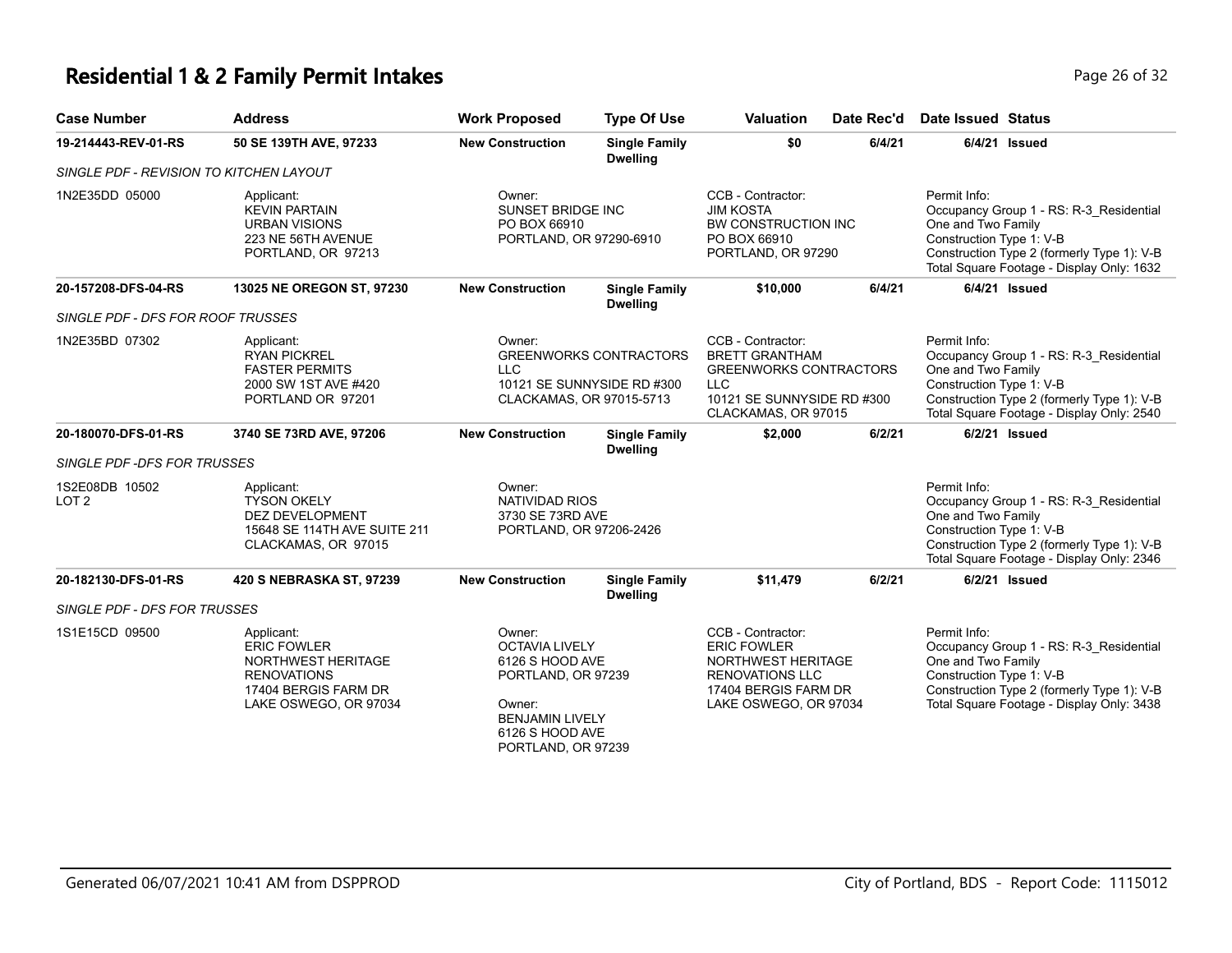# Residential 1 & 2 Family Permit Intakes

| Case Number | Address | Work Proposed | Type Of Use | Valuation | Date Rec'd | Date Issued | Status |
|---|---|---|---|---|---|---|---|
| 19-214443-REV-01-RS | 50 SE 139TH AVE, 97233 | New Construction | Single Family Dwelling | $0 | 6/4/21 | 6/4/21 | Issued |
| *SINGLE PDF - REVISION TO KITCHEN LAYOUT* | | | | | | | |
| 1N2E35DD 05000 | Applicant: KEVIN PARTAIN URBAN VISIONS 223 NE 56TH AVENUE PORTLAND, OR 97213 | Owner: SUNSET BRIDGE INC PO BOX 66910 PORTLAND, OR 97290-6910 | | CCB - Contractor: JIM KOSTA BW CONSTRUCTION INC PO BOX 66910 PORTLAND, OR 97290 | | Permit Info: Occupancy Group 1 - RS: R-3_Residential One and Two Family Construction Type 1: V-B Construction Type 2 (formerly Type 1): V-B Total Square Footage - Display Only: 1632 | |
| 20-157208-DFS-04-RS | 13025 NE OREGON ST, 97230 | New Construction | Single Family Dwelling | $10,000 | 6/4/21 | 6/4/21 | Issued |
| *SINGLE PDF - DFS FOR ROOF TRUSSES* | | | | | | | |
| 1N2E35BD 07302 | Applicant: RYAN PICKREL FASTER PERMITS 2000 SW 1ST AVE #420 PORTLAND OR 97201 | Owner: GREENWORKS CONTRACTORS LLC 10121 SE SUNNYSIDE RD #300 CLACKAMAS, OR 97015-5713 | | CCB - Contractor: BRETT GRANTHAM GREENWORKS CONTRACTORS LLC 10121 SE SUNNYSIDE RD #300 CLACKAMAS, OR 97015 | | Permit Info: Occupancy Group 1 - RS: R-3_Residential One and Two Family Construction Type 1: V-B Construction Type 2 (formerly Type 1): V-B Total Square Footage - Display Only: 2540 | |
| 20-180070-DFS-01-RS | 3740 SE 73RD AVE, 97206 | New Construction | Single Family Dwelling | $2,000 | 6/2/21 | 6/2/21 | Issued |
| *SINGLE PDF -DFS FOR TRUSSES* | | | | | | | |
| 1S2E08DB 10502 LOT 2 | Applicant: TYSON OKELY DEZ DEVELOPMENT 15648 SE 114TH AVE SUITE 211 CLACKAMAS, OR 97015 | Owner: NATIVIDAD RIOS 3730 SE 73RD AVE PORTLAND, OR 97206-2426 | | | | Permit Info: Occupancy Group 1 - RS: R-3_Residential One and Two Family Construction Type 1: V-B Construction Type 2 (formerly Type 1): V-B Total Square Footage - Display Only: 2346 | |
| 20-182130-DFS-01-RS | 420 S NEBRASKA ST, 97239 | New Construction | Single Family Dwelling | $11,479 | 6/2/21 | 6/2/21 | Issued |
| *SINGLE PDF - DFS FOR TRUSSES* | | | | | | | |
| 1S1E15CD 09500 | Applicant: ERIC FOWLER NORTHWEST HERITAGE RENOVATIONS 17404 BERGIS FARM DR LAKE OSWEGO, OR 97034 | Owner: OCTAVIA LIVELY 6126 S HOOD AVE PORTLAND, OR 97239 Owner: BENJAMIN LIVELY 6126 S HOOD AVE PORTLAND, OR 97239 | | CCB - Contractor: ERIC FOWLER NORTHWEST HERITAGE RENOVATIONS LLC 17404 BERGIS FARM DR LAKE OSWEGO, OR 97034 | | Permit Info: Occupancy Group 1 - RS: R-3_Residential One and Two Family Construction Type 1: V-B Construction Type 2 (formerly Type 1): V-B Total Square Footage - Display Only: 3438 | |

Generated 06/07/2021 10:41 AM from DSPPROD — City of Portland, BDS - Report Code: 1115012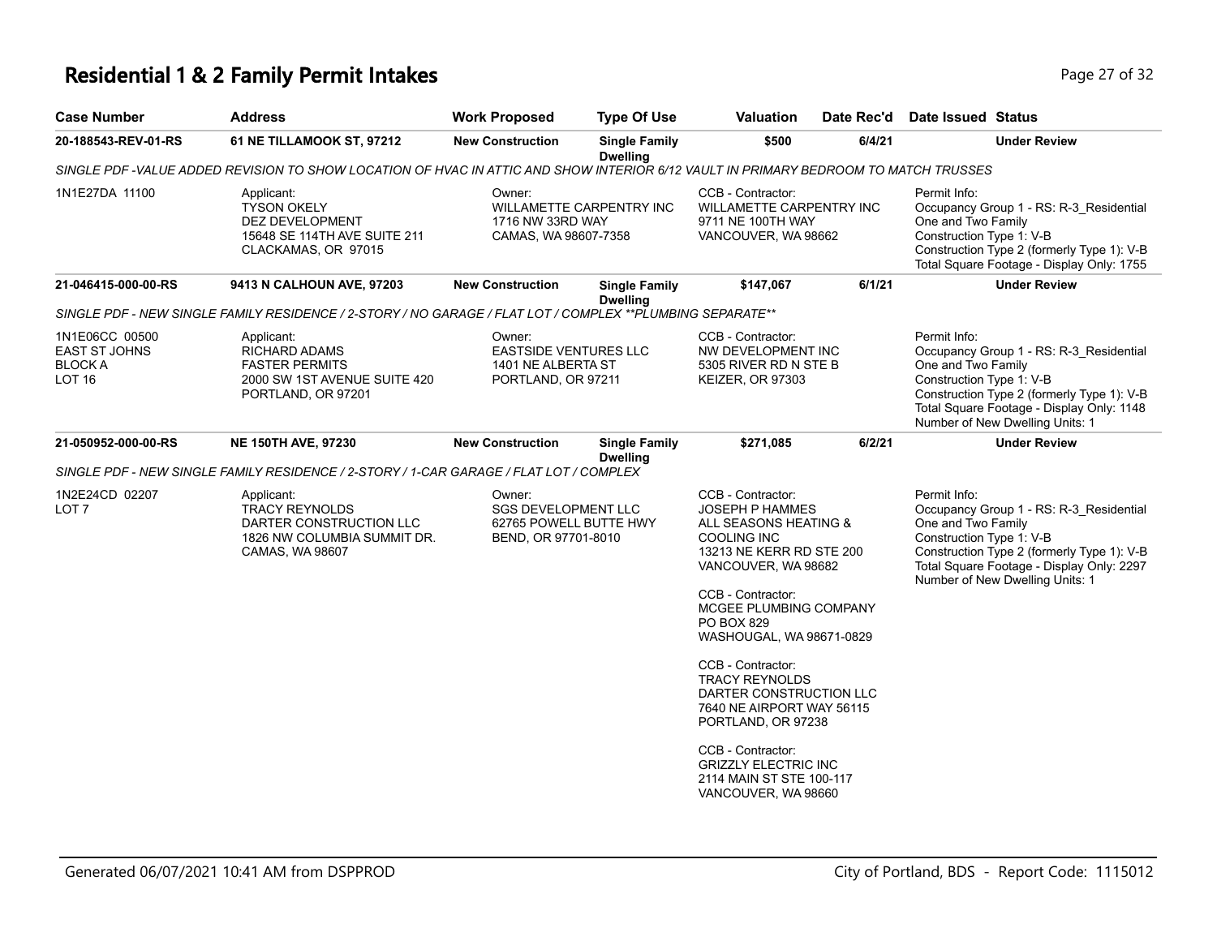# Residential 1 & 2 Family Permit Intakes

| Case Number | Address | Work Proposed | Type Of Use | Valuation | Date Rec'd | Date Issued | Status |
|---|---|---|---|---|---|---|---|
| 20-188543-REV-01-RS | 61 NE TILLAMOOK ST, 97212 | New Construction | Single Family Dwelling | $500 | 6/4/21 | | Under Review |

SINGLE PDF -VALUE ADDED REVISION TO SHOW LOCATION OF HVAC IN ATTIC AND SHOW INTERIOR 6/12 VAULT IN PRIMARY BEDROOM TO MATCH TRUSSES

1N1E27DA 11100

Applicant:
TYSON OKELY
DEZ DEVELOPMENT
15648 SE 114TH AVE SUITE 211
CLACKAMAS, OR 97015

Owner:
WILLAMETTE CARPENTRY INC
1716 NW 33RD WAY
CAMAS, WA 98607-7358

CCB - Contractor:
WILLAMETTE CARPENTRY INC
9711 NE 100TH WAY
VANCOUVER, WA 98662

Permit Info:
Occupancy Group 1 - RS: R-3_Residential One and Two Family
Construction Type 1: V-B
Construction Type 2 (formerly Type 1): V-B
Total Square Footage - Display Only: 1755

| Case Number | Address | Work Proposed | Type Of Use | Valuation | Date Rec'd | Date Issued | Status |
|---|---|---|---|---|---|---|---|
| 21-046415-000-00-RS | 9413 N CALHOUN AVE, 97203 | New Construction | Single Family Dwelling | $147,067 | 6/1/21 | | Under Review |

SINGLE PDF - NEW SINGLE FAMILY RESIDENCE / 2-STORY / NO GARAGE / FLAT LOT / COMPLEX **PLUMBING SEPARATE**

1N1E06CC 00500
EAST ST JOHNS
BLOCK A
LOT 16

Applicant:
RICHARD ADAMS
FASTER PERMITS
2000 SW 1ST AVENUE SUITE 420
PORTLAND, OR 97201

Owner:
EASTSIDE VENTURES LLC
1401 NE ALBERTA ST
PORTLAND, OR 97211

CCB - Contractor:
NW DEVELOPMENT INC
5305 RIVER RD N STE B
KEIZER, OR 97303

Permit Info:
Occupancy Group 1 - RS: R-3_Residential One and Two Family
Construction Type 1: V-B
Construction Type 2 (formerly Type 1): V-B
Total Square Footage - Display Only: 1148
Number of New Dwelling Units: 1

| Case Number | Address | Work Proposed | Type Of Use | Valuation | Date Rec'd | Date Issued | Status |
|---|---|---|---|---|---|---|---|
| 21-050952-000-00-RS | NE 150TH AVE, 97230 | New Construction | Single Family Dwelling | $271,085 | 6/2/21 | | Under Review |

SINGLE PDF - NEW SINGLE FAMILY RESIDENCE / 2-STORY / 1-CAR GARAGE / FLAT LOT / COMPLEX

1N2E24CD 02207
LOT 7

Applicant:
TRACY REYNOLDS
DARTER CONSTRUCTION LLC
1826 NW COLUMBIA SUMMIT DR.
CAMAS, WA 98607

Owner:
SGS DEVELOPMENT LLC
62765 POWELL BUTTE HWY
BEND, OR 97701-8010

CCB - Contractor:
JOSEPH P HAMMES
ALL SEASONS HEATING & COOLING INC
13213 NE KERR RD STE 200
VANCOUVER, WA 98682

CCB - Contractor:
MCGEE PLUMBING COMPANY
PO BOX 829
WASHOUGAL, WA 98671-0829

CCB - Contractor:
TRACY REYNOLDS
DARTER CONSTRUCTION LLC
7640 NE AIRPORT WAY 56115
PORTLAND, OR 97238

CCB - Contractor:
GRIZZLY ELECTRIC INC
2114 MAIN ST STE 100-117
VANCOUVER, WA 98660

Permit Info:
Occupancy Group 1 - RS: R-3_Residential One and Two Family
Construction Type 1: V-B
Construction Type 2 (formerly Type 1): V-B
Total Square Footage - Display Only: 2297
Number of New Dwelling Units: 1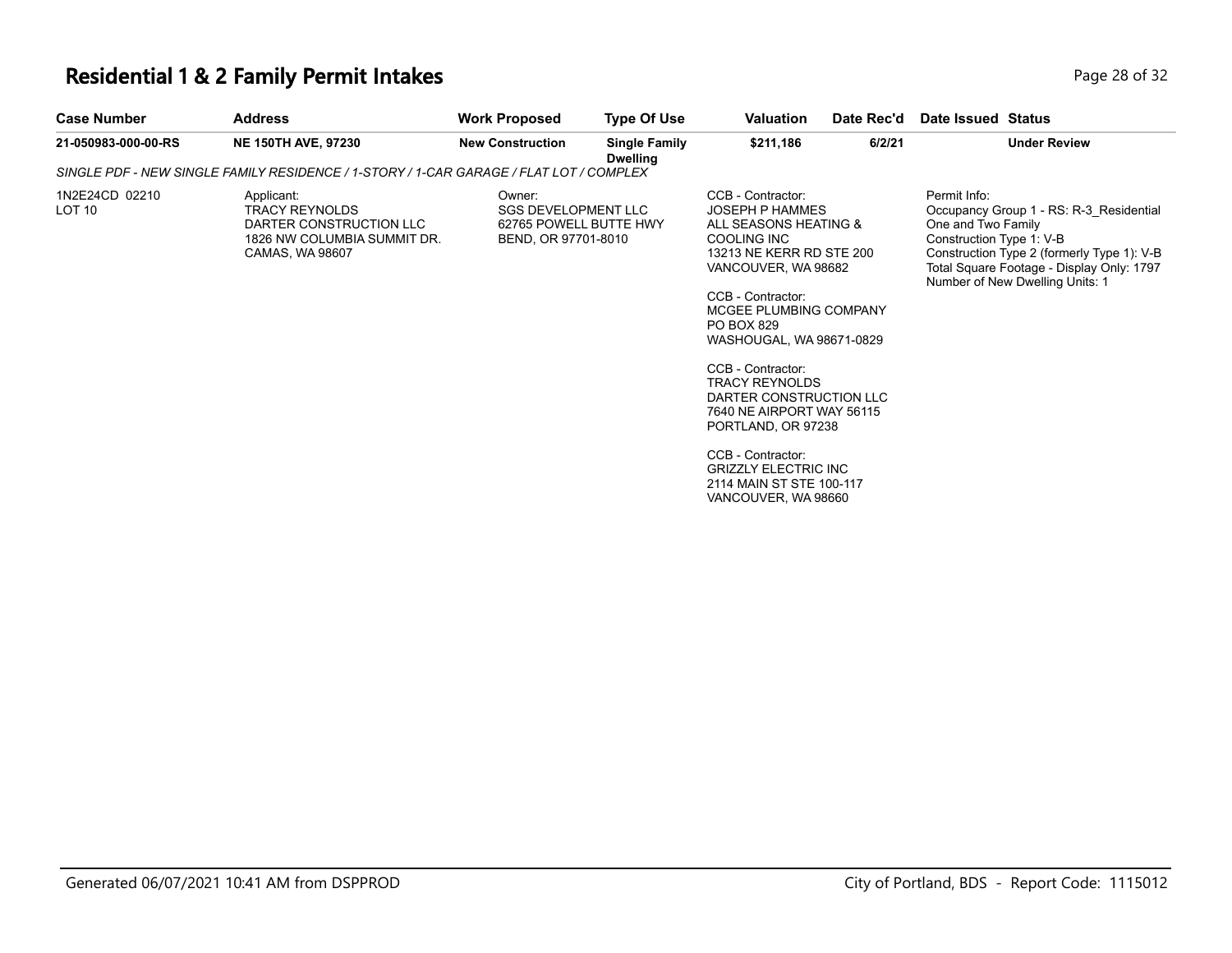# Residential 1 & 2 Family Permit Intakes

| Case Number | Address | Work Proposed | Type Of Use | Valuation | Date Rec'd | Date Issued | Status |
|---|---|---|---|---|---|---|---|
| 21-050983-000-00-RS | NE 150TH AVE, 97230 | New Construction | Single Family Dwelling | $211,186 | 6/2/21 | | Under Review |

*SINGLE PDF - NEW SINGLE FAMILY RESIDENCE / 1-STORY / 1-CAR GARAGE / FLAT LOT / COMPLEX*

1N2E24CD 02210
LOT 10

Applicant:
TRACY REYNOLDS
DARTER CONSTRUCTION LLC
1826 NW COLUMBIA SUMMIT DR.
CAMAS, WA 98607

Owner:
SGS DEVELOPMENT LLC
62765 POWELL BUTTE HWY
BEND, OR 97701-8010

CCB - Contractor:
JOSEPH P HAMMES
ALL SEASONS HEATING & COOLING INC
13213 NE KERR RD STE 200
VANCOUVER, WA 98682

CCB - Contractor:
MCGEE PLUMBING COMPANY
PO BOX 829
WASHOUGAL, WA 98671-0829

CCB - Contractor:
TRACY REYNOLDS
DARTER CONSTRUCTION LLC
7640 NE AIRPORT WAY 56115
PORTLAND, OR 97238

CCB - Contractor:
GRIZZLY ELECTRIC INC
2114 MAIN ST STE 100-117
VANCOUVER, WA 98660

Permit Info:
Occupancy Group 1 - RS: R-3_Residential One and Two Family
Construction Type 1: V-B
Construction Type 2 (formerly Type 1): V-B
Total Square Footage - Display Only: 1797
Number of New Dwelling Units: 1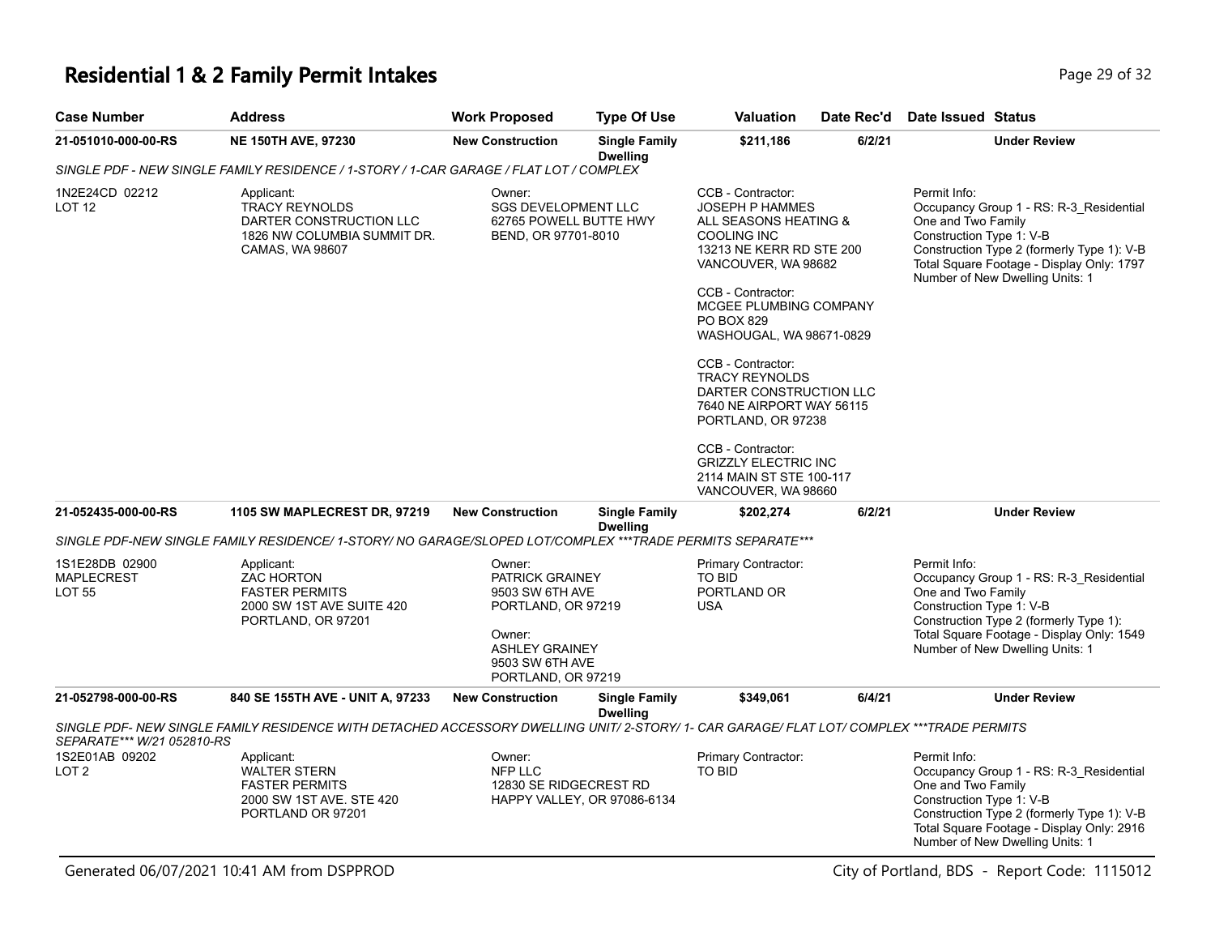# Residential 1 & 2 Family Permit Intakes

| Case Number | Address | Work Proposed | Type Of Use | Valuation | Date Rec'd | Date Issued | Status |
|---|---|---|---|---|---|---|---|
| 21-051010-000-00-RS | NE 150TH AVE, 97230 | New Construction | Single Family Dwelling | $211,186 | 6/2/21 | | Under Review |

*SINGLE PDF - NEW SINGLE FAMILY RESIDENCE / 1-STORY / 1-CAR GARAGE / FLAT LOT / COMPLEX*

1N2E24CD 02212
LOT 12

Applicant:
TRACY REYNOLDS
DARTER CONSTRUCTION LLC
1826 NW COLUMBIA SUMMIT DR.
CAMAS, WA 98607

Owner:
SGS DEVELOPMENT LLC
62765 POWELL BUTTE HWY
BEND, OR 97701-8010

CCB - Contractor:
JOSEPH P HAMMES
ALL SEASONS HEATING & COOLING INC
13213 NE KERR RD STE 200
VANCOUVER, WA 98682

CCB - Contractor:
MCGEE PLUMBING COMPANY
PO BOX 829
WASHOUGAL, WA 98671-0829

CCB - Contractor:
TRACY REYNOLDS
DARTER CONSTRUCTION LLC
7640 NE AIRPORT WAY 56115
PORTLAND, OR 97238

CCB - Contractor:
GRIZZLY ELECTRIC INC
2114 MAIN ST STE 100-117
VANCOUVER, WA 98660

Permit Info:
Occupancy Group 1 - RS: R-3_Residential One and Two Family
Construction Type 1: V-B
Construction Type 2 (formerly Type 1): V-B
Total Square Footage - Display Only: 1797
Number of New Dwelling Units: 1

| Case Number | Address | Work Proposed | Type Of Use | Valuation | Date Rec'd | Date Issued | Status |
|---|---|---|---|---|---|---|---|
| 21-052435-000-00-RS | 1105 SW MAPLECREST DR, 97219 | New Construction | Single Family Dwelling | $202,274 | 6/2/21 | | Under Review |

*SINGLE PDF-NEW SINGLE FAMILY RESIDENCE/ 1-STORY/ NO GARAGE/SLOPED LOT/COMPLEX ***TRADE PERMITS SEPARATE****

1S1E28DB 02900
MAPLECREST
LOT 55

Applicant:
ZAC HORTON
FASTER PERMITS
2000 SW 1ST AVE SUITE 420
PORTLAND, OR 97201

Owner:
PATRICK GRAINEY
9503 SW 6TH AVE
PORTLAND, OR 97219

Owner:
ASHLEY GRAINEY
9503 SW 6TH AVE
PORTLAND, OR 97219

Primary Contractor:
TO BID
PORTLAND OR
USA

Permit Info:
Occupancy Group 1 - RS: R-3_Residential One and Two Family
Construction Type 1: V-B
Construction Type 2 (formerly Type 1):
Total Square Footage - Display Only: 1549
Number of New Dwelling Units: 1

| Case Number | Address | Work Proposed | Type Of Use | Valuation | Date Rec'd | Date Issued | Status |
|---|---|---|---|---|---|---|---|
| 21-052798-000-00-RS | 840 SE 155TH AVE - UNIT A, 97233 | New Construction | Single Family Dwelling | $349,061 | 6/4/21 | | Under Review |

*SINGLE PDF- NEW SINGLE FAMILY RESIDENCE WITH DETACHED ACCESSORY DWELLING UNIT/ 2-STORY/ 1- CAR GARAGE/ FLAT LOT/ COMPLEX ***TRADE PERMITS SEPARATE*** W/21 052810-RS*

1S2E01AB 09202
LOT 2

Applicant:
WALTER STERN
FASTER PERMITS
2000 SW 1ST AVE. STE 420
PORTLAND OR 97201

Owner:
NFP LLC
12830 SE RIDGECREST RD
HAPPY VALLEY, OR 97086-6134

Primary Contractor:
TO BID

Permit Info:
Occupancy Group 1 - RS: R-3_Residential One and Two Family
Construction Type 1: V-B
Construction Type 2 (formerly Type 1): V-B
Total Square Footage - Display Only: 2916
Number of New Dwelling Units: 1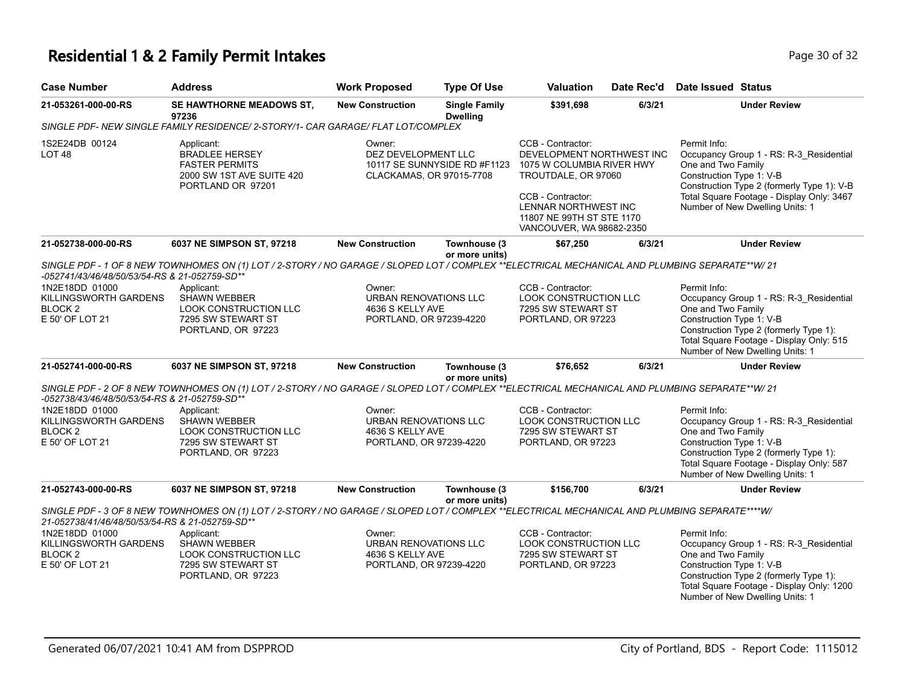# Residential 1 & 2 Family Permit Intakes

| Case Number | Address | Work Proposed | Type Of Use | Valuation | Date Rec'd | Date Issued | Status |
|---|---|---|---|---|---|---|---|
| 21-053261-000-00-RS | SE HAWTHORNE MEADOWS ST, 97236 | New Construction | Single Family Dwelling | $391,698 | 6/3/21 | | Under Review |

*SINGLE PDF- NEW SINGLE FAMILY RESIDENCE/ 2-STORY/1- CAR GARAGE/ FLAT LOT/COMPLEX*

1S2E24DB 00124
LOT 48

Applicant:
BRADLEE HERSEY
FASTER PERMITS
2000 SW 1ST AVE SUITE 420
PORTLAND OR 97201

Owner:
DEZ DEVELOPMENT LLC
10117 SE SUNNYSIDE RD #F1123
CLACKAMAS, OR 97015-7708

CCB - Contractor:
DEVELOPMENT NORTHWEST INC
1075 W COLUMBIA RIVER HWY
TROUTDALE, OR 97060

CCB - Contractor:
LENNAR NORTHWEST INC
11807 NE 99TH ST STE 1170
VANCOUVER, WA 98682-2350

Permit Info:
Occupancy Group 1 - RS: R-3_Residential One and Two Family
Construction Type 1: V-B
Construction Type 2 (formerly Type 1): V-B
Total Square Footage - Display Only: 3467
Number of New Dwelling Units: 1

| Case Number | Address | Work Proposed | Type Of Use | Valuation | Date Rec'd | Date Issued | Status |
|---|---|---|---|---|---|---|---|
| 21-052738-000-00-RS | 6037 NE SIMPSON ST, 97218 | New Construction | Townhouse (3 or more units) | $67,250 | 6/3/21 | | Under Review |

*SINGLE PDF - 1 OF 8 NEW TOWNHOMES ON (1) LOT / 2-STORY / NO GARAGE / SLOPED LOT / COMPLEX **ELECTRICAL MECHANICAL AND PLUMBING SEPARATE**W/ 21 -052741/43/46/48/50/53/54-RS & 21-052759-SD***

1N2E18DD 01000
KILLINGSWORTH GARDENS
BLOCK 2
E 50' OF LOT 21

Applicant:
SHAWN WEBBER
LOOK CONSTRUCTION LLC
7295 SW STEWART ST
PORTLAND, OR 97223

Owner:
URBAN RENOVATIONS LLC
4636 S KELLY AVE
PORTLAND, OR 97239-4220

CCB - Contractor:
LOOK CONSTRUCTION LLC
7295 SW STEWART ST
PORTLAND, OR 97223

Permit Info:
Occupancy Group 1 - RS: R-3_Residential One and Two Family
Construction Type 1: V-B
Construction Type 2 (formerly Type 1):
Total Square Footage - Display Only: 515
Number of New Dwelling Units: 1

| Case Number | Address | Work Proposed | Type Of Use | Valuation | Date Rec'd | Date Issued | Status |
|---|---|---|---|---|---|---|---|
| 21-052741-000-00-RS | 6037 NE SIMPSON ST, 97218 | New Construction | Townhouse (3 or more units) | $76,652 | 6/3/21 | | Under Review |

*SINGLE PDF - 2 OF 8 NEW TOWNHOMES ON (1) LOT / 2-STORY / NO GARAGE / SLOPED LOT / COMPLEX **ELECTRICAL MECHANICAL AND PLUMBING SEPARATE**W/ 21 -052738/43/46/48/50/53/54-RS & 21-052759-SD***

1N2E18DD 01000
KILLINGSWORTH GARDENS
BLOCK 2
E 50' OF LOT 21

Applicant:
SHAWN WEBBER
LOOK CONSTRUCTION LLC
7295 SW STEWART ST
PORTLAND, OR 97223

Owner:
URBAN RENOVATIONS LLC
4636 S KELLY AVE
PORTLAND, OR 97239-4220

CCB - Contractor:
LOOK CONSTRUCTION LLC
7295 SW STEWART ST
PORTLAND, OR 97223

Permit Info:
Occupancy Group 1 - RS: R-3_Residential One and Two Family
Construction Type 1: V-B
Construction Type 2 (formerly Type 1):
Total Square Footage - Display Only: 587
Number of New Dwelling Units: 1

| Case Number | Address | Work Proposed | Type Of Use | Valuation | Date Rec'd | Date Issued | Status |
|---|---|---|---|---|---|---|---|
| 21-052743-000-00-RS | 6037 NE SIMPSON ST, 97218 | New Construction | Townhouse (3 or more units) | $156,700 | 6/3/21 | | Under Review |

*SINGLE PDF - 3 OF 8 NEW TOWNHOMES ON (1) LOT / 2-STORY / NO GARAGE / SLOPED LOT / COMPLEX **ELECTRICAL MECHANICAL AND PLUMBING SEPARATE****W/ 21-052738/41/46/48/50/53/54-RS & 21-052759-SD***

1N2E18DD 01000
KILLINGSWORTH GARDENS
BLOCK 2
E 50' OF LOT 21

Applicant:
SHAWN WEBBER
LOOK CONSTRUCTION LLC
7295 SW STEWART ST
PORTLAND, OR 97223

Owner:
URBAN RENOVATIONS LLC
4636 S KELLY AVE
PORTLAND, OR 97239-4220

CCB - Contractor:
LOOK CONSTRUCTION LLC
7295 SW STEWART ST
PORTLAND, OR 97223

Permit Info:
Occupancy Group 1 - RS: R-3_Residential One and Two Family
Construction Type 1: V-B
Construction Type 2 (formerly Type 1):
Total Square Footage - Display Only: 1200
Number of New Dwelling Units: 1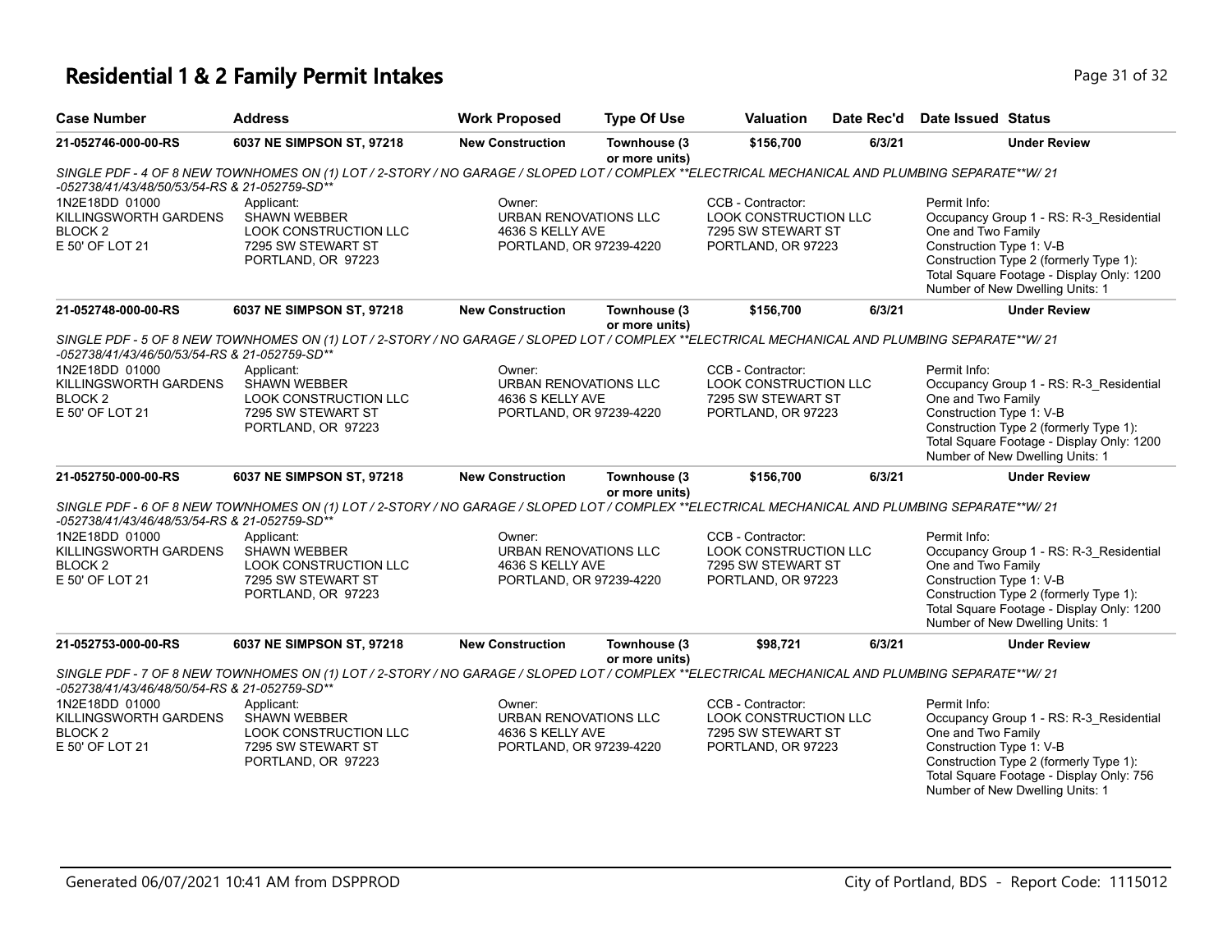# Residential 1 & 2 Family Permit Intakes

| Case Number | Address | Work Proposed | Type Of Use | Valuation | Date Rec'd | Date Issued | Status |
|---|---|---|---|---|---|---|---|
| 21-052746-000-00-RS | 6037 NE SIMPSON ST, 97218 | New Construction | Townhouse (3 or more units) | $156,700 | 6/3/21 | | Under Review |

*SINGLE PDF - 4 OF 8 NEW TOWNHOMES ON (1) LOT / 2-STORY / NO GARAGE / SLOPED LOT / COMPLEX **ELECTRICAL MECHANICAL AND PLUMBING SEPARATE**W/ 21 -052738/41/43/48/50/53/54-RS & 21-052759-SD***

1N2E18DD 01000
KILLINGSWORTH GARDENS
BLOCK 2
E 50' OF LOT 21

Applicant:
SHAWN WEBBER
LOOK CONSTRUCTION LLC
7295 SW STEWART ST
PORTLAND, OR 97223

Owner:
URBAN RENOVATIONS LLC
4636 S KELLY AVE
PORTLAND, OR 97239-4220

CCB - Contractor:
LOOK CONSTRUCTION LLC
7295 SW STEWART ST
PORTLAND, OR 97223

Permit Info:
Occupancy Group 1 - RS: R-3_Residential One and Two Family
Construction Type 1: V-B
Construction Type 2 (formerly Type 1):
Total Square Footage - Display Only: 1200
Number of New Dwelling Units: 1

| Case Number | Address | Work Proposed | Type Of Use | Valuation | Date Rec'd | Date Issued | Status |
|---|---|---|---|---|---|---|---|
| 21-052748-000-00-RS | 6037 NE SIMPSON ST, 97218 | New Construction | Townhouse (3 or more units) | $156,700 | 6/3/21 | | Under Review |

*SINGLE PDF - 5 OF 8 NEW TOWNHOMES ON (1) LOT / 2-STORY / NO GARAGE / SLOPED LOT / COMPLEX **ELECTRICAL MECHANICAL AND PLUMBING SEPARATE**W/ 21 -052738/41/43/46/50/53/54-RS & 21-052759-SD***

1N2E18DD 01000
KILLINGSWORTH GARDENS
BLOCK 2
E 50' OF LOT 21

Applicant:
SHAWN WEBBER
LOOK CONSTRUCTION LLC
7295 SW STEWART ST
PORTLAND, OR 97223

Owner:
URBAN RENOVATIONS LLC
4636 S KELLY AVE
PORTLAND, OR 97239-4220

CCB - Contractor:
LOOK CONSTRUCTION LLC
7295 SW STEWART ST
PORTLAND, OR 97223

Permit Info:
Occupancy Group 1 - RS: R-3_Residential One and Two Family
Construction Type 1: V-B
Construction Type 2 (formerly Type 1):
Total Square Footage - Display Only: 1200
Number of New Dwelling Units: 1

| Case Number | Address | Work Proposed | Type Of Use | Valuation | Date Rec'd | Date Issued | Status |
|---|---|---|---|---|---|---|---|
| 21-052750-000-00-RS | 6037 NE SIMPSON ST, 97218 | New Construction | Townhouse (3 or more units) | $156,700 | 6/3/21 | | Under Review |

*SINGLE PDF - 6 OF 8 NEW TOWNHOMES ON (1) LOT / 2-STORY / NO GARAGE / SLOPED LOT / COMPLEX **ELECTRICAL MECHANICAL AND PLUMBING SEPARATE**W/ 21 -052738/41/43/46/48/53/54-RS & 21-052759-SD***

1N2E18DD 01000
KILLINGSWORTH GARDENS
BLOCK 2
E 50' OF LOT 21

Applicant:
SHAWN WEBBER
LOOK CONSTRUCTION LLC
7295 SW STEWART ST
PORTLAND, OR 97223

Owner:
URBAN RENOVATIONS LLC
4636 S KELLY AVE
PORTLAND, OR 97239-4220

CCB - Contractor:
LOOK CONSTRUCTION LLC
7295 SW STEWART ST
PORTLAND, OR 97223

Permit Info:
Occupancy Group 1 - RS: R-3_Residential One and Two Family
Construction Type 1: V-B
Construction Type 2 (formerly Type 1):
Total Square Footage - Display Only: 1200
Number of New Dwelling Units: 1

| Case Number | Address | Work Proposed | Type Of Use | Valuation | Date Rec'd | Date Issued | Status |
|---|---|---|---|---|---|---|---|
| 21-052753-000-00-RS | 6037 NE SIMPSON ST, 97218 | New Construction | Townhouse (3 or more units) | $98,721 | 6/3/21 | | Under Review |

*SINGLE PDF - 7 OF 8 NEW TOWNHOMES ON (1) LOT / 2-STORY / NO GARAGE / SLOPED LOT / COMPLEX **ELECTRICAL MECHANICAL AND PLUMBING SEPARATE**W/ 21 -052738/41/43/46/48/50/54-RS & 21-052759-SD***

1N2E18DD 01000
KILLINGSWORTH GARDENS
BLOCK 2
E 50' OF LOT 21

Applicant:
SHAWN WEBBER
LOOK CONSTRUCTION LLC
7295 SW STEWART ST
PORTLAND, OR 97223

Owner:
URBAN RENOVATIONS LLC
4636 S KELLY AVE
PORTLAND, OR 97239-4220

CCB - Contractor:
LOOK CONSTRUCTION LLC
7295 SW STEWART ST
PORTLAND, OR 97223

Permit Info:
Occupancy Group 1 - RS: R-3_Residential One and Two Family
Construction Type 1: V-B
Construction Type 2 (formerly Type 1):
Total Square Footage - Display Only: 756
Number of New Dwelling Units: 1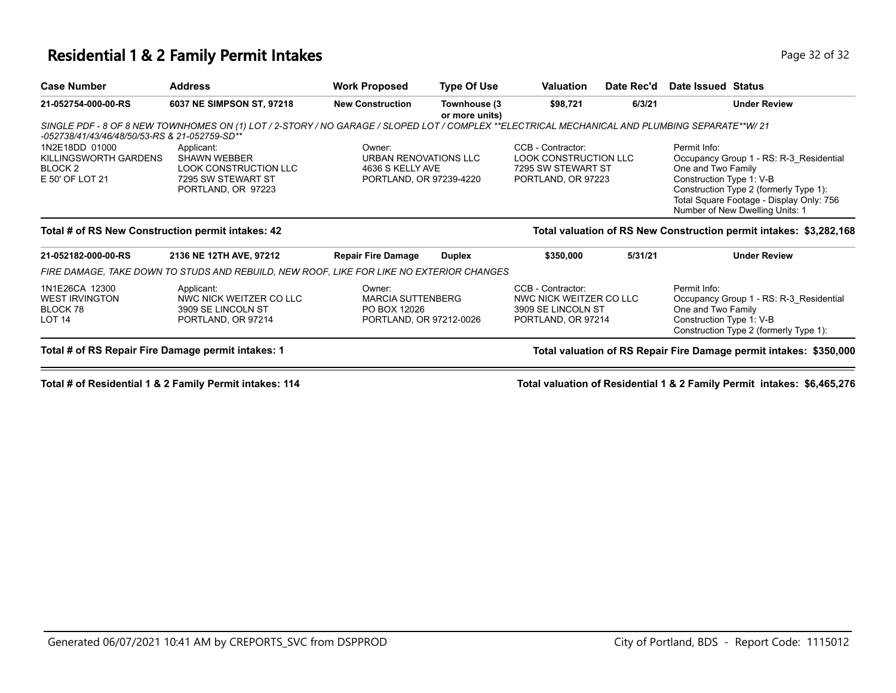# Residential 1 & 2 Family Permit Intakes

| Case Number | Address | Work Proposed | Type Of Use | Valuation | Date Rec'd | Date Issued | Status |
|---|---|---|---|---|---|---|---|
| 21-052754-000-00-RS | 6037 NE SIMPSON ST, 97218 | New Construction | Townhouse (3 or more units) | $98,721 | 6/3/21 | | Under Review |

*SINGLE PDF - 8 OF 8 NEW TOWNHOMES ON (1) LOT / 2-STORY / NO GARAGE / SLOPED LOT / COMPLEX **ELECTRICAL MECHANICAL AND PLUMBING SEPARATE**W/ 21 -052738/41/43/46/48/50/53-RS & 21-052759-SD***

| | | | | |
|---|---|---|---|---|
| 1N2E18DD 01000<br>KILLINGSWORTH GARDENS<br>BLOCK 2<br>E 50' OF LOT 21 | Applicant:<br>SHAWN WEBBER<br>LOOK CONSTRUCTION LLC<br>7295 SW STEWART ST<br>PORTLAND, OR 97223 | Owner:<br>URBAN RENOVATIONS LLC<br>4636 S KELLY AVE<br>PORTLAND, OR 97239-4220 | CCB - Contractor:<br>LOOK CONSTRUCTION LLC<br>7295 SW STEWART ST<br>PORTLAND, OR 97223 | Permit Info:<br>Occupancy Group 1 - RS: R-3_Residential One and Two Family<br>Construction Type 1: V-B<br>Construction Type 2 (formerly Type 1):<br>Total Square Footage - Display Only: 756<br>Number of New Dwelling Units: 1 |

**Total # of RS New Construction permit intakes: 42**

**Total valuation of RS New Construction permit intakes: $3,282,168**

| Case Number | Address | Work Proposed | Type Of Use | Valuation | Date Rec'd | Date Issued | Status |
|---|---|---|---|---|---|---|---|
| 21-052182-000-00-RS | 2136 NE 12TH AVE, 97212 | Repair Fire Damage | Duplex | $350,000 | 5/31/21 | | Under Review |

*FIRE DAMAGE, TAKE DOWN TO STUDS AND REBUILD, NEW ROOF, LIKE FOR LIKE NO EXTERIOR CHANGES*

| | | | | |
|---|---|---|---|---|
| 1N1E26CA 12300<br>WEST IRVINGTON<br>BLOCK 78<br>LOT 14 | Applicant:<br>NWC NICK WEITZER CO LLC<br>3909 SE LINCOLN ST<br>PORTLAND, OR 97214 | Owner:<br>MARCIA SUTTENBERG<br>PO BOX 12026<br>PORTLAND, OR 97212-0026 | CCB - Contractor:<br>NWC NICK WEITZER CO LLC<br>3909 SE LINCOLN ST<br>PORTLAND, OR 97214 | Permit Info:<br>Occupancy Group 1 - RS: R-3_Residential One and Two Family<br>Construction Type 1: V-B<br>Construction Type 2 (formerly Type 1): |

**Total # of RS Repair Fire Damage permit intakes: 1**

**Total valuation of RS Repair Fire Damage permit intakes: $350,000**

**Total # of Residential 1 & 2 Family Permit intakes: 114**

**Total valuation of Residential 1 & 2 Family Permit intakes: $6,465,276**

Generated 06/07/2021 10:41 AM by CREPORTS_SVC from DSPPROD

City of Portland, BDS - Report Code: 1115012